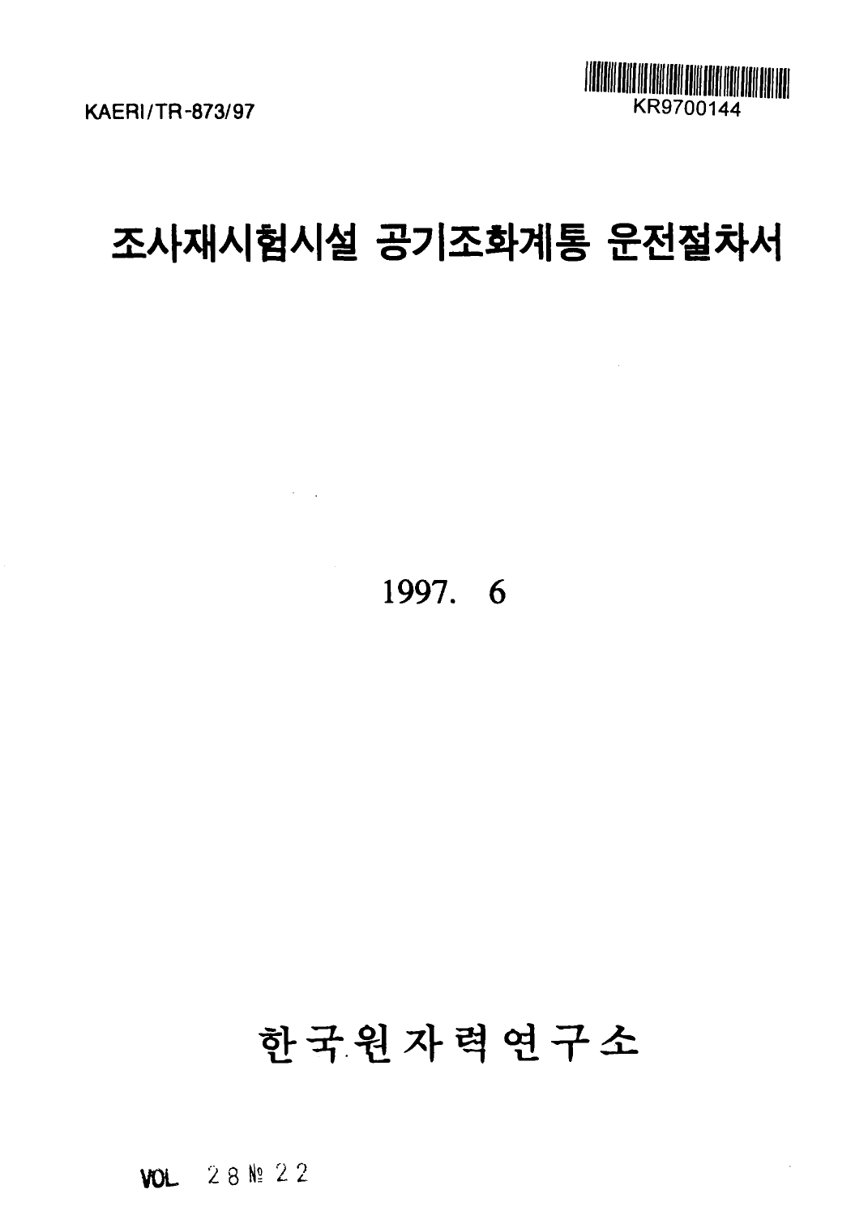KAERI/TR-873/97

KR9700144

# 조사재시험시설 공기조화계통 운전절차서

1997. 6

한국원자력연구소

VOL 28 № 22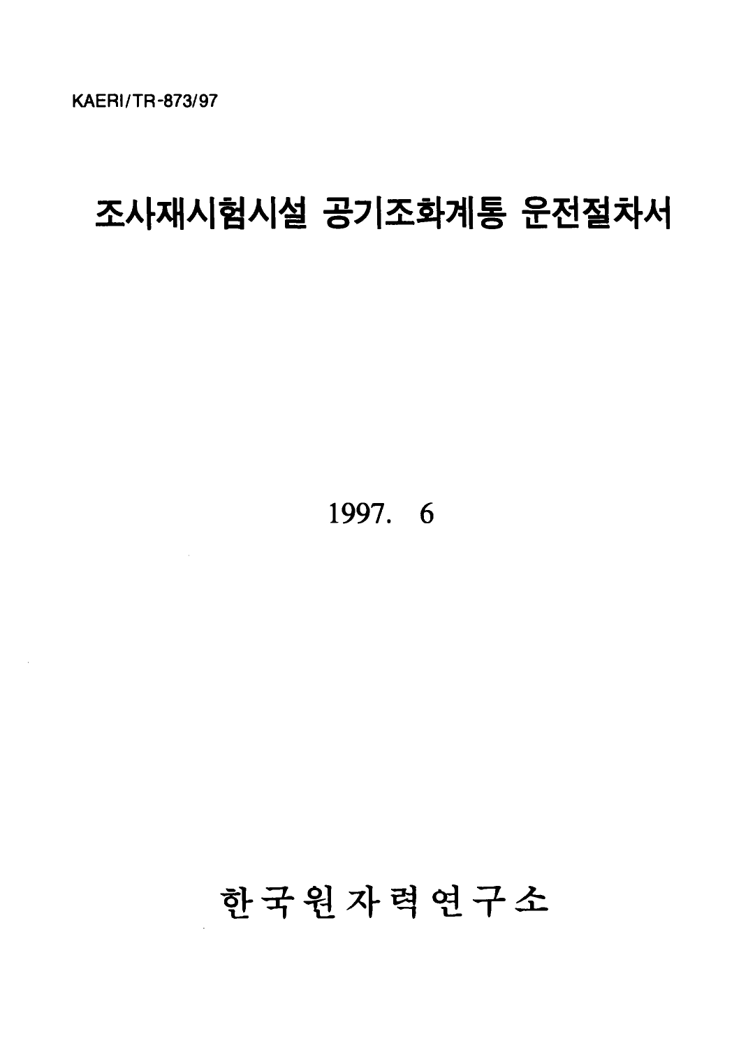KAERI/TR-873/97

# 조사재시험시설 공기조화계통 운전절차서

1997. 6

한국원자력연구소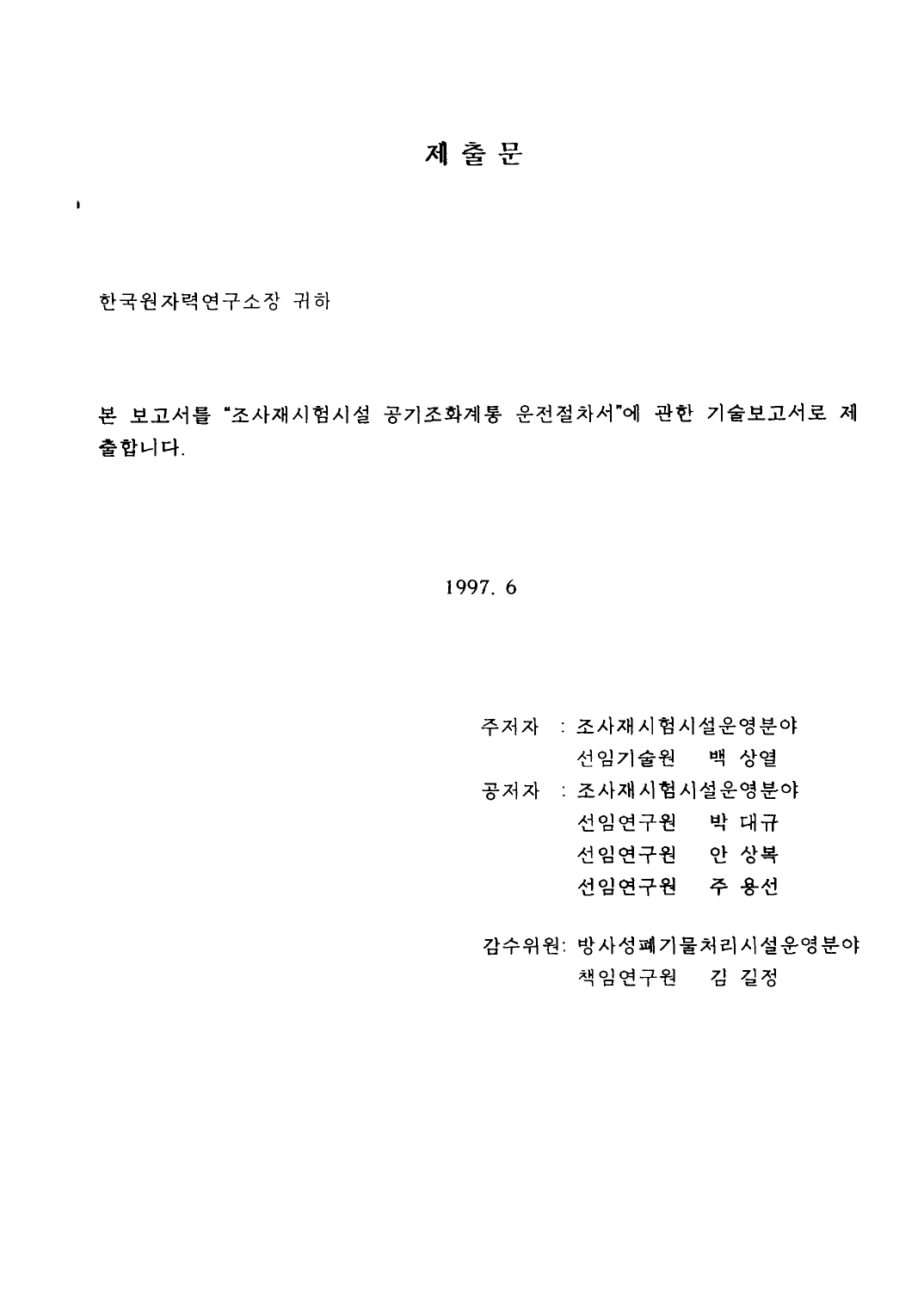# 제 출 문

한국원자력연구소장 귀하

**본 보고서를 "조사재시험시설 공기조화계통 운전절차서"에 관한 기술보고서로 제출합니다.**

1997. 6

주저자 : 조사재시험시설운영분야
　　　　선임기술원　　백 상열

공저자 : 조사재시험시설운영분야
　　　　선임연구원　　박 대규
　　　　선임연구원　　안 상복
　　　　선임연구원　　주 용선

감수위원: 방사성폐기물처리시설운영분야
　　　　책임연구원　　김 길정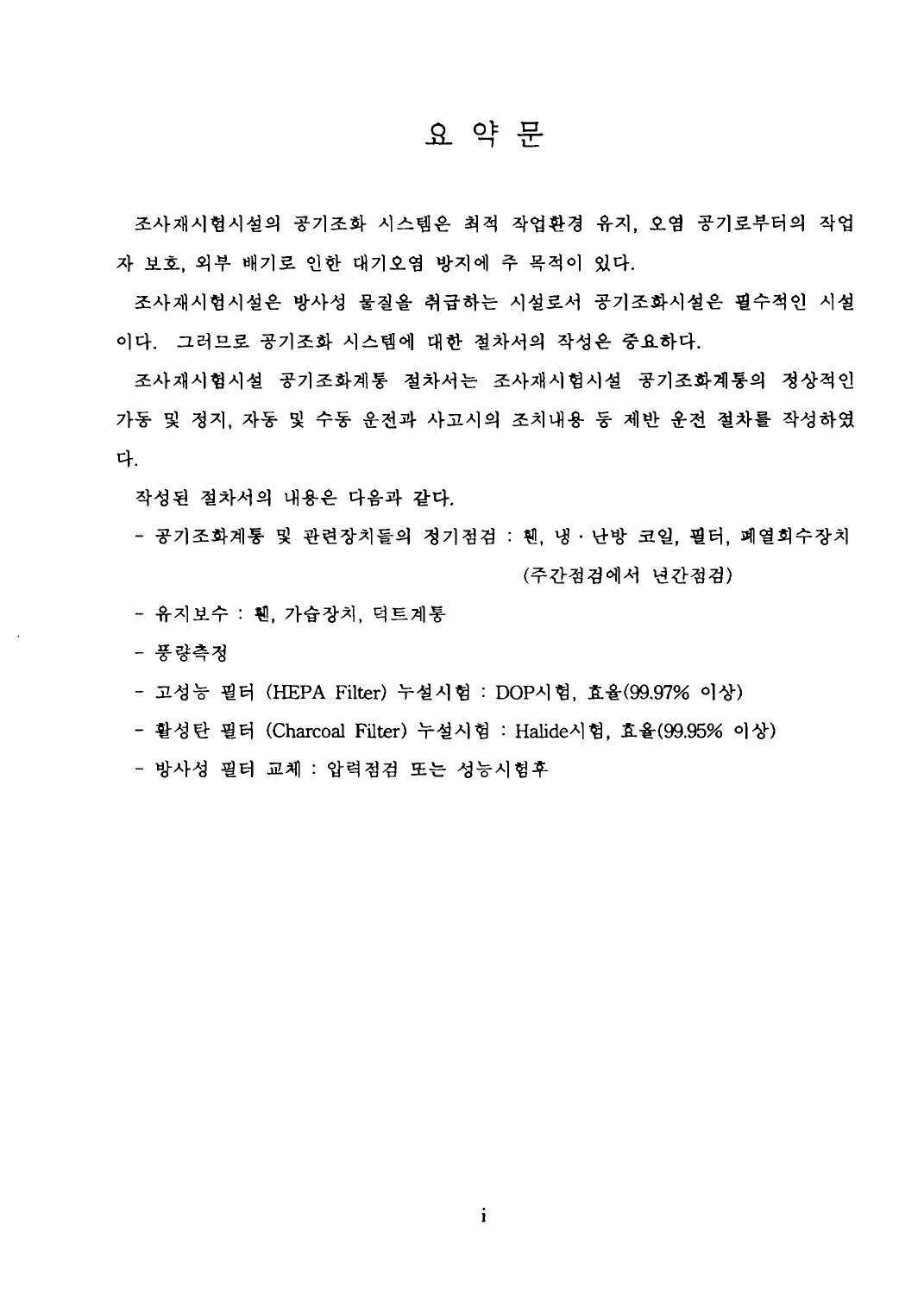# 요 약 문

조사재시험시설의 공기조화 시스템은 최적 작업환경 유지, 오염 공기로부터의 작업자 보호, 외부 배기로 인한 대기오염 방지에 주 목적이 있다.

조사재시험시설은 방사성 물질을 취급하는 시설로서 공기조화시설은 필수적인 시설이다. 그러므로 공기조화 시스템에 대한 절차서의 작성은 중요하다.

조사재시험시설 공기조화계통 절차서는 조사재시험시설 공기조화계통의 정상적인 가동 및 정지, 자동 및 수동 운전과 사고시의 조치내용 등 제반 운전 절차를 작성하였다.

작성된 절차서의 내용은 다음과 같다.

- 공기조화계통 및 관련장치들의 정기점검 : 휀, 냉·난방 코일, 필터, 폐열회수장치 (주간점검에서 년간점검)
- 유지보수 : 휀, 가습장치, 덕트계통
- 풍량측정
- 고성능 필터 (HEPA Filter) 누설시험 : DOP시험, 효율(99.97% 이상)
- 활성탄 필터 (Charcoal Filter) 누설시험 : Halide시험, 효율(99.95% 이상)
- 방사성 필터 교체 : 압력점검 또는 성능시험후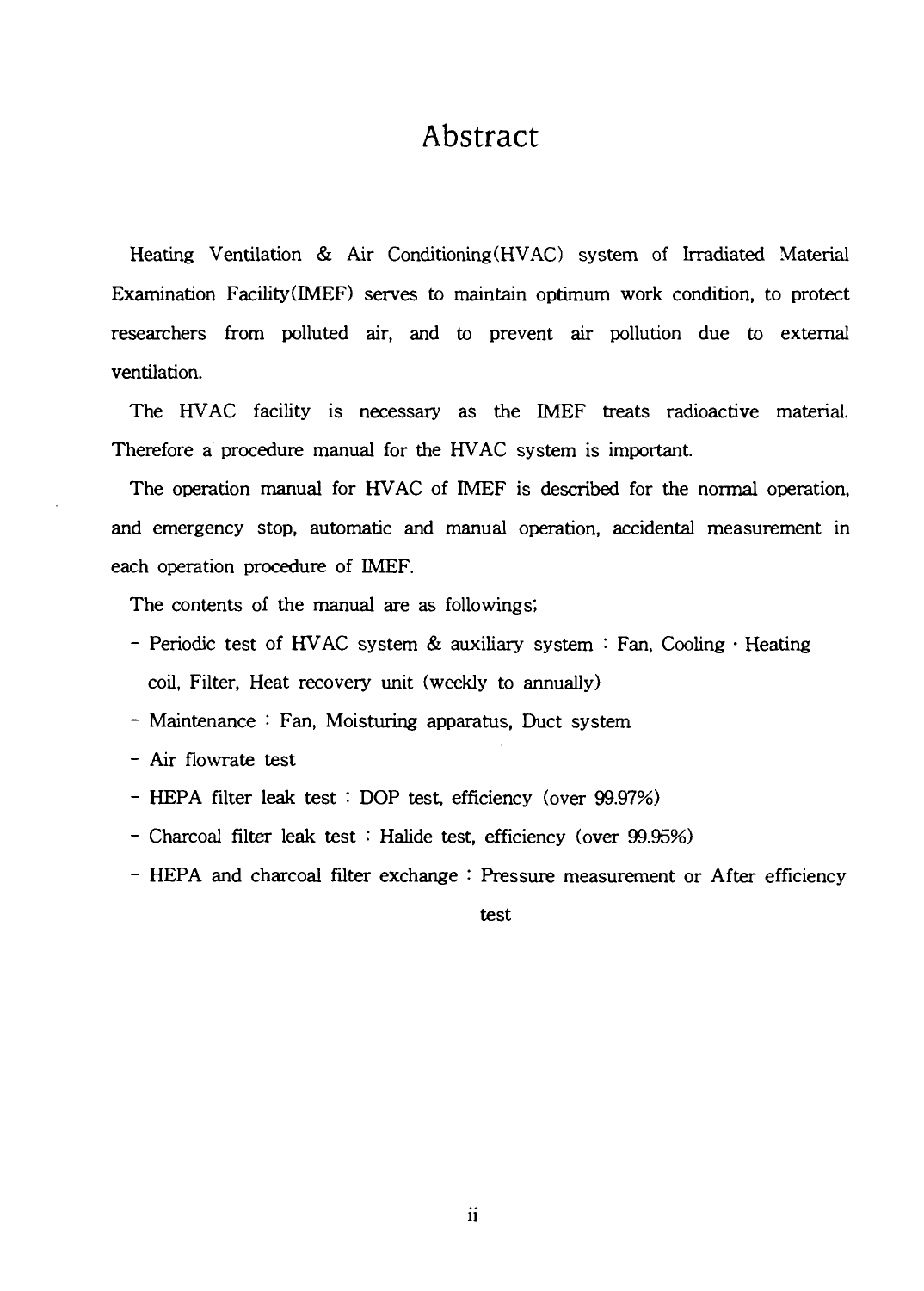# Abstract

Heating Ventilation & Air Conditioning(HVAC) system of Irradiated Material Examination Facility(IMEF) serves to maintain optimum work condition, to protect researchers from polluted air, and to prevent air pollution due to external ventilation.

The HVAC facility is necessary as the IMEF treats radioactive material. Therefore a procedure manual for the HVAC system is important.

The operation manual for HVAC of IMEF is described for the normal operation, and emergency stop, automatic and manual operation, accidental measurement in each operation procedure of IMEF.

The contents of the manual are as followings;

- Periodic test of HVAC system & auxiliary system : Fan, Cooling · Heating coil, Filter, Heat recovery unit (weekly to annually)
- Maintenance : Fan, Moisturing apparatus, Duct system
- Air flowrate test
- HEPA filter leak test : DOP test, efficiency (over 99.97%)
- Charcoal filter leak test : Halide test, efficiency (over 99.95%)
- HEPA and charcoal filter exchange : Pressure measurement or After efficiency test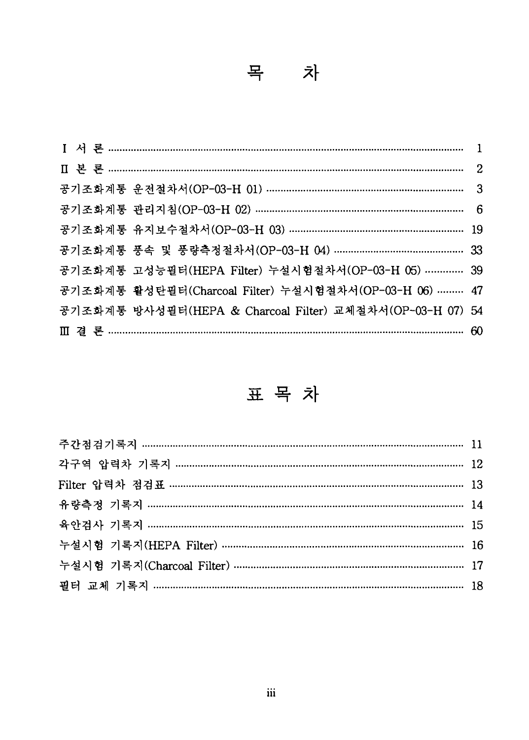# 목 차

| | |
|---|---|
| I 서 론 | 1 |
| II 본 론 | 2 |
| 공기조화계통 운전절차서(OP-03-H 01) | 3 |
| 공기조화계통 관리지침(OP-03-H 02) | 6 |
| 공기조화계통 유지보수절차서(OP-03-H 03) | 19 |
| 공기조화계통 풍속 및 풍량측정절차서(OP-03-H 04) | 33 |
| 공기조화계통 고성능필터(HEPA Filter) 누설시험절차서(OP-03-H 05) | 39 |
| 공기조화계통 활성탄필터(Charcoal Filter) 누설시험절차서(OP-03-H 06) | 47 |
| 공기조화계통 방사성필터(HEPA & Charcoal Filter) 교체절차서(OP-03-H 07) | 54 |
| III 결 론 | 60 |

# 표 목 차

| | |
|---|---|
| 주간점검기록지 | 11 |
| 각구역 압력차 기록지 | 12 |
| Filter 압력차 점검표 | 13 |
| 유량측정 기록지 | 14 |
| 육안검사 기록지 | 15 |
| 누설시험 기록지(HEPA Filter) | 16 |
| 누설시험 기록지(Charcoal Filter) | 17 |
| 필터 교체 기록지 | 18 |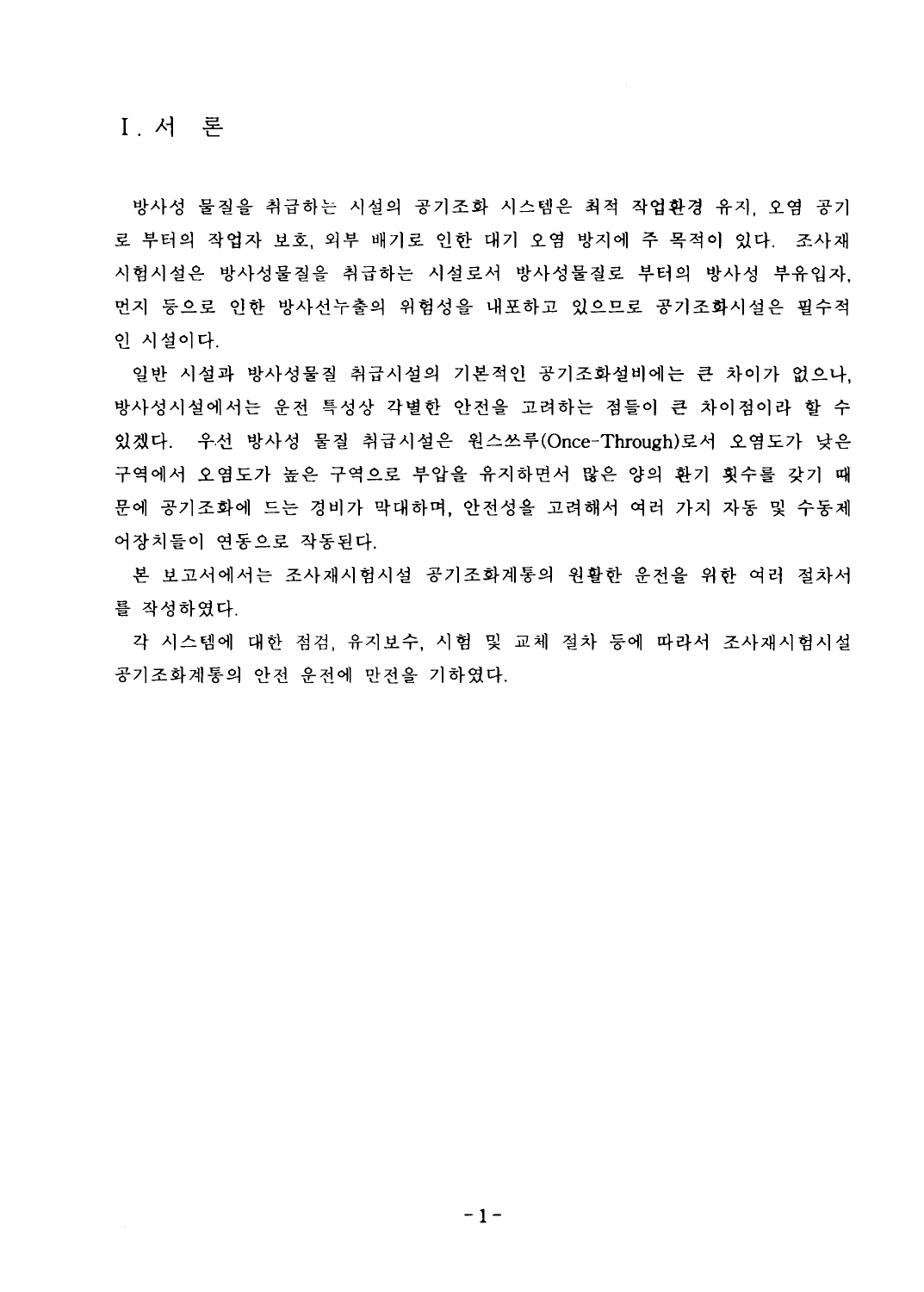# Ⅰ. 서 론

방사성 물질을 취급하는 시설의 공기조화 시스템은 최적 작업환경 유지, 오염 공기로 부터의 작업자 보호, 외부 배기로 인한 대기 오염 방지에 주 목적이 있다. 조사재 시험시설은 방사성물질을 취급하는 시설로서 방사성물질로 부터의 방사성 부유입자, 먼지 등으로 인한 방사선누출의 위험성을 내포하고 있으므로 공기조화시설은 필수적인 시설이다.

일반 시설과 방사성물질 취급시설의 기본적인 공기조화설비에는 큰 차이가 없으나, 방사성시설에서는 운전 특성상 각별한 안전을 고려하는 점들이 큰 차이점이라 할 수 있겠다. 우선 방사성 물질 취급시설은 원스쓰루(Once-Through)로서 오염도가 낮은 구역에서 오염도가 높은 구역으로 부압을 유지하면서 많은 양의 환기 횟수를 갖기 때문에 공기조화에 드는 경비가 막대하며, 안전성을 고려해서 여러 가지 자동 및 수동제어장치들이 연동으로 작동된다.

본 보고서에서는 조사재시험시설 공기조화계통의 원활한 운전을 위한 여러 절차서를 작성하였다.

각 시스템에 대한 점검, 유지보수, 시험 및 교체 절차 등에 따라서 조사재시험시설 공기조화계통의 안전 운전에 만전을 기하였다.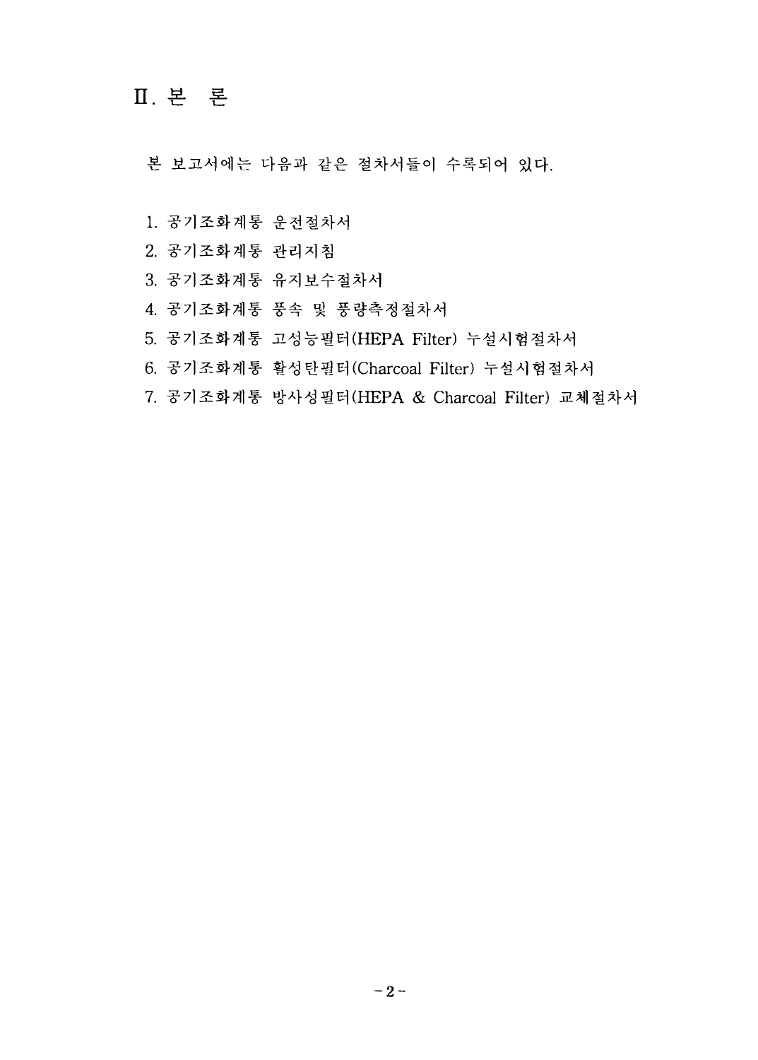# Ⅱ. 본　론

본 보고서에는 다음과 같은 절차서들이 수록되어 있다.

1. 공기조화계통 운전절차서
2. 공기조화계통 관리지침
3. 공기조화계통 유지보수절차서
4. 공기조화계통 풍속 및 풍량측정절차서
5. 공기조화계통 고성능필터(HEPA Filter) 누설시험절차서
6. 공기조화계통 활성탄필터(Charcoal Filter) 누설시험절차서
7. 공기조화계통 방사성필터(HEPA & Charcoal Filter) 교체절차서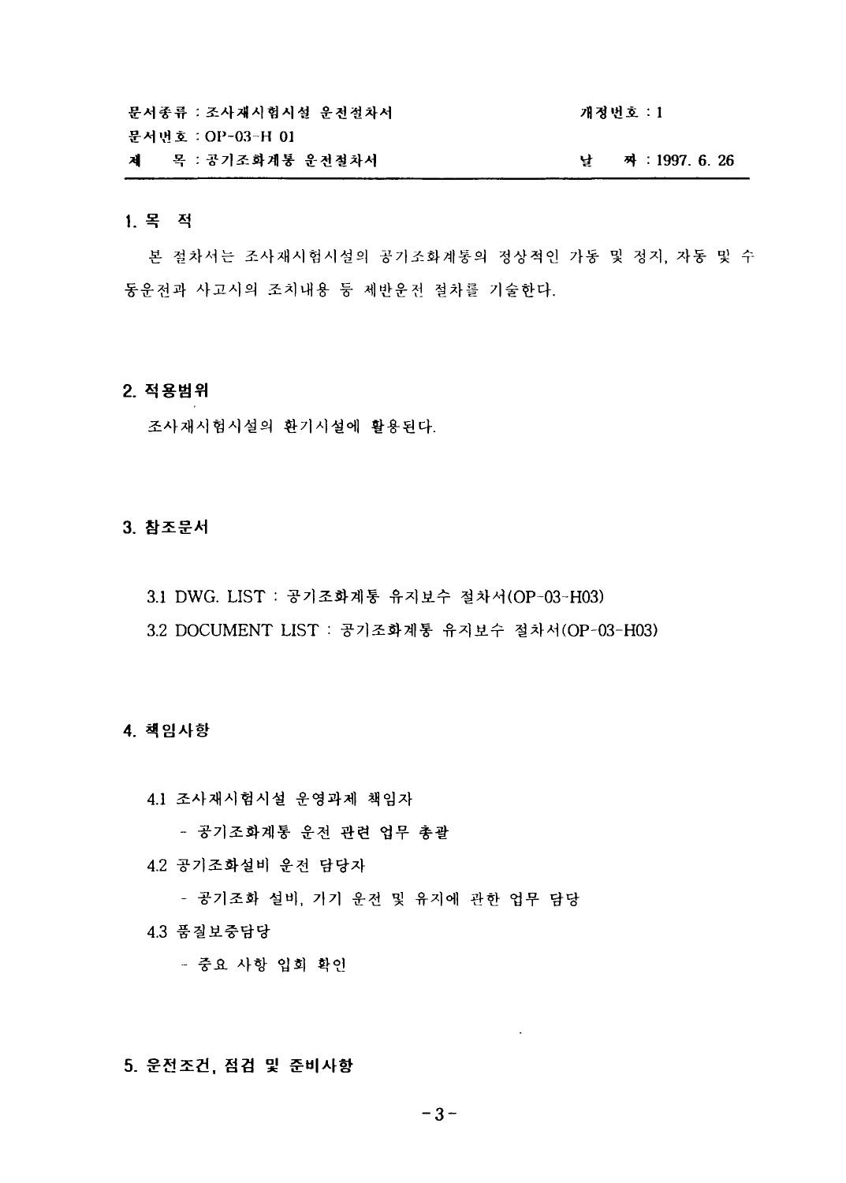| 문서종류 : 조사재시험시설 운전절차서 | 개정번호 : 1 |
| --- | --- |
| 문서번호 : OP-03-H 01 | |
| 제 목 : 공기조화계통 운전절차서 | 날 짜 : 1997. 6. 26 |

## 1. 목 적

본 절차서는 조사재시험시설의 공기조화계통의 정상적인 가동 및 정지, 자동 및 수동운전과 사고시의 조치내용 등 제반운전 절차를 기술한다.

## 2. 적용범위

조사재시험시설의 환기시설에 활용된다.

## 3. 참조문서

3.1 DWG. LIST : 공기조화계통 유지보수 절차서(OP-03-H03)

3.2 DOCUMENT LIST : 공기조화계통 유지보수 절차서(OP-03-H03)

## 4. 책임사항

4.1 조사재시험시설 운영과제 책임자

- 공기조화계통 운전 관련 업무 총괄

4.2 공기조화설비 운전 담당자

- 공기조화 설비, 기기 운전 및 유지에 관한 업무 담당

4.3 품질보증담당

- 중요 사항 입회 확인

## 5. 운전조건, 점검 및 준비사항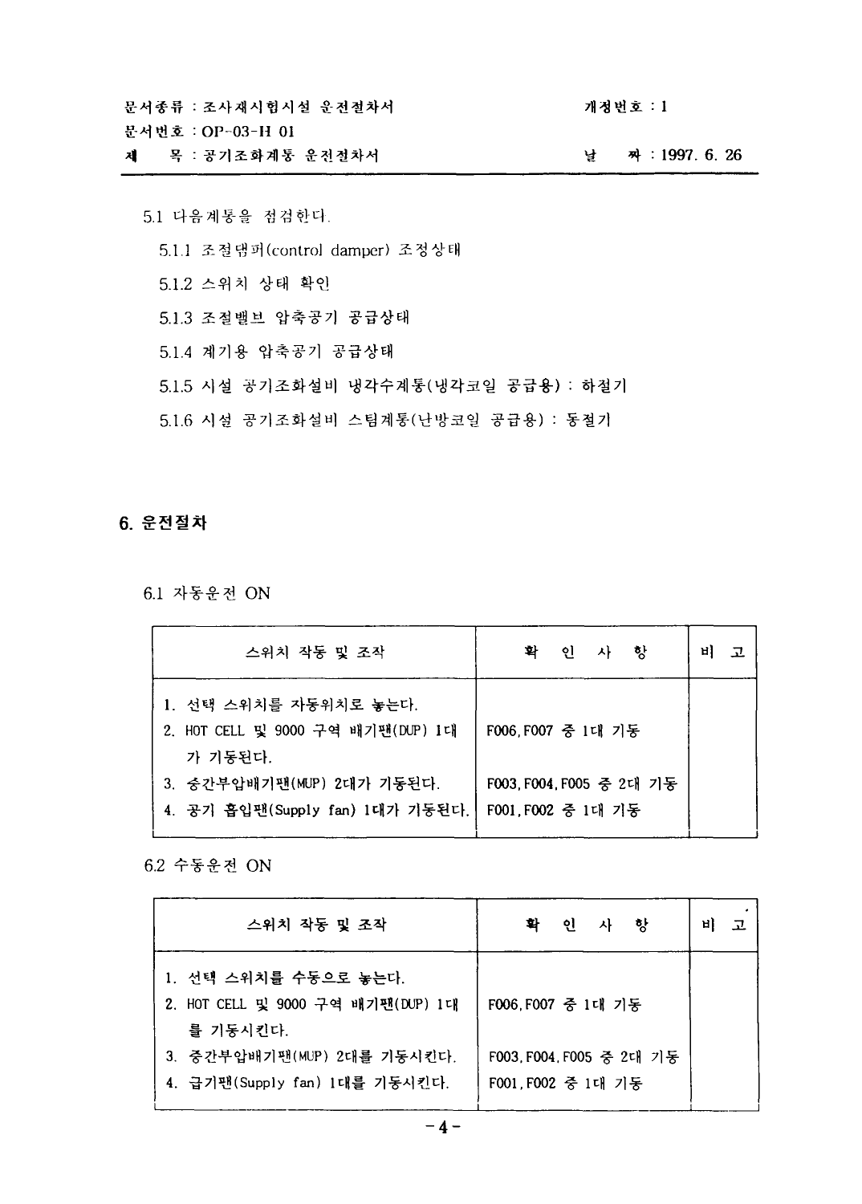5.1 다음계통을 점검한다.

5.1.1 조절댐퍼(control damper) 조정상태

5.1.2 스위치 상태 확인

5.1.3 조절밸브 압축공기 공급상태

5.1.4 계기용 압축공기 공급상태

5.1.5 시설 공기조화설비 냉각수계통(냉각코일 공급용) : 하절기

5.1.6 시설 공기조화설비 스팀계통(난방코일 공급용) : 동절기

## 6. 운전절차

6.1 자동운전 ON

| 스위치 작동 및 조작 | 확 인 사 항 | 비 고 |
|---|---|---|
| 1. 선택 스위치를 자동위치로 놓는다. | | |
| 2. HOT CELL 및 9000 구역 배기팬(DUP) 1대가 기동된다. | F006, F007 중 1대 기동 | |
| 3. 중간부압배기팬(MUP) 2대가 기동된다. | F003, F004, F005 중 2대 기동 | |
| 4. 공기 흡입팬(Supply fan) 1대가 기동된다. | F001, F002 중 1대 기동 | |

6.2 수동운전 ON

| 스위치 작동 및 조작 | 확 인 사 항 | 비 고 |
|---|---|---|
| 1. 선택 스위치를 수동으로 놓는다. | | |
| 2. HOT CELL 및 9000 구역 배기팬(DUP) 1대를 기동시킨다. | F006, F007 중 1대 기동 | |
| 3. 중간부압배기팬(MUP) 2대를 기동시킨다. | F003, F004, F005 중 2대 기동 | |
| 4. 급기팬(Supply fan) 1대를 기동시킨다. | F001, F002 중 1대 기동 | |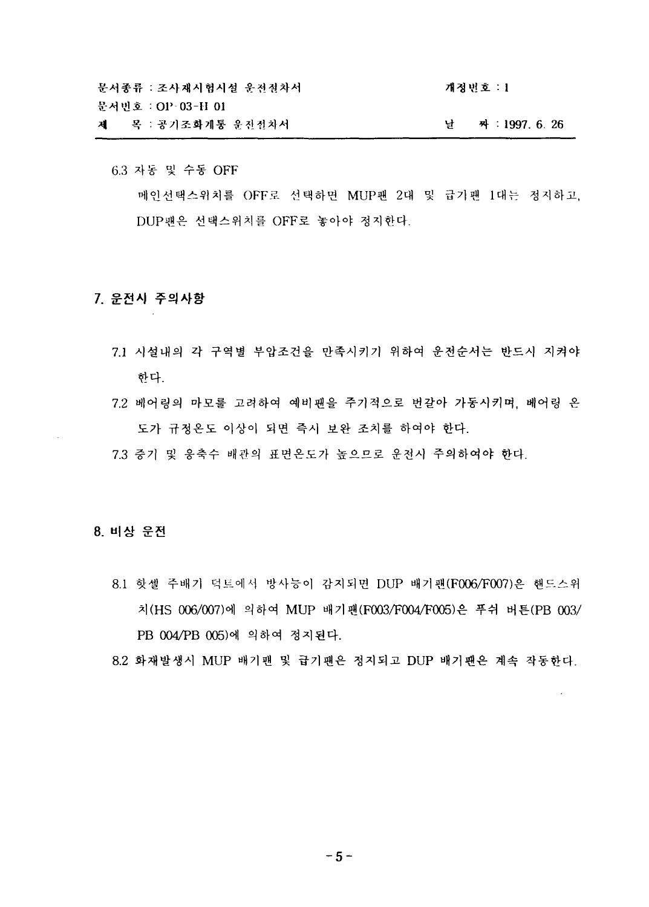6.3 자동 및 수동 OFF

메인선택스위치를 OFF로 선택하면 MUP팬 2대 및 급기팬 1대는 정지하고, DUP팬은 선택스위치를 OFF로 놓아야 정지한다.

## 7. 운전시 주의사항

7.1 시설내의 각 구역별 부압조건을 만족시키기 위하여 운전순서는 반드시 지켜야 한다.

7.2 베어링의 마모를 고려하여 예비팬을 주기적으로 번갈아 가동시키며, 베어링 온도가 규정온도 이상이 되면 즉시 보완 조치를 하여야 한다.

7.3 증기 및 응축수 배관의 표면온도가 높으므로 운전시 주의하여야 한다.

## 8. 비상 운전

8.1 핫셀 주배기 덕트에서 방사능이 감지되면 DUP 배기팬(F006/F007)은 핸드스위치(HS 006/007)에 의하여 MUP 배기팬(F003/F004/F005)은 푸쉬 버튼(PB 003/PB 004/PB 005)에 의하여 정지된다.

8.2 화재발생시 MUP 배기팬 및 급기팬은 정지되고 DUP 배기팬은 계속 작동한다.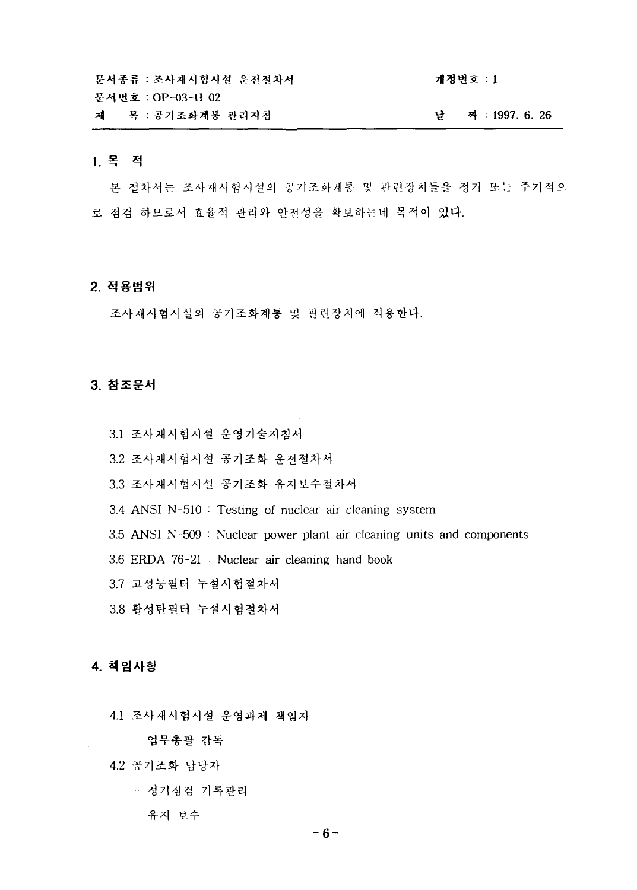문서종류 : 조사재시험시설 운전절차서　　　　　　　　　개정번호 : 1
문서번호 : OP-03-H 02
제　　목 : 공기조화계통 관리지침　　　　　　　　　　　날　　짜 : 1997. 6. 26

## 1. 목 적

본 절차서는 조사재시험시설의 공기조화계통 및 관련장치들을 정기 또는 주기적으로 점검 하므로서 효율적 관리와 안전성을 확보하는데 목적이 있다.

## 2. 적용범위

조사재시험시설의 공기조화계통 및 관련장치에 적용한다.

## 3. 참조문서

3.1 조사재시험시설 운영기술지침서

3.2 조사재시험시설 공기조화 운전절차서

3.3 조사재시험시설 공기조화 유지보수절차서

3.4 ANSI N-510 : Testing of nuclear air cleaning system

3.5 ANSI N-509 : Nuclear power plant air cleaning units and components

3.6 ERDA 76-21 : Nuclear air cleaning hand book

3.7 고성능필터 누설시험절차서

3.8 활성탄필터 누설시험절차서

## 4. 책임사항

4.1 조사재시험시설 운영과제 책임자

- 업무총괄 감독

4.2 공기조화 담당자

- 정기점검 기록관리
- 유지 보수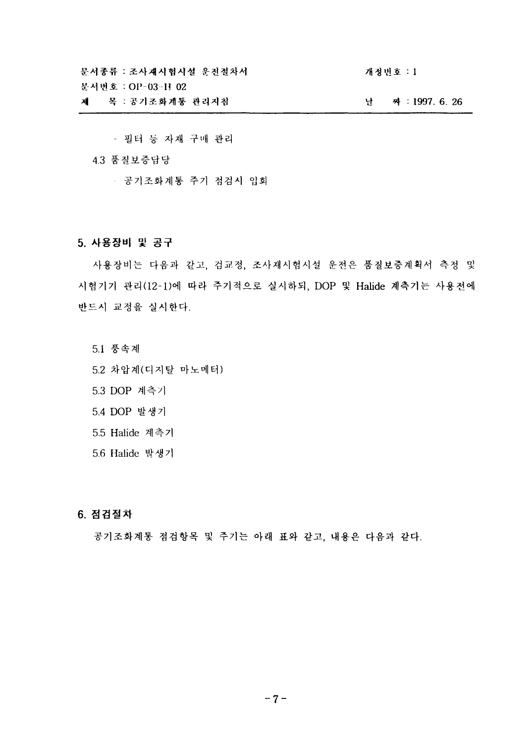- 필터 등 자재 구매 관리

4.3 품질보증담당

- 공기조화계통 주기 점검시 입회

## 5. 사용장비 및 공구

사용장비는 다음과 같고, 검교정, 조사재시험시설 운전은 품질보증계획서 측정 및 시험기기 관리(12-1)에 따라 주기적으로 실시하되, DOP 및 Halide 계측기는 사용전에 반드시 교정을 실시한다.

5.1 풍속계

5.2 차압계(디지탈 마노메터)

5.3 DOP 계측기

5.4 DOP 발생기

5.5 Halide 계측기

5.6 Halide 발생기

## 6. 점검절차

공기조화계통 점검항목 및 주기는 아래 표와 같고, 내용은 다음과 같다.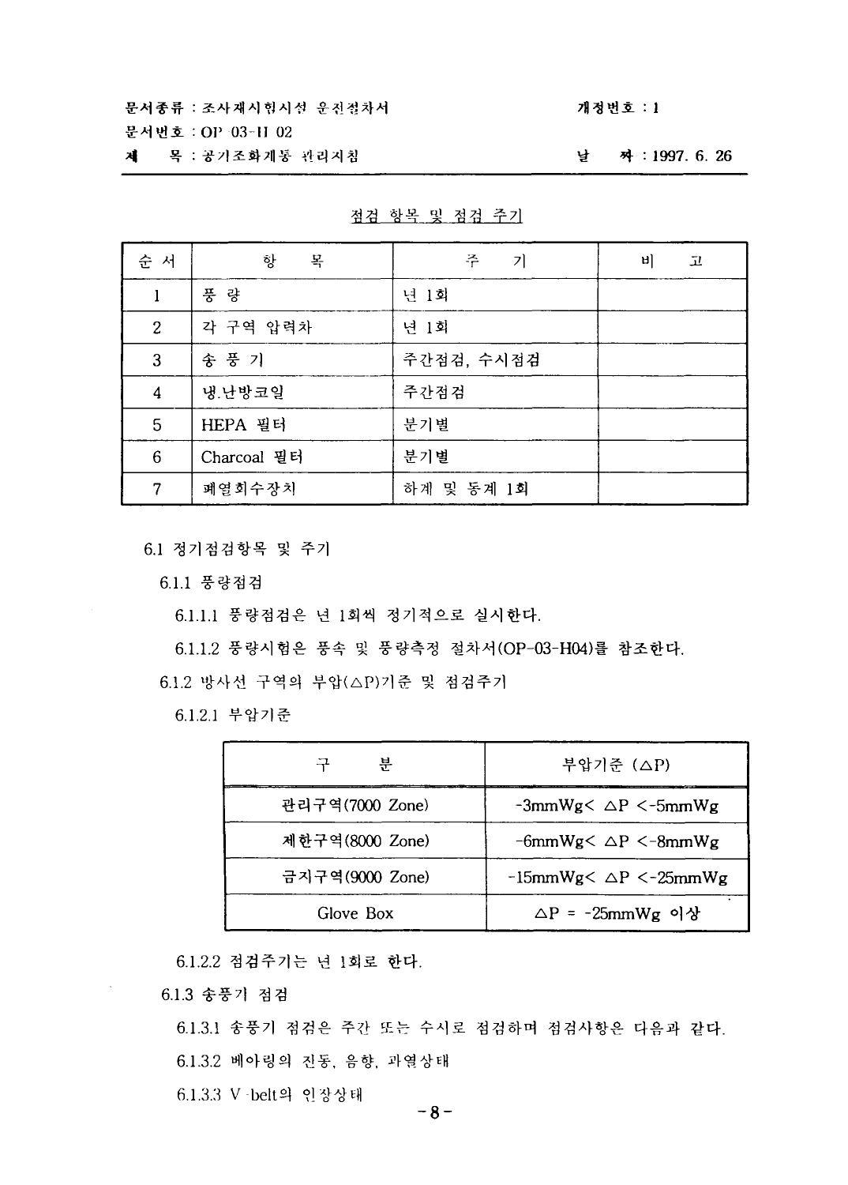<u>점검 항목 및 점검 주기</u>

| 순 서 | 항 목 | 주 기 | 비 고 |
|---|---|---|---|
| 1 | 풍 량 | 년 1회 | |
| 2 | 각 구역 압력차 | 년 1회 | |
| 3 | 송 풍 기 | 주간점검, 수시점검 | |
| 4 | 냉.난방코일 | 주간점검 | |
| 5 | HEPA 필터 | 분기별 | |
| 6 | Charcoal 필터 | 분기별 | |
| 7 | 폐열회수장치 | 하계 및 동계 1회 | |

6.1 정기점검항목 및 주기

6.1.1 풍량점검

6.1.1.1 풍량점검은 년 1회씩 정기적으로 실시한다.

6.1.1.2 풍량시험은 풍속 및 풍량측정 절차서(OP-03-H04)를 참조한다.

6.1.2 방사선 구역의 부압(△P)기준 및 점검주기

6.1.2.1 부압기준

| 구 분 | 부압기준 (△P) |
|---|---|
| 관리구역(7000 Zone) | -3mmWg< △P <-5mmWg |
| 제한구역(8000 Zone) | -6mmWg< △P <-8mmWg |
| 금지구역(9000 Zone) | -15mmWg< △P <-25mmWg |
| Glove Box | △P = -25mmWg 이상 |

6.1.2.2 점검주기는 년 1회로 한다.

6.1.3 송풍기 점검

6.1.3.1 송풍기 점검은 주간 또는 수시로 점검하며 점검사항은 다음과 같다.

6.1.3.2 베아링의 진동, 음향, 과열상태

6.1.3.3 V-belt의 인장상태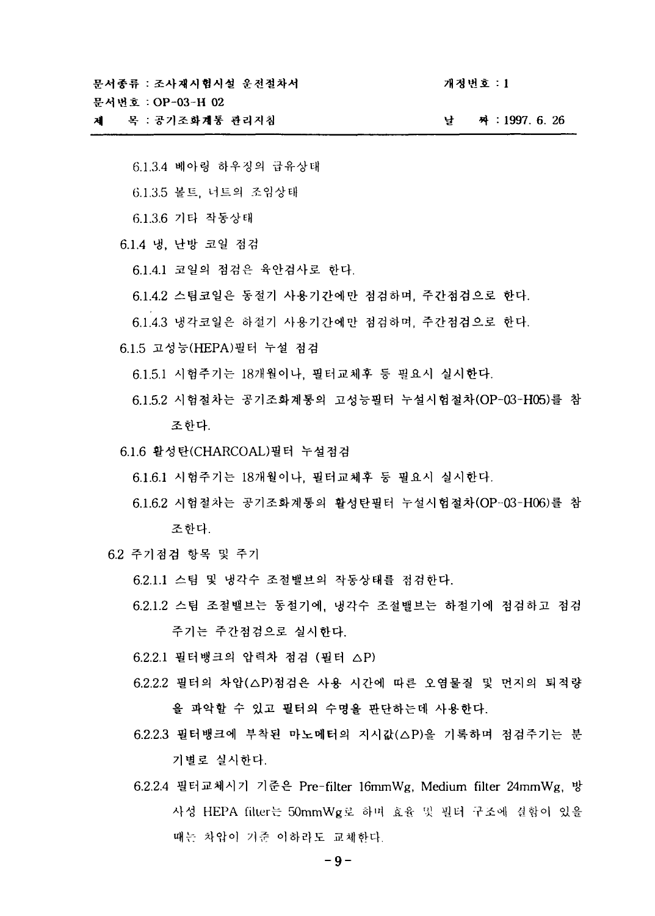6.1.3.4 베아링 하우징의 급유상태

6.1.3.5 볼트, 너트의 조임상태

6.1.3.6 기타 작동상태

6.1.4 냉, 난방 코일 점검

6.1.4.1 코일의 점검은 육안검사로 한다.

6.1.4.2 스팀코일은 동절기 사용기간에만 점검하며, 주간점검으로 한다.

6.1.4.3 냉각코일은 하절기 사용기간에만 점검하며, 주간점검으로 한다.

6.1.5 고성능(HEPA)필터 누설 점검

6.1.5.1 시험주기는 18개월이나, 필터교체후 등 필요시 실시한다.

6.1.5.2 시험절차는 공기조화계통의 고성능필터 누설시험절차(OP-03-H05)를 참조한다.

6.1.6 활성탄(CHARCOAL)필터 누설점검

6.1.6.1 시험주기는 18개월이나, 필터교체후 등 필요시 실시한다.

6.1.6.2 시험절차는 공기조화계통의 활성탄필터 누설시험절차(OP-03-H06)를 참조한다.

6.2 주기점검 항목 및 주기

6.2.1.1 스팀 및 냉각수 조절밸브의 작동상태를 점검한다.

6.2.1.2 스팀 조절밸브는 동절기에, 냉각수 조절밸브는 하절기에 점검하고 점검주기는 주간점검으로 실시한다.

6.2.2.1 필터뱅크의 압력차 점검 (필터 △P)

6.2.2.2 필터의 차압(△P)점검은 사용 시간에 따른 오염물질 및 먼지의 퇴적량을 파악할 수 있고 필터의 수명을 판단하는데 사용한다.

6.2.2.3 필터뱅크에 부착된 마노메터의 지시값(△P)을 기록하며 점검주기는 분기별로 실시한다.

6.2.2.4 필터교체시기 기준은 Pre-filter 16mmWg, Medium filter 24mmWg, 방사성 HEPA filter는 50mmWg로 하며 효율 및 필터 구조에 결함이 있을 때는 차압이 기준 이하라도 교체한다.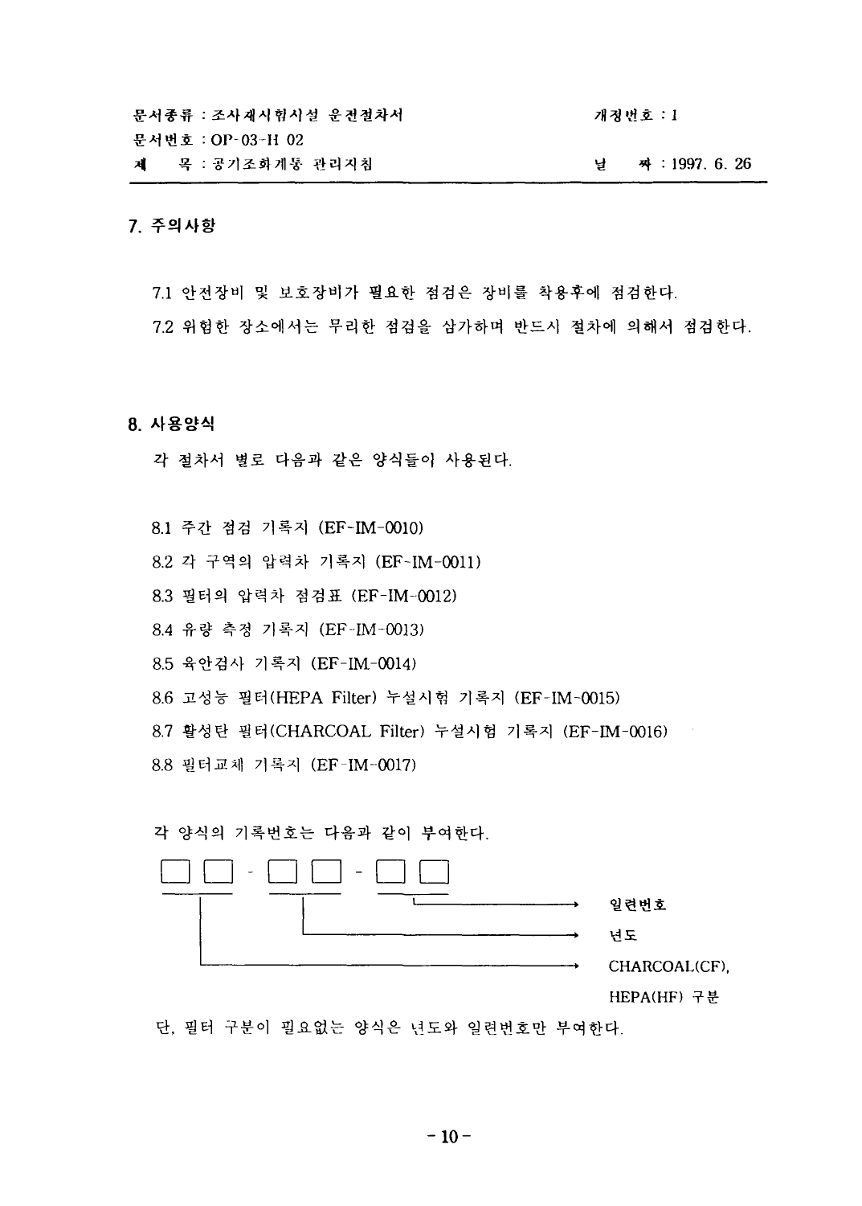## 7. 주의사항

7.1 안전장비 및 보호장비가 필요한 점검은 장비를 착용후에 점검한다.

7.2 위험한 장소에서는 무리한 점검을 삼가하며 반드시 절차에 의해서 점검한다.

## 8. 사용양식

각 절차서 별로 다음과 같은 양식들이 사용된다.

8.1 주간 점검 기록지 (EF-IM-0010)

8.2 각 구역의 압력차 기록지 (EF-IM-0011)

8.3 필터의 압력차 점검표 (EF-IM-0012)

8.4 유량 측정 기록지 (EF-IM-0013)

8.5 육안검사 기록지 (EF-IM-0014)

8.6 고성능 필터(HEPA Filter) 누설시험 기록지 (EF-IM-0015)

8.7 활성탄 필터(CHARCOAL Filter) 누설시험 기록지 (EF-IM-0016)

8.8 필터교체 기록지 (EF-IM-0017)

각 양식의 기록번호는 다음과 같이 부여한다.

```
□□ - □□ - □□
 │     │     └──────────────→ 일련번호
 │     └────────────────────→ 년도
 └──────────────────────────→ CHARCOAL(CF),
                               HEPA(HF) 구분
```

단, 필터 구분이 필요없는 양식은 년도와 일련번호만 부여한다.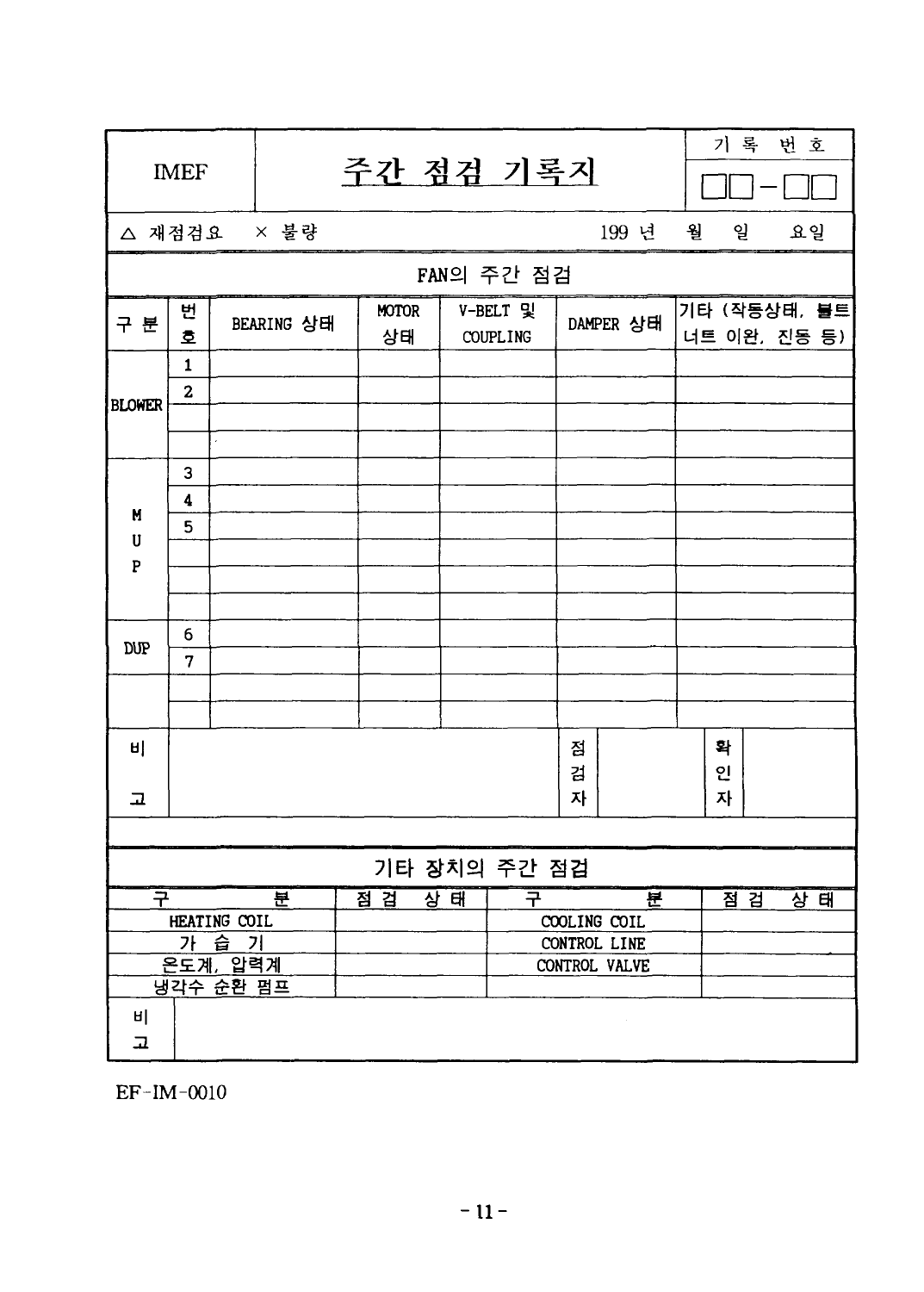| IMEF | 주간 점검 기록지 | 기록번호 |
|---|---|---|
| | | □□-□□ |

△ 재점검요 × 불량 199 년 월 일 요일

**FAN의 주간 점검**

| 구분 | 번호 | BEARING 상태 | MOTOR 상태 | V-BELT 및 COUPLING | DAMPER 상태 | 기타 (작동상태, 볼트 너트 이완, 진동 등) |
|---|---|---|---|---|---|---|
| BLOWER | 1 | | | | | |
| | 2 | | | | | |
| | | | | | | |
| | | | | | | |
| MUP | 3 | | | | | |
| | 4 | | | | | |
| | 5 | | | | | |
| | | | | | | |
| | | | | | | |
| | | | | | | |
| DUP | 6 | | | | | |
| | 7 | | | | | |
| | | | | | | |
| | | | | | | |

| 비고 | | 점검자 | | 확인자 | |
|---|---|---|---|---|---|

**기타 장치의 주간 점검**

| 구분 | 점검 상태 | 구분 | 점검 상태 |
|---|---|---|---|
| HEATING COIL | | COOLING COIL | |
| 가 습 기 | | CONTROL LINE | |
| 온도계, 압력계 | | CONTROL VALVE | |
| 냉각수 순환 펌프 | | | |
| 비고 | | | |

EF-IM-0010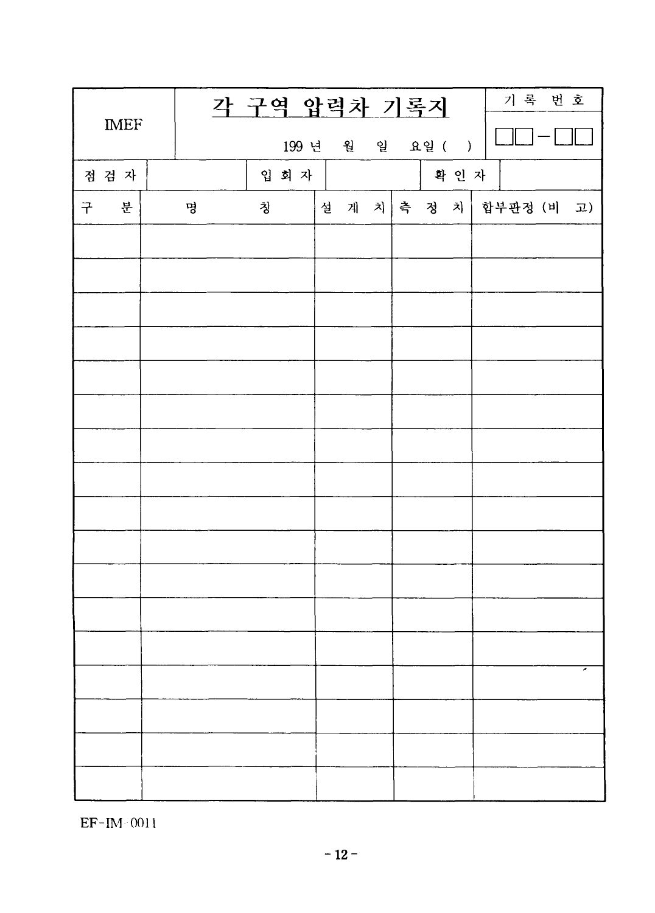| IMEF | 각 구역 압력차 기록지<br>199 년 월 일 요일 ( ) | 기 록 번 호<br>□□-□□ |
|---|---|---|

| 점 검 자 | | 입 회 자 | | 확 인 자 | |
|---|---|---|---|---|---|

| 구 분 | 명 칭 | 설 계 치 | 측 정 치 | 합부판정 (비 고) |
|---|---|---|---|---|
| | | | | |
| | | | | |
| | | | | |
| | | | | |
| | | | | |
| | | | | |
| | | | | |
| | | | | |
| | | | | |
| | | | | |
| | | | | |
| | | | | |
| | | | | |
| | | | | |
| | | | | |
| | | | | |
| | | | | |

EF-IM-0011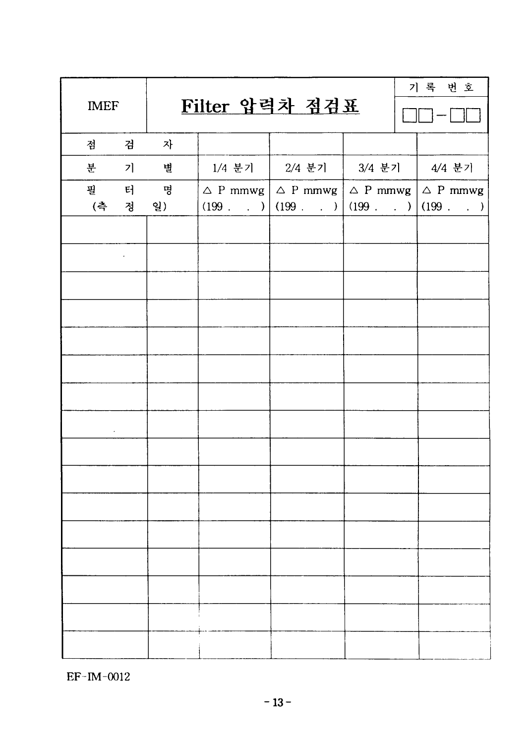| IMEF | **Filter 압력차 점검표** | | | | 기 록 번 호<br>□□-□□ |
|---|---|---|---|---|---|
| 점 검 자 | | | | | |
| 분 기 별 | | 1/4 분기 | 2/4 분기 | 3/4 분기 | 4/4 분기 |
| 필 터 명<br>(측 정 일) | | △ P mmwg<br>(199 . . ) | △ P mmwg<br>(199 . . ) | △ P mmwg<br>(199 . . ) | △ P mmwg<br>(199 . . ) |
| | | | | | |
| | | | | | |
| | | | | | |
| | | | | | |
| | | | | | |
| | | | | | |
| | | | | | |
| | | | | | |
| | | | | | |
| | | | | | |
| | | | | | |
| | | | | | |
| | | | | | |
| | | | | | |
| | | | | | |
| | | | | | |

EF-IM-0012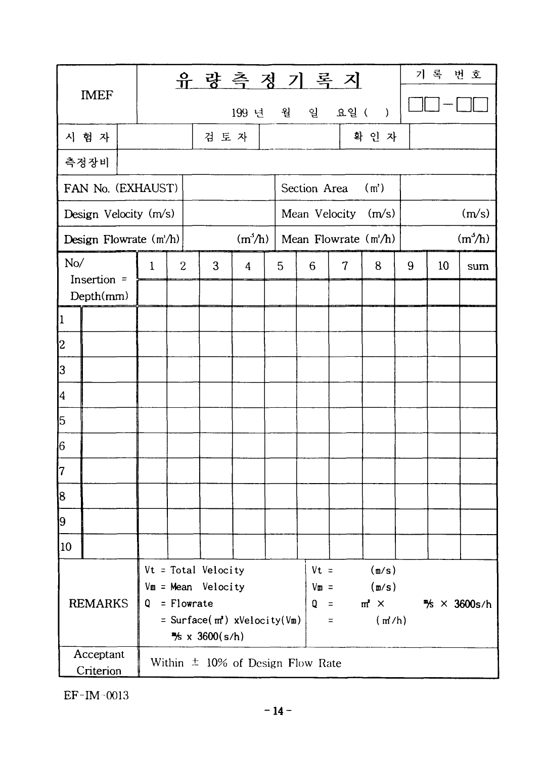| IMEF | 유 량 측 정 기 록 지 | | | | | | | | | | 기 록 번 호 |
|---|---|---|---|---|---|---|---|---|---|---|---|
| | 199 년 월 일 요일 ( ) | | | | | | | | | | □□-□□ |
| 시 험 자 | | 검 토 자 | | | | 확 인 자 | | | | | |
| 측정장비 | | | | | | | | | | | |
| FAN No. (EXHAUST) | | | | | | Section Area (m²) | | | | | |
| Design Velocity (m/s) | | | | | | Mean Velocity (m/s) | | | | | (m/s) |
| Design Flowrate (m³/h) | | | | | (m³/h) | Mean Flowrate (m³/h) | | | | | (m³/h) |
| No/ Insertion = Depth(mm) | 1 | 2 | 3 | 4 | 5 | 6 | 7 | 8 | 9 | 10 | sum |
| | | | | | | | | | | | |
| 1 | | | | | | | | | | | |
| 2 | | | | | | | | | | | |
| 3 | | | | | | | | | | | |
| 4 | | | | | | | | | | | |
| 5 | | | | | | | | | | | |
| 6 | | | | | | | | | | | |
| 7 | | | | | | | | | | | |
| 8 | | | | | | | | | | | |
| 9 | | | | | | | | | | | |
| 10 | | | | | | | | | | | |
| REMARKS | Vt = Total Velocity<br>Vm = Mean Velocity<br>Q = Flowrate<br>= Surface(m²) xVelocity(Vm) m/s x 3600(s/h) | | | | | Vt = (m/s)<br>Vm = (m/s)<br>Q = m² × m/s × 3600s/h<br>= (m³/h) | | | | | |
| Acceptant Criterion | Within ± 10% of Design Flow Rate | | | | | | | | | | |

EF-IM-0013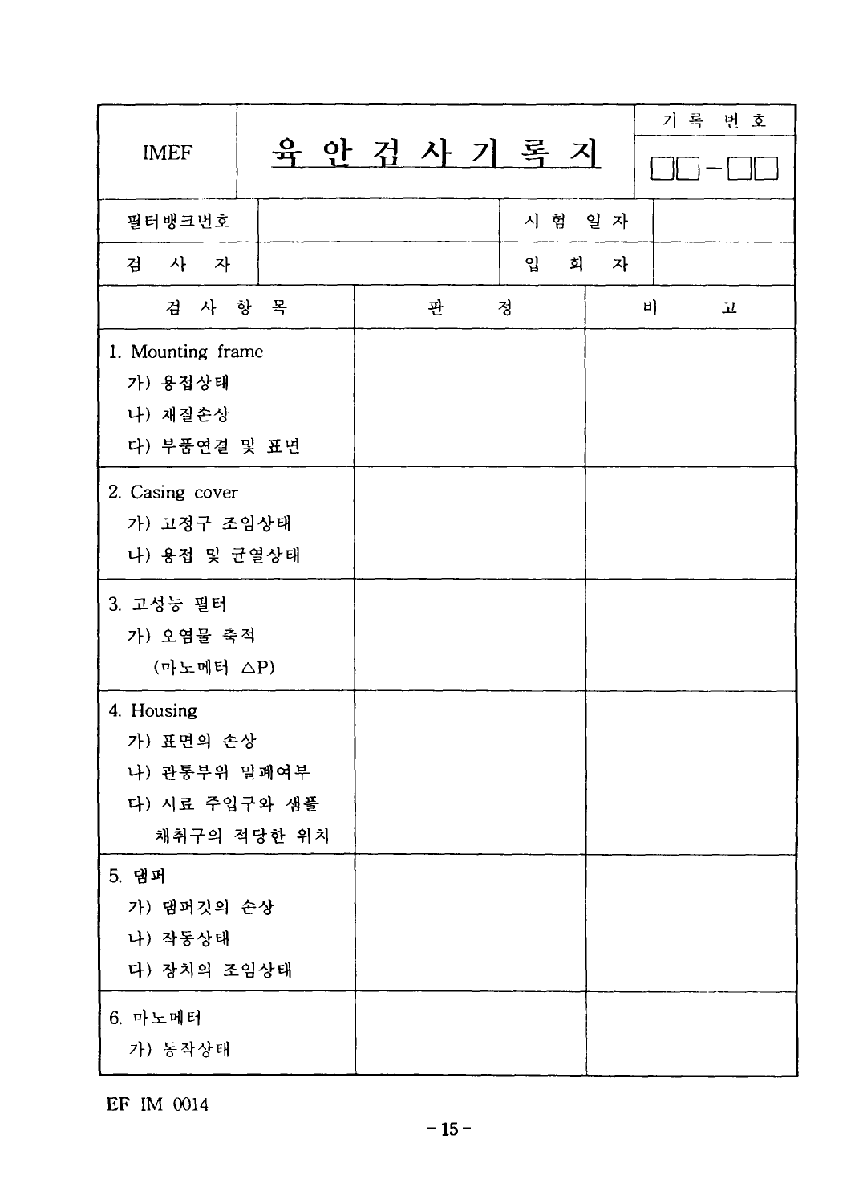| IMEF | 육 안 검 사 기 록 지 | 기 록 번 호 □□-□□ |
|---|---|---|

| 필터뱅크번호 | | 시 험 일 자 | |
|---|---|---|---|
| 검 사 자 | | 입 회 자 | |

| 검 사 항 목 | 판 정 | 비 고 |
|---|---|---|
| 1. Mounting frame<br>가) 용접상태<br>나) 재질손상<br>다) 부품연결 및 표면 | | |
| 2. Casing cover<br>가) 고정구 조임상태<br>나) 용접 및 균열상태 | | |
| 3. 고성능 필터<br>가) 오염물 축적<br>(마노메터 △P) | | |
| 4. Housing<br>가) 표면의 손상<br>나) 관통부위 밀폐여부<br>다) 시료 주입구와 샘플 채취구의 적당한 위치 | | |
| 5. 댐퍼<br>가) 댐퍼깃의 손상<br>나) 작동상태<br>다) 장치의 조임상태 | | |
| 6. 마노메터<br>가) 동작상태 | | |

EF-IM-0014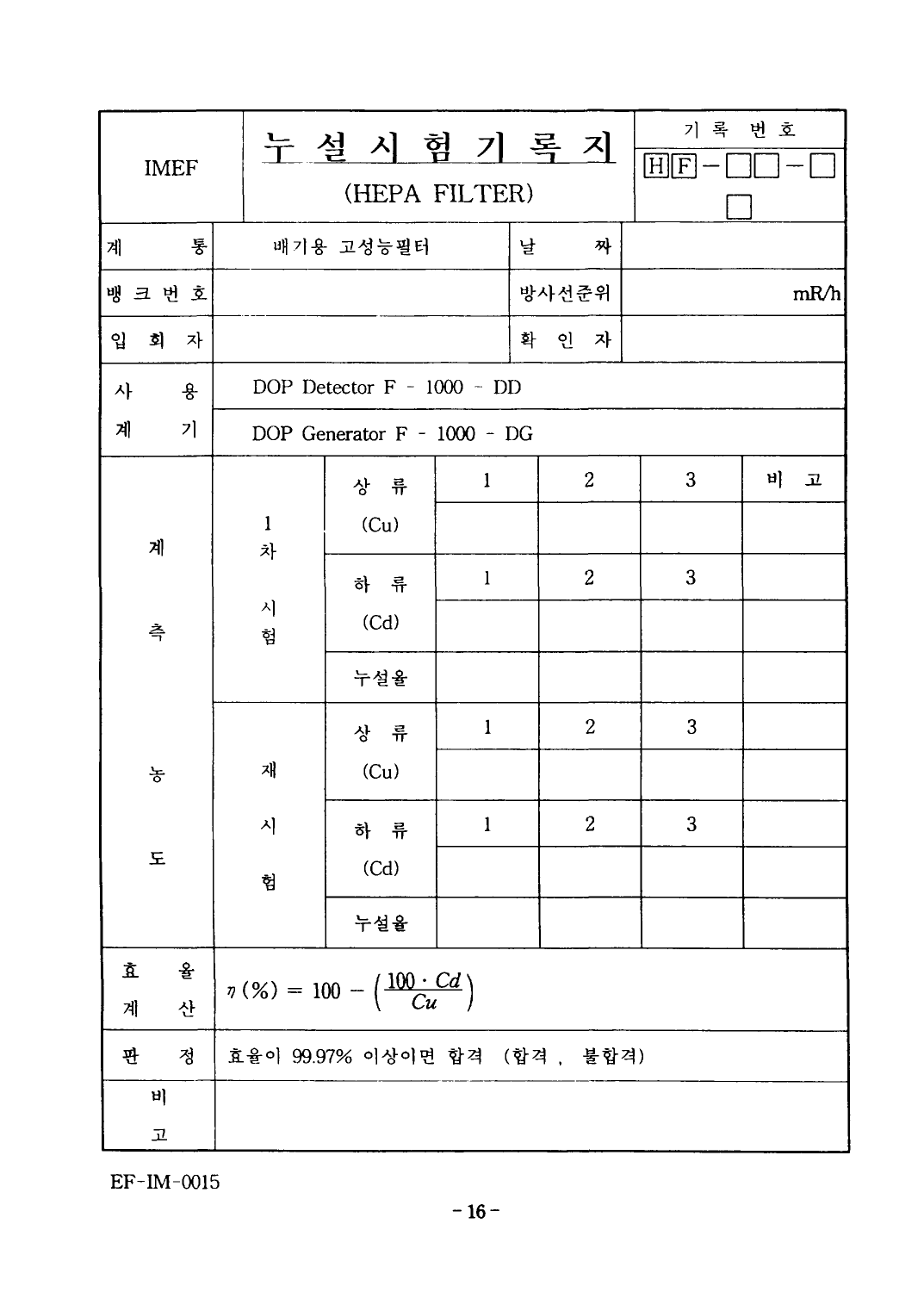| IMEF | 누 설 시 험 기 록 지 (HEPA FILTER) | | | | 기 록 번 호 HF-□□-□ □ | |
|---|---|---|---|---|---|---|
| 계 통 | 배기용 고성능필터 | | | 날 짜 | | |
| 뱅 크 번 호 | | | | 방사선준위 | mR/h | |
| 입 회 자 | | | | 확 인 자 | | |
| 사 용 계 기 | DOP Detector F - 1000 - DD | | | | | |
| | DOP Generator F - 1000 - DG | | | | | |
| 계 측 농 도 | 1차 시험 | 상 류 | 1 | 2 | 3 | 비 고 |
| | | (Cu) | | | | |
| | | 하 류 | 1 | 2 | 3 | |
| | | (Cd) | | | | |
| | | 누설율 | | | | |
| | 재 시 험 | 상 류 | 1 | 2 | 3 | |
| | | (Cu) | | | | |
| | | 하 류 | 1 | 2 | 3 | |
| | | (Cd) | | | | |
| | | 누설율 | | | | |
| 효 율 계 산 | $\eta(\%) = 100 - \left(\frac{100 \cdot Cd}{Cu}\right)$ | | | | | |
| 판 정 | 효율이 99.97% 이상이면 합격 (합격 , 불합격) | | | | | |
| 비 고 | | | | | | |

EF-IM-0015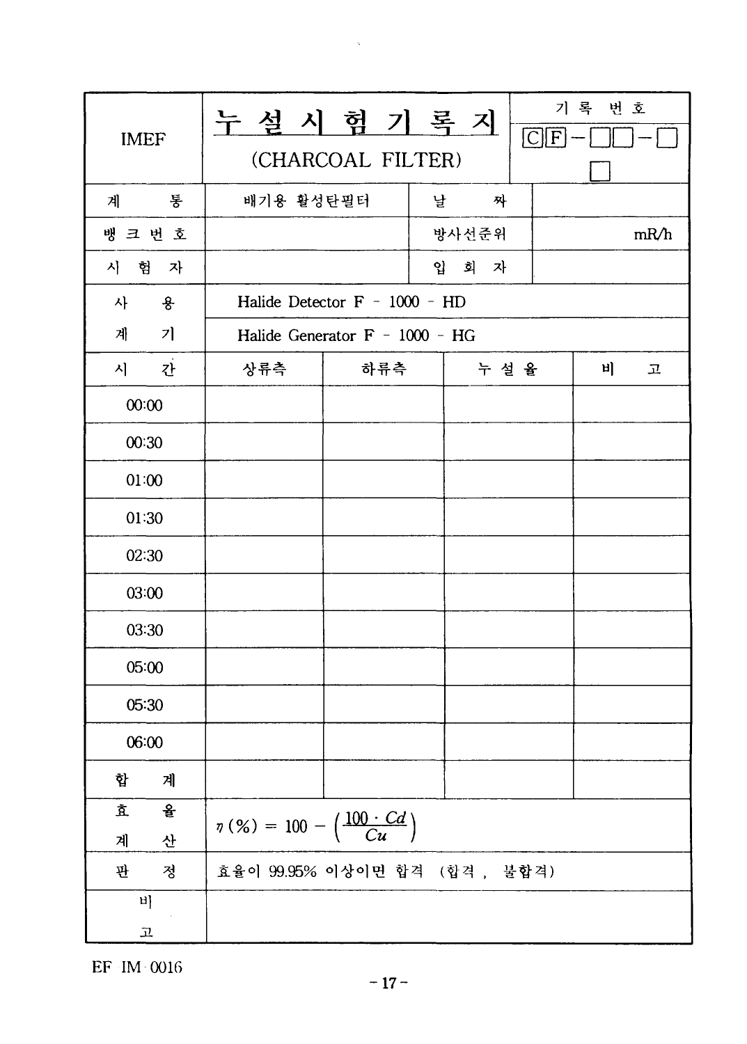| IMEF | 누 설 시 험 기 록 지 (CHARCOAL FILTER) | | | 기 록 번 호: CF－□□－□ □ |
|---|---|---|---|---|
| 계 통 | 배기용 활성탄필터 | | 날 짜 | |
| 뱅 크 번 호 | | | 방사선준위 | mR/h |
| 시 험 자 | | | 입 회 자 | |
| 사 용 계 기 | Halide Detector F - 1000 - HD | | | |
| | Halide Generator F - 1000 - HG | | | |
| 시 간 | 상류측 | 하류측 | 누 설 율 | 비 고 |
| 00:00 | | | | |
| 00:30 | | | | |
| 01:00 | | | | |
| 01:30 | | | | |
| 02:30 | | | | |
| 03:00 | | | | |
| 03:30 | | | | |
| 05:00 | | | | |
| 05:30 | | | | |
| 06:00 | | | | |
| 합 계 | | | | |
| 효 율 계 산 | $\eta(\%) = 100 - \left(\frac{100 \cdot Cd}{Cu}\right)$ | | | |
| 판 정 | 효율이 99.95% 이상이면 합격 (합격 , 불합격) | | | |
| 비 고 | | | | |

EF IM 0016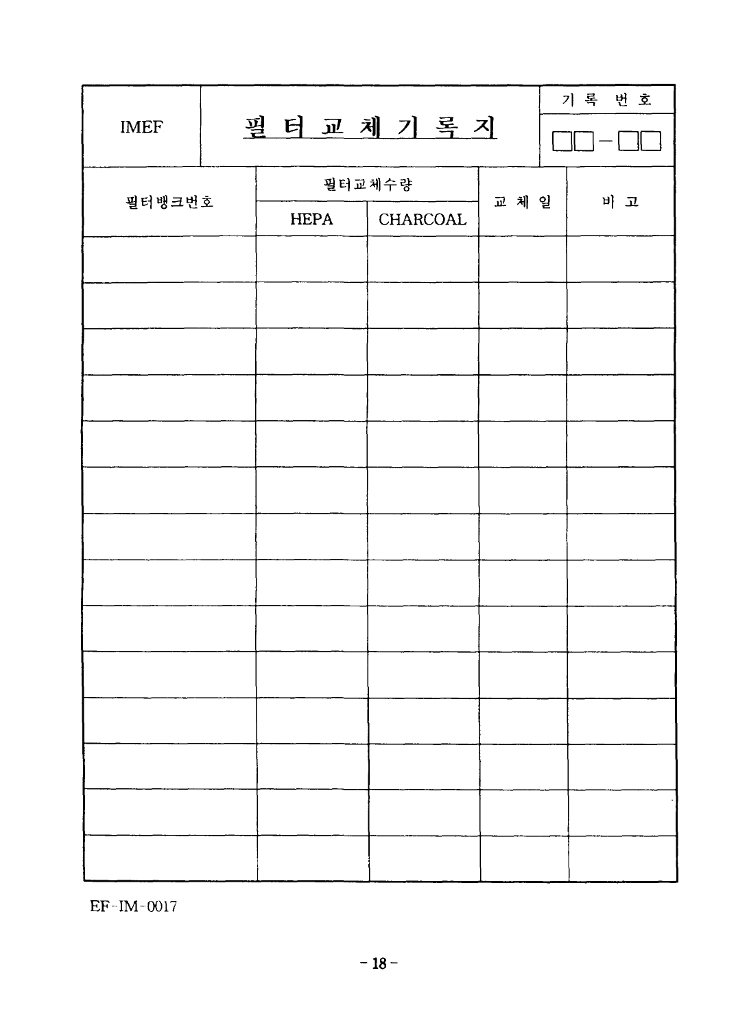| IMEF | 필 터 교 체 기 록 지 | 기 록 번 호<br>□□-□□ |
|---|---|---|

| 필터뱅크번호 | 필터교체수량 | | 교 체 일 | 비 고 |
|---|---|---|---|---|
| | HEPA | CHARCOAL | | |
| | | | | |
| | | | | |
| | | | | |
| | | | | |
| | | | | |
| | | | | |
| | | | | |
| | | | | |
| | | | | |
| | | | | |
| | | | | |
| | | | | |
| | | | | |
| | | | | |

EF-IM-0017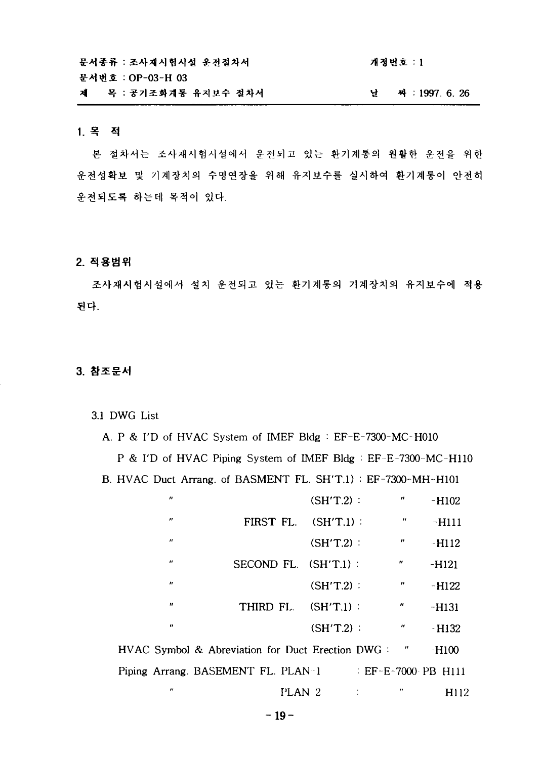| 문서종류 : 조사재시험시설 운전절차서 | 개정번호 : 1 |
| --- | --- |
| 문서번호 : OP-03-H 03 | |
| 제 목 : 공기조화계통 유지보수 절차서 | 날 짜 : 1997. 6. 26 |

## 1. 목 적

본 절차서는 조사재시험시설에서 운전되고 있는 환기계통의 원활한 운전을 위한 운전성확보 및 기계장치의 수명연장을 위해 유지보수를 실시하여 환기계통이 안전히 운전되도록 하는데 목적이 있다.

## 2. 적용범위

조사재시험시설에서 설치 운전되고 있는 환기계통의 기계장치의 유지보수에 적용된다.

## 3. 참조문서

3.1 DWG List

A. P & I'D of HVAC System of IMEF Bldg : EF-E-7300-MC-H010

P & I'D of HVAC Piping System of IMEF Bldg : EF-E-7300-MC-H110

B. HVAC Duct Arrang. of BASMENT FL. SH'T.1) : EF-7300-MH-H101

| | | | | |
| --- | --- | --- | --- | --- |
| 〃 | | (SH'T.2) : | 〃 | -H102 |
| 〃 | FIRST FL. | (SH'T.1) : | 〃 | -H111 |
| 〃 | | (SH'T.2) : | 〃 | -H112 |
| 〃 | SECOND FL. | (SH'T.1) : | 〃 | -H121 |
| 〃 | | (SH'T.2) : | 〃 | -H122 |
| 〃 | THIRD FL. | (SH'T.1) : | 〃 | -H131 |
| 〃 | | (SH'T.2) : | 〃 | -H132 |

HVAC Symbol & Abreviation for Duct Erection DWG : 〃 -H100

Piping Arrang. BASEMENT FL. PLAN-1 : EF-E-7000-PB-H111

〃 PLAN-2 : 〃 H112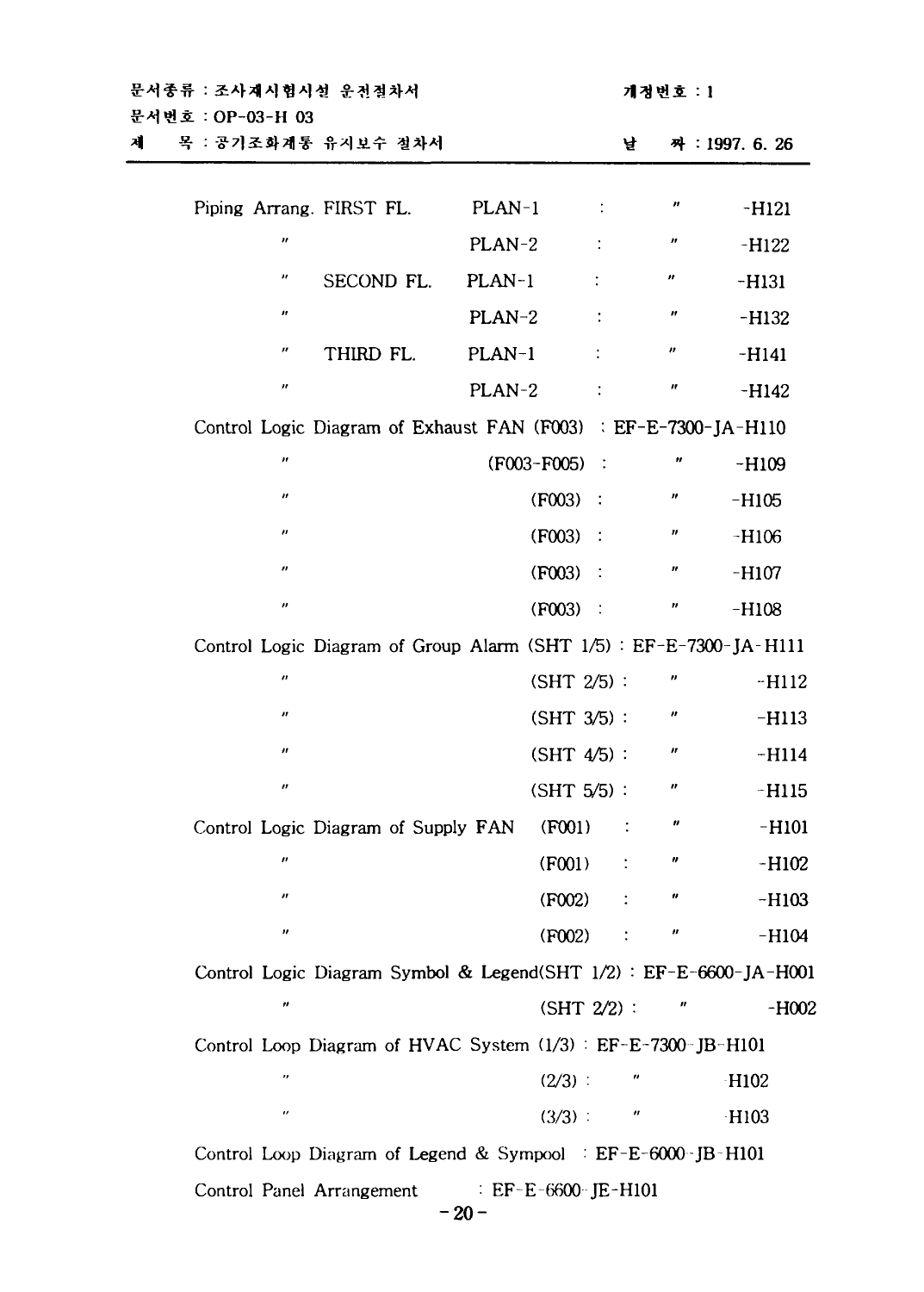Piping Arrang. FIRST FL. PLAN-1 : 〃 -H121

〃 PLAN-2 : 〃 -H122

〃 SECOND FL. PLAN-1 : 〃 -H131

〃 PLAN-2 : 〃 -H132

〃 THIRD FL. PLAN-1 : 〃 -H141

〃 PLAN-2 : 〃 -H142

Control Logic Diagram of Exhaust FAN (F003) : EF-E-7300-JA-H110

〃 (F003-F005) : 〃 -H109

〃 (F003) : 〃 -H105

〃 (F003) : 〃 -H106

〃 (F003) : 〃 -H107

〃 (F003) : 〃 -H108

Control Logic Diagram of Group Alarm (SHT 1/5) : EF-E-7300-JA-H111

〃 (SHT 2/5) : 〃 -H112

〃 (SHT 3/5) : 〃 -H113

〃 (SHT 4/5) : 〃 -H114

〃 (SHT 5/5) : 〃 -H115

Control Logic Diagram of Supply FAN (F001) : 〃 -H101

〃 (F001) : 〃 -H102

〃 (F002) : 〃 -H103

〃 (F002) : 〃 -H104

Control Logic Diagram Symbol & Legend(SHT 1/2) : EF-E-6600-JA-H001

〃 (SHT 2/2) : 〃 -H002

Control Loop Diagram of HVAC System (1/3) : EF-E-7300-JB-H101

〃 (2/3) : 〃 H102

〃 (3/3) : 〃 H103

Control Loop Diagram of Legend & Sympool : EF-E-6000-JB-H101

Control Panel Arrangement : EF-E-6600-JE-H101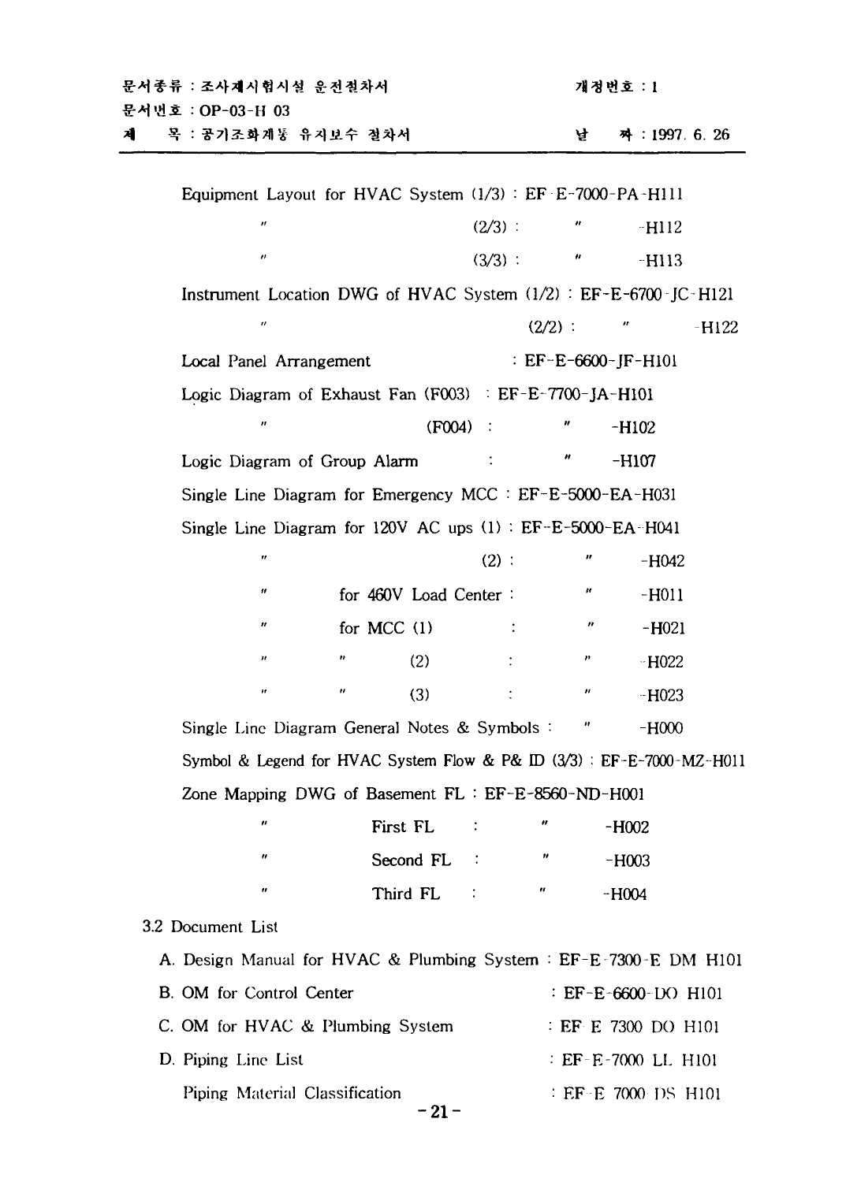Equipment Layout for HVAC System (1/3) : EF-E-7000-PA-H111

〃 (2/3) : 〃 -H112

〃 (3/3) : 〃 -H113

Instrument Location DWG of HVAC System (1/2) : EF-E-6700-JC-H121

〃 (2/2) : 〃 -H122

Local Panel Arrangement : EF-E-6600-JF-H101

Logic Diagram of Exhaust Fan (F003) : EF-E-7700-JA-H101

〃 (F004) : 〃 -H102

Logic Diagram of Group Alarm : 〃 -H107

Single Line Diagram for Emergency MCC : EF-E-5000-EA-H031

Single Line Diagram for 120V AC ups (1) : EF-E-5000-EA-H041

〃 (2) : 〃 -H042

〃 for 460V Load Center : 〃 -H011

〃 for MCC (1) : 〃 -H021

〃 〃 (2) : 〃 -H022

〃 〃 (3) : 〃 -H023

Single Line Diagram General Notes & Symbols : 〃 -H000

Symbol & Legend for HVAC System Flow & P& ID (3/3) : EF-E-7000-MZ-H011

Zone Mapping DWG of Basement FL : EF-E-8560-ND-H001

〃 First FL : 〃 -H002

〃 Second FL : 〃 -H003

〃 Third FL : 〃 -H004

3.2 Document List

A. Design Manual for HVAC & Plumbing System : EF-E-7300-E DM H101

B. OM for Control Center : EF-E-6600-DO H101

C. OM for HVAC & Plumbing System : EF E 7300 DO H101

D. Piping Line List : EF-E-7000 LL H101

Piping Material Classification : EF-E 7000 DS H101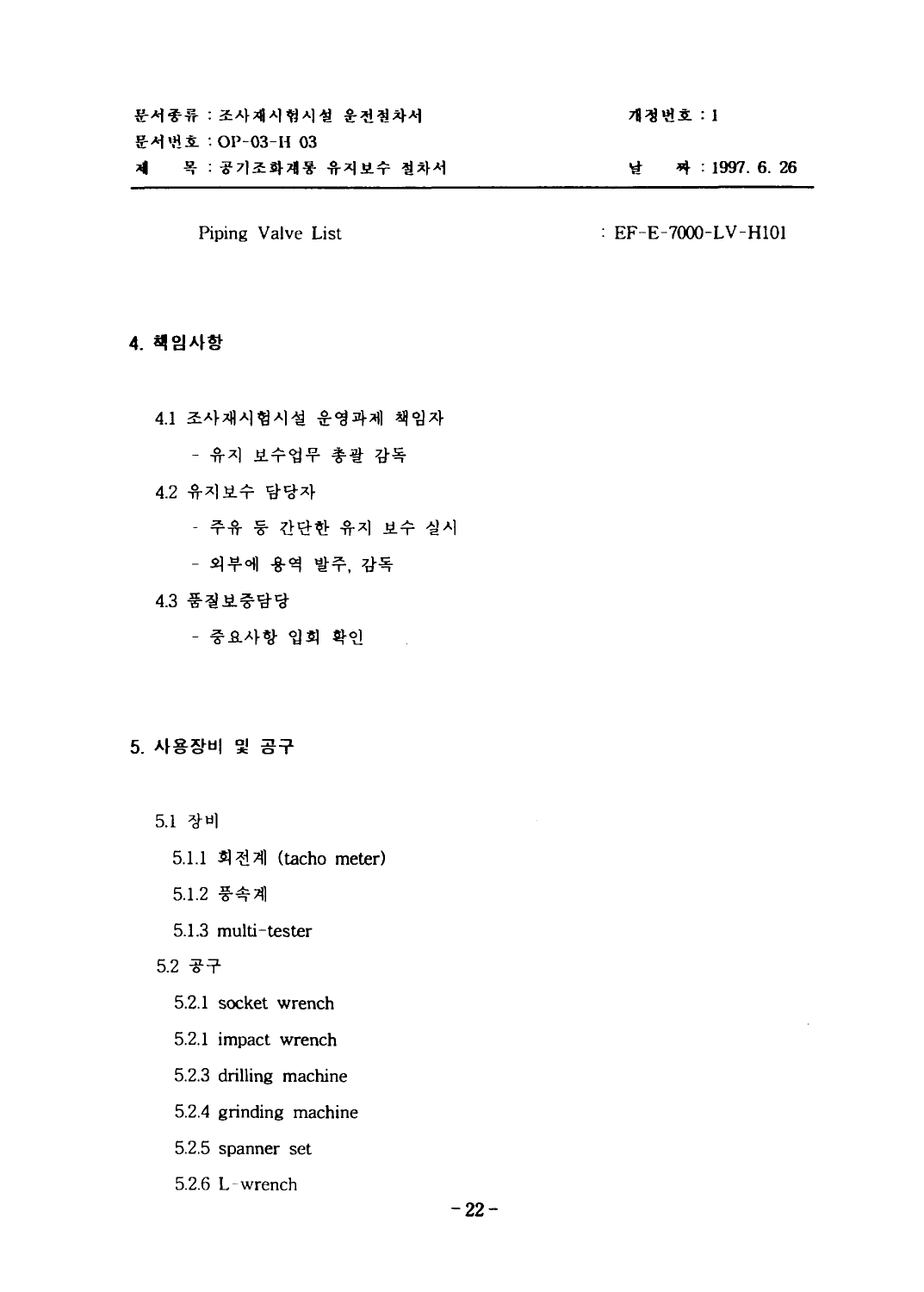Piping Valve List : EF-E-7000-LV-H101

## 4. 책임사항

4.1 조사재시험시설 운영과제 책임자

- 유지 보수업무 총괄 감독

4.2 유지보수 담당자

- 주유 등 간단한 유지 보수 실시
- 외부에 용역 발주, 감독

4.3 품질보증담당

- 중요사항 입회 확인

## 5. 사용장비 및 공구

5.1 장비

5.1.1 회전계 (tacho meter)

5.1.2 풍속계

5.1.3 multi-tester

5.2 공구

5.2.1 socket wrench

5.2.1 impact wrench

5.2.3 drilling machine

5.2.4 grinding machine

5.2.5 spanner set

5.2.6 L-wrench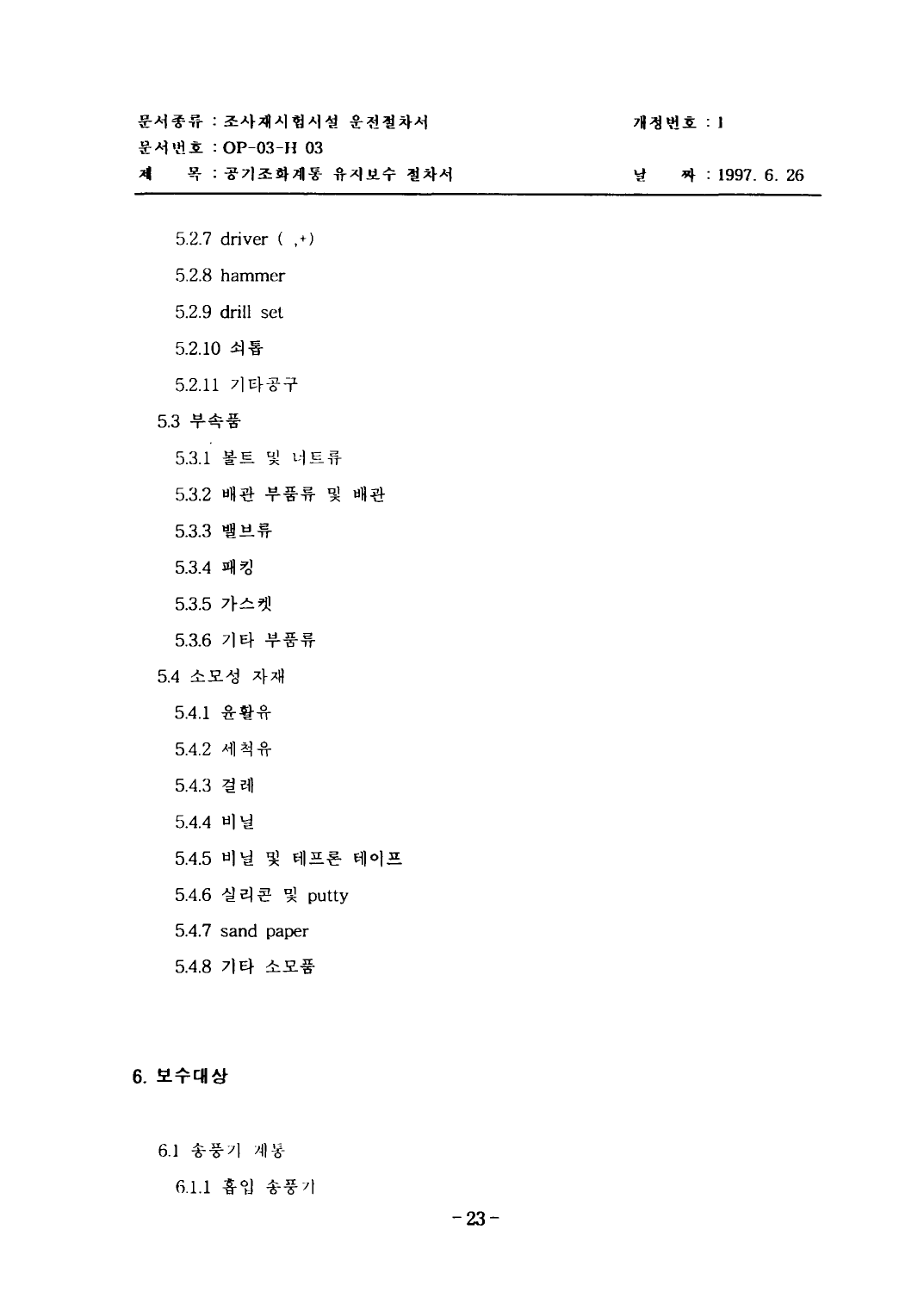5.2.7 driver ( ,+)

5.2.8 hammer

5.2.9 drill set

5.2.10 쇠톱

5.2.11 기타공구

5.3 부속품

5.3.1 볼트 및 너트류

5.3.2 배관 부품류 및 배관

5.3.3 밸브류

5.3.4 패킹

5.3.5 가스켓

5.3.6 기타 부품류

5.4 소모성 자재

5.4.1 윤활유

5.4.2 세척유

5.4.3 걸레

5.4.4 비닐

5.4.5 비닐 및 테프론 테이프

5.4.6 실리콘 및 putty

5.4.7 sand paper

5.4.8 기타 소모품

## 6. 보수대상

6.1 송풍기 계통

6.1.1 흡입 송풍기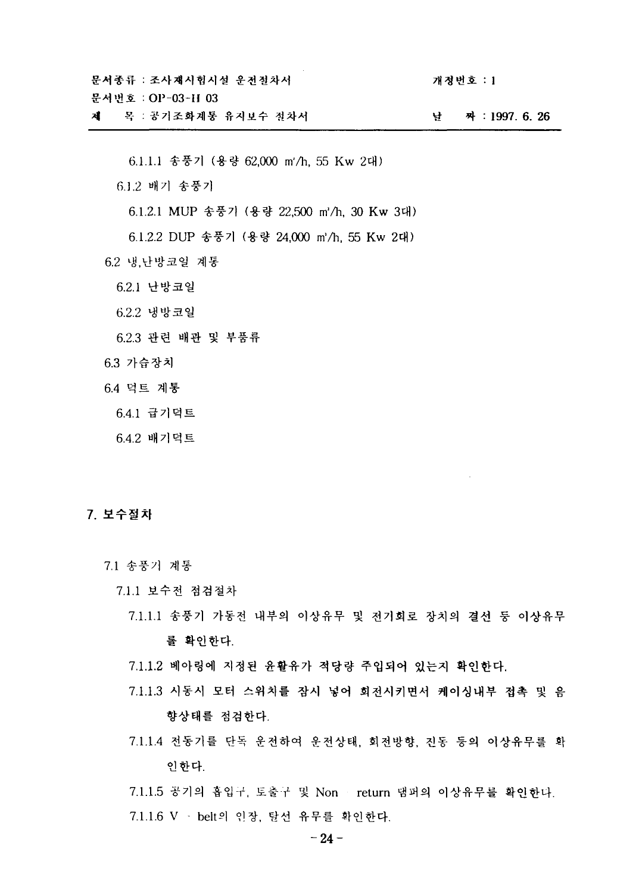6.1.1.1 송풍기 (용량 62,000 m³/h, 55 Kw 2대)

6.1.2 배기 송풍기

6.1.2.1 MUP 송풍기 (용량 22,500 m³/h, 30 Kw 3대)

6.1.2.2 DUP 송풍기 (용량 24,000 m³/h, 55 Kw 2대)

6.2 냉,난방코일 계통

6.2.1 난방코일

6.2.2 냉방코일

6.2.3 관련 배관 및 부품류

6.3 가습장치

6.4 덕트 계통

6.4.1 급기덕트

6.4.2 배기덕트

## 7. 보수절차

7.1 송풍기 계통

7.1.1 보수전 점검절차

7.1.1.1 송풍기 가동전 내부의 이상유무 및 전기회로 장치의 결선 등 이상유무를 확인한다.

7.1.1.2 베아링에 지정된 윤활유가 적당량 주입되어 있는지 확인한다.

7.1.1.3 시동시 모터 스위치를 잠시 넣어 회전시키면서 케이싱내부 접촉 및 음향상태를 점검한다.

7.1.1.4 전동기를 단독 운전하여 운전상태, 회전방향, 진동 등의 이상유무를 확인한다.

7.1.1.5 공기의 흡입구, 토출구 및 Non - return 댐퍼의 이상유무를 확인한다.

7.1.1.6 V - belt의 인장, 탈선 유무를 확인한다.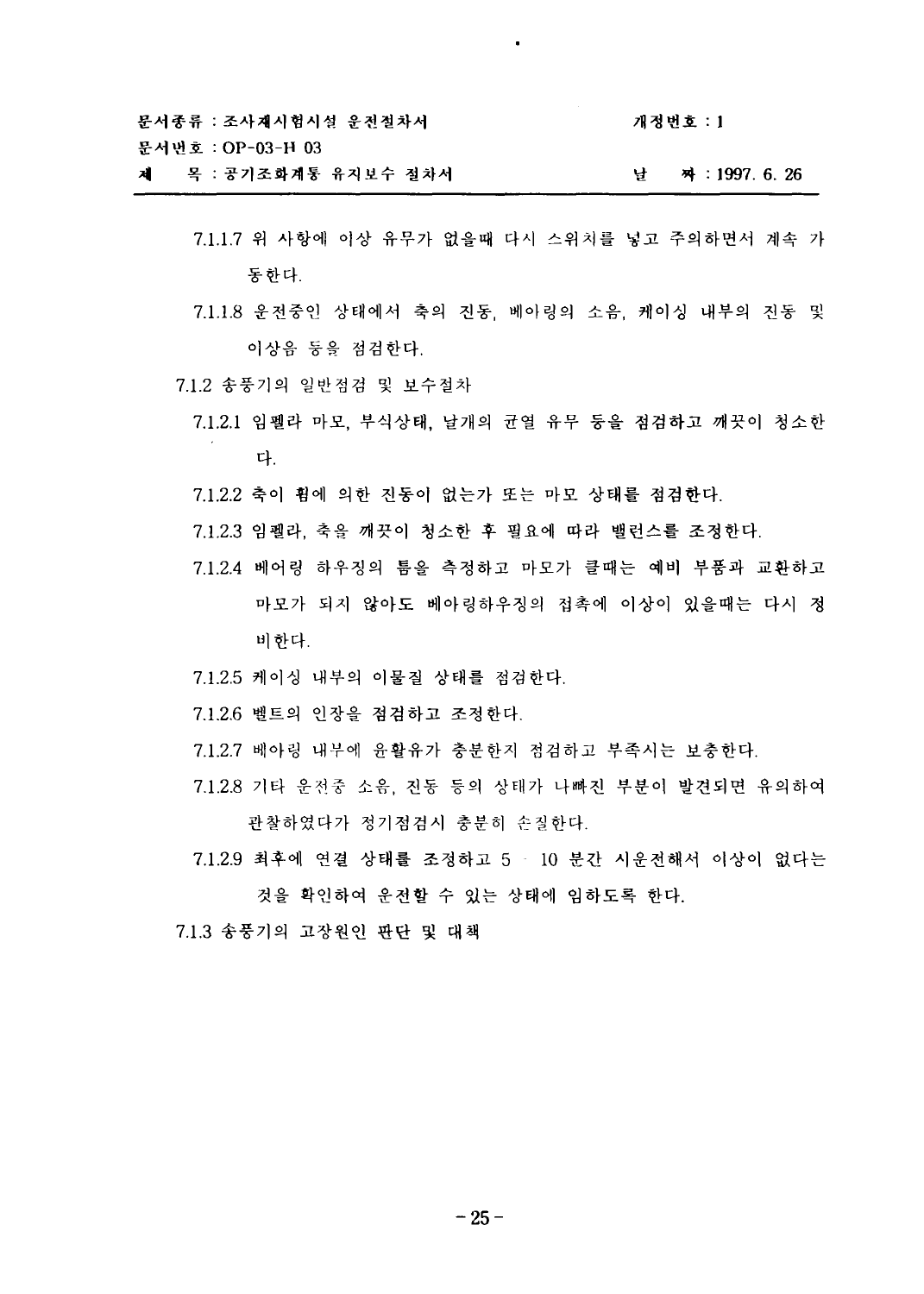7.1.1.7 위 사항에 이상 유무가 없을때 다시 스위치를 넣고 주의하면서 계속 가동한다.

7.1.1.8 운전중인 상태에서 축의 진동, 베아링의 소음, 케이싱 내부의 진동 및 이상음 등을 점검한다.

7.1.2 송풍기의 일반점검 및 보수절차

7.1.2.1 임펠라 마모, 부식상태, 날개의 균열 유무 등을 점검하고 깨끗이 청소한다.

7.1.2.2 축이 휨에 의한 진동이 없는가 또는 마모 상태를 점검한다.

7.1.2.3 임펠라, 축을 깨끗이 청소한 후 필요에 따라 밸런스를 조정한다.

7.1.2.4 베어링 하우징의 틈을 측정하고 마모가 클때는 예비 부품과 교환하고 마모가 되지 않아도 베아링하우징의 접촉에 이상이 있을때는 다시 정비한다.

7.1.2.5 케이싱 내부의 이물질 상태를 점검한다.

7.1.2.6 벨트의 인장을 점검하고 조정한다.

7.1.2.7 베아링 내부에 윤활유가 충분한지 점검하고 부족시는 보충한다.

7.1.2.8 기타 운전중 소음, 진동 등의 상태가 나빠진 부분이 발견되면 유의하여 관찰하였다가 정기점검시 충분히 손질한다.

7.1.2.9 최후에 연결 상태를 조정하고 5 ~ 10 분간 시운전해서 이상이 없다는 것을 확인하여 운전할 수 있는 상태에 임하도록 한다.

7.1.3 송풍기의 고장원인 판단 및 대책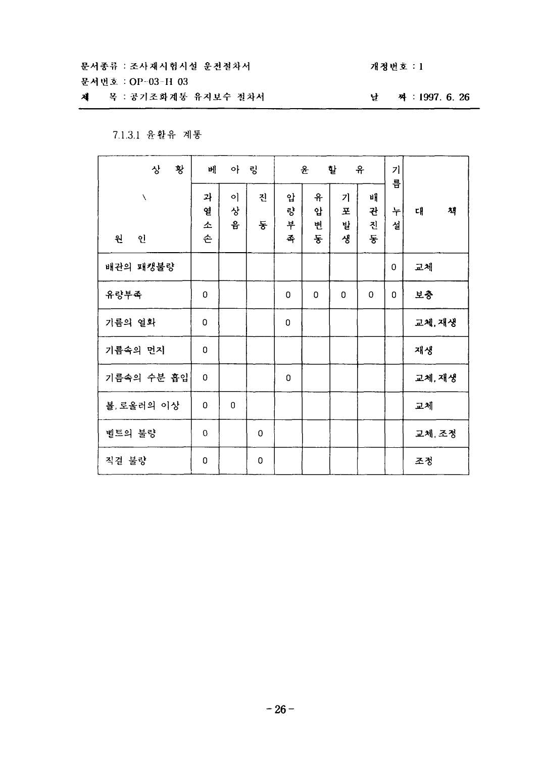7.1.3.1 윤활유 계통

| 상황 \ 원인 | 베어링 | | | 윤활유 | | | | 기름 | 대책 |
|---|---|---|---|---|---|---|---|---|---|
| | 과열소손 | 이상음 | 진동 | 압량부족 | 유압변동 | 기포발생 | 배관진동 | 누설 | |
| 배관의 패캥불량 | | | | | | | | 0 | 교체 |
| 유량부족 | 0 | | | 0 | 0 | 0 | 0 | 0 | 보충 |
| 기름의 열화 | 0 | | | 0 | | | | | 교체, 재생 |
| 기름속의 먼지 | 0 | | | | | | | | 재생 |
| 기름속의 수분 흡입 | 0 | | | 0 | | | | | 교체, 재생 |
| 볼, 로울러의 이상 | 0 | 0 | | | | | | | 교체 |
| 벨트의 불량 | 0 | | 0 | | | | | | 교체, 조정 |
| 직결 불량 | 0 | | 0 | | | | | | 조정 |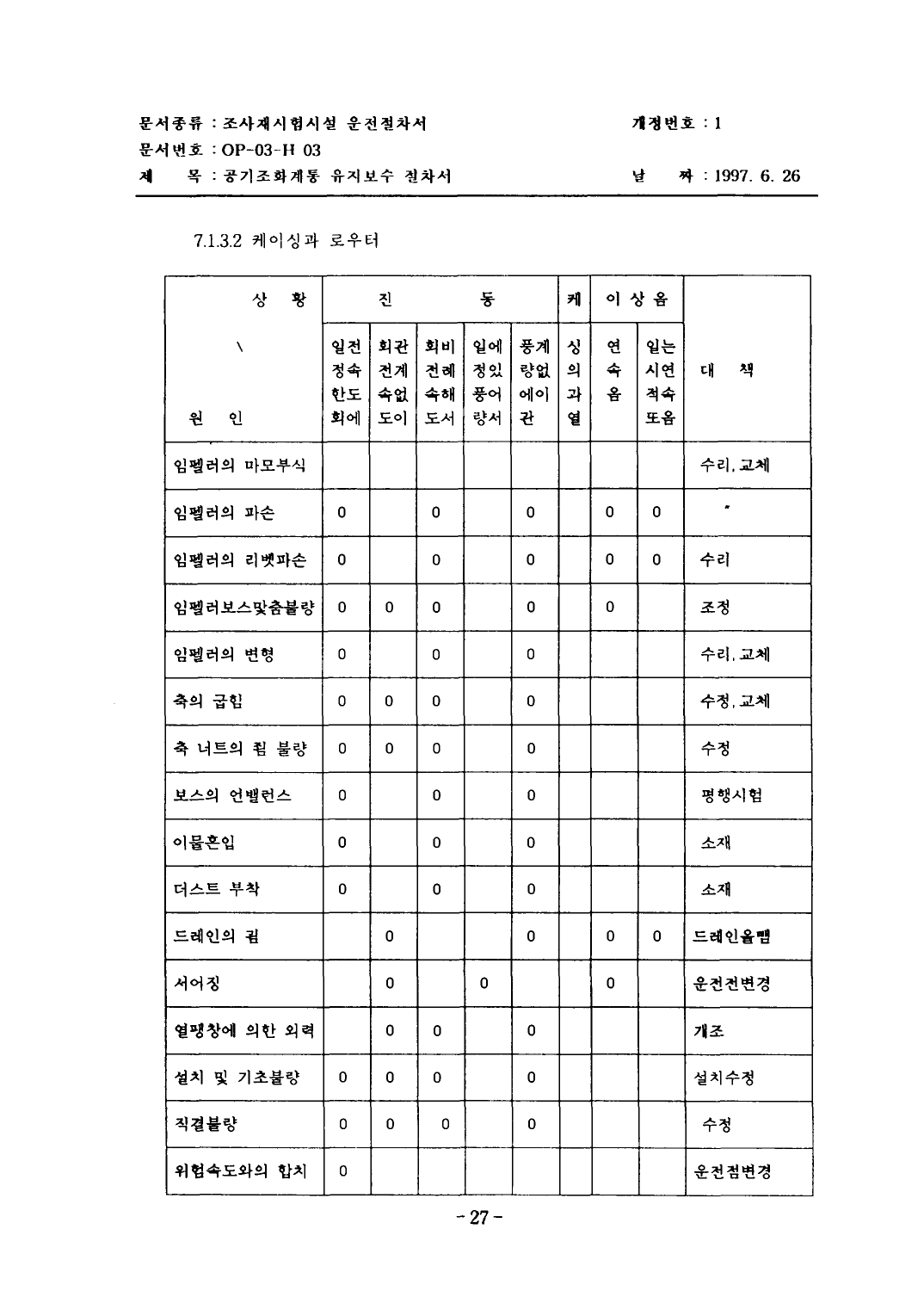7.1.3.2 케이싱과 로우터

| 상황 \ 원인 | 진동 | | | | | 케이싱의 과열 | 이상음 | | 대책 |
|---|---|---|---|---|---|---|---|---|---|
| | 일정한 회전속도에 | 회전속도에 관계없이 | 회전속도에 비례해서 | 일정 풍량에 있어서 | 풍량에 관계없이 | | 연속음 | 일시적 또는 연속음 | |
| 임펠러의 마모부식 | | | | | | | | | 수리, 교체 |
| 임펠러의 파손 | 0 | | 0 | | 0 | | 0 | 0 | " |
| 임펠러의 리벳파손 | 0 | | 0 | | 0 | | 0 | 0 | 수리 |
| 임펠러보스맞춤불량 | 0 | 0 | 0 | | 0 | | 0 | | 조정 |
| 임펠러의 변형 | 0 | | 0 | | 0 | | | | 수리, 교체 |
| 축의 굽힘 | 0 | 0 | 0 | | 0 | | | | 수정, 교체 |
| 축 너트의 죔 불량 | 0 | 0 | 0 | | 0 | | | | 수정 |
| 보스의 언밸런스 | 0 | | 0 | | 0 | | | | 평행시험 |
| 이물혼입 | 0 | | 0 | | 0 | | | | 소재 |
| 더스트 부착 | 0 | | 0 | | 0 | | | | 소재 |
| 드레인의 괴 | | 0 | | | 0 | | 0 | 0 | 드레인올뺌 |
| 서어징 | | 0 | | 0 | | | 0 | | 운전전변경 |
| 열팽창에 의한 외력 | | 0 | 0 | | 0 | | | | 개조 |
| 설치 및 기초불량 | 0 | 0 | 0 | | 0 | | | | 설치수정 |
| 직결불량 | 0 | 0 | 0 | | 0 | | | | 수정 |
| 위험속도와의 합치 | 0 | | | | | | | | 운전점변경 |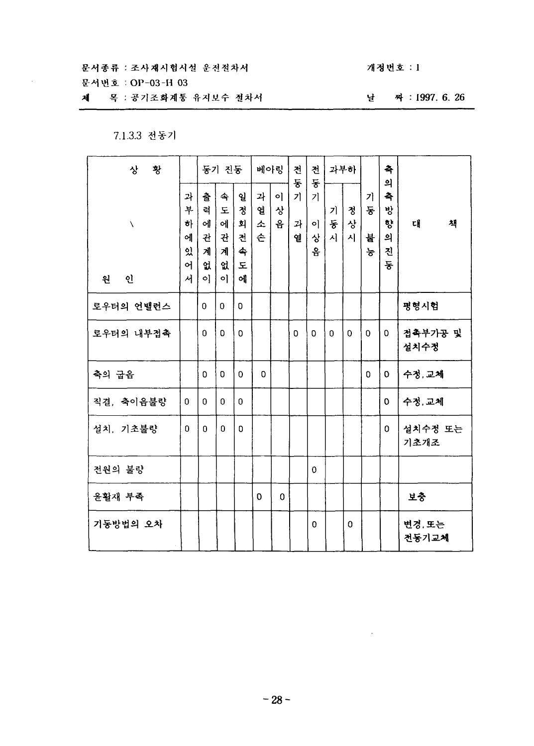7.1.3.3 전동기

| 상황 \ 원인 | 과부하에 있어서 | 동기 진동 | | | 베아링 | | 전동기 과열 | 전동기 이상음 | 과부하 | | 기동불능 | 축의 축방향의 진동 | 대책 |
|---|---|---|---|---|---|---|---|---|---|---|---|---|---|
| | | 출력에 관계없이 | 속도에 관계없이 | 일정회전속도에 | 과열소손 | 이상음 | | | 기동시 | 정상시 | | | |
| 로우터의 언밸런스 | | 0 | 0 | 0 | | | | | | | | | 평형시험 |
| 로우터의 내부접촉 | | 0 | 0 | 0 | | | 0 | 0 | 0 | 0 | 0 | 0 | 접촉부가공 및 설치수정 |
| 축의 굽음 | | 0 | 0 | 0 | 0 | | | | | | 0 | 0 | 수정, 교체 |
| 직결, 축이음불량 | 0 | 0 | 0 | 0 | | | | | | | | 0 | 수정, 교체 |
| 설치, 기초불량 | 0 | 0 | 0 | 0 | | | | | | | | 0 | 설치수정 또는 기초개조 |
| 전원의 불량 | | | | | | | | 0 | | | | | |
| 윤활재 부족 | | | | | 0 | 0 | | | | | | | 보충 |
| 기동방법의 오차 | | | | | | | | 0 | | 0 | | | 변경, 또는 전동기교체 |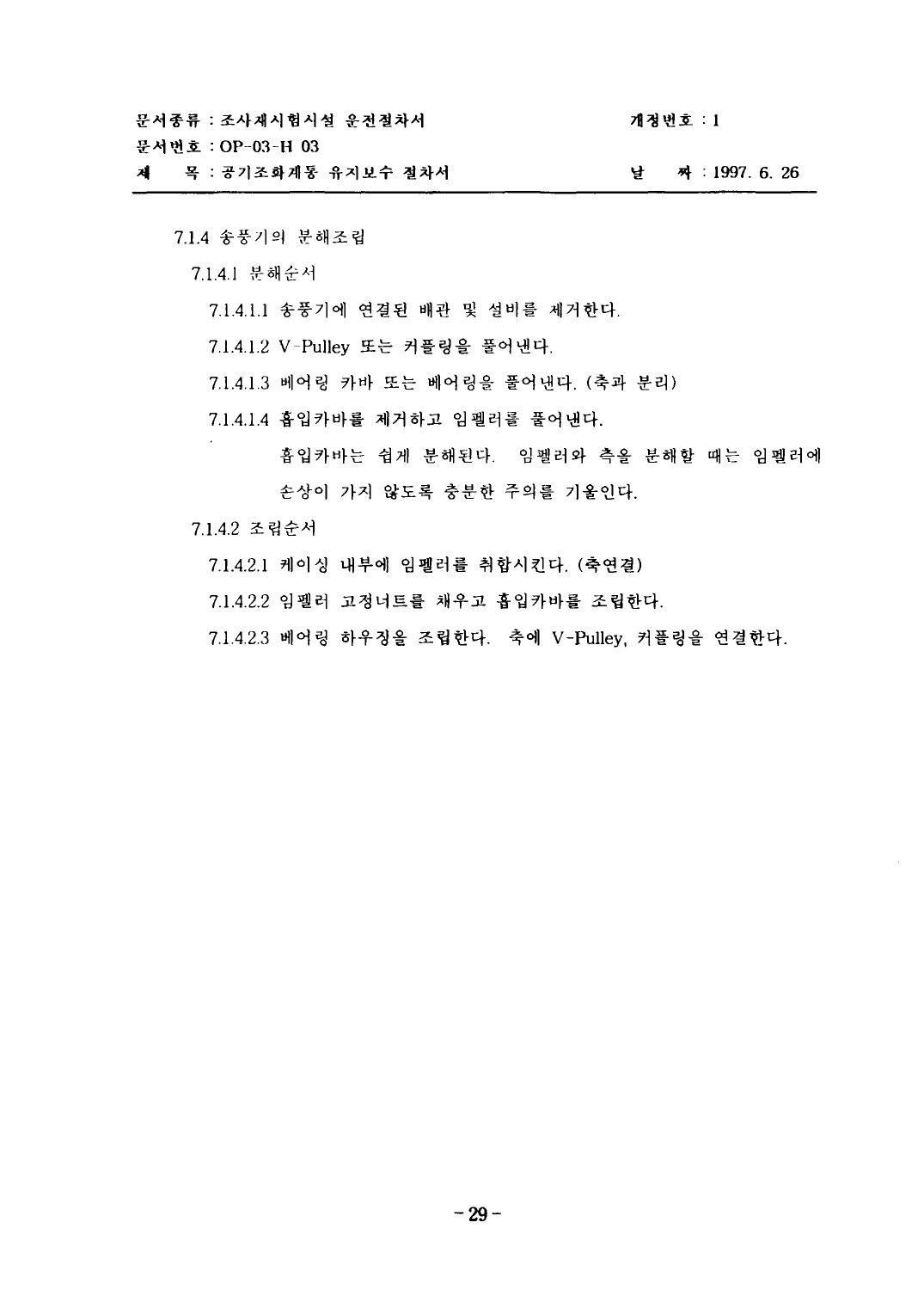7.1.4 송풍기의 분해조립

7.1.4.1 분해순서

7.1.4.1.1 송풍기에 연결된 배관 및 설비를 제거한다.

7.1.4.1.2 V-Pulley 또는 커플링을 풀어낸다.

7.1.4.1.3 베어링 카바 또는 베어링을 풀어낸다. (축과 분리)

7.1.4.1.4 흡입카바를 제거하고 임펠러를 풀어낸다.

흡입카바는 쉽게 분해된다. 임펠러와 축을 분해할 때는 임펠러에 손상이 가지 않도록 충분한 주의를 기울인다.

7.1.4.2 조립순서

7.1.4.2.1 케이싱 내부에 임펠러를 취합시킨다. (축연결)

7.1.4.2.2 임펠러 고정너트를 채우고 흡입카바를 조립한다.

7.1.4.2.3 베어링 하우징을 조립한다. 축에 V-Pulley, 커플링을 연결한다.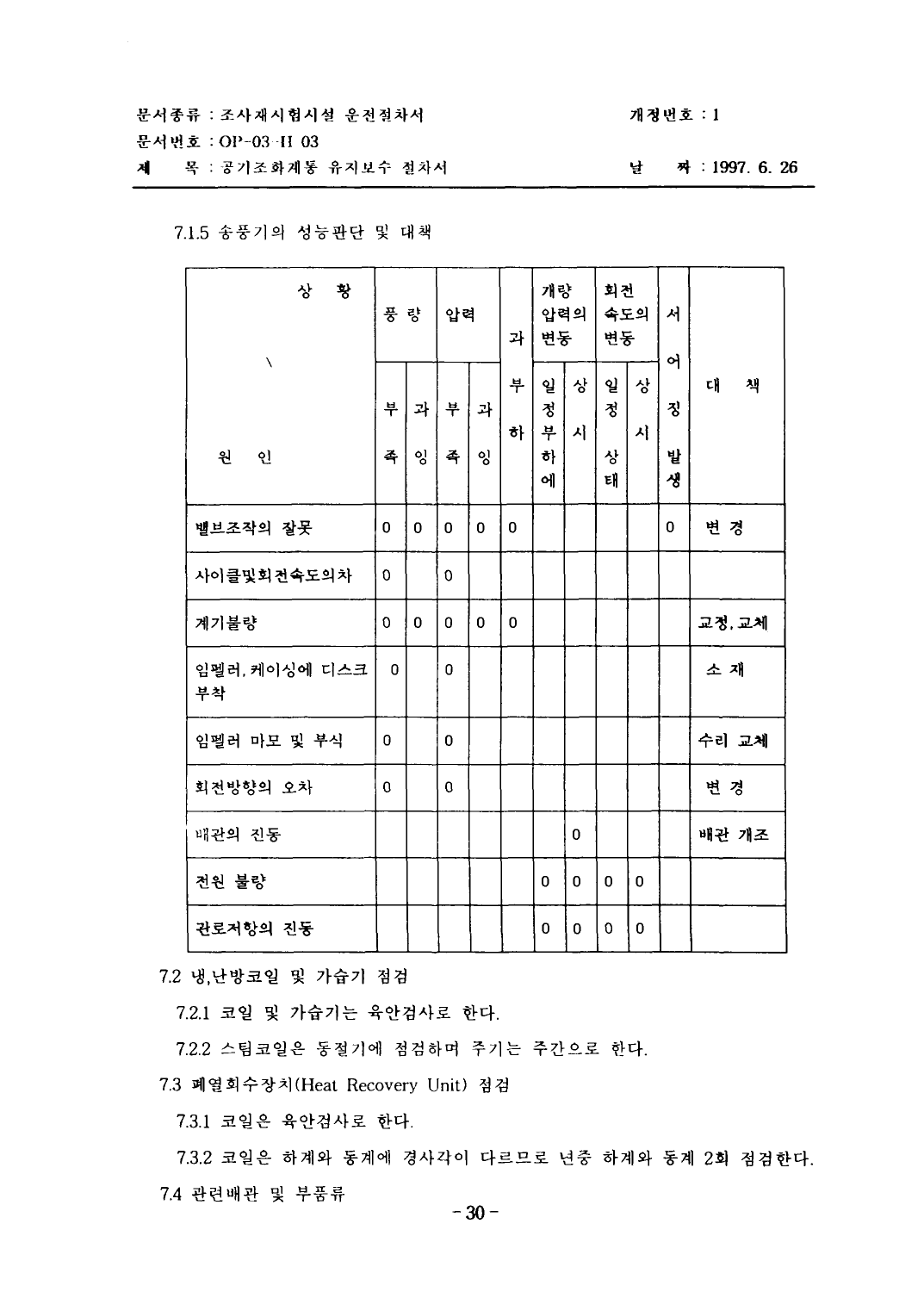7.1.5 송풍기의 성능판단 및 대책

| 상황 \ 원인 | 풍량 | | 압력 | | 과부하 | 개량 압력의 변동 | | 회전 속도의 변동 | | 서어징 발생 | 대 책 |
|---|---|---|---|---|---|---|---|---|---|---|---|
| | 부족 | 과잉 | 부족 | 과잉 | | 일정부하에 | 상시 | 일정상태 | 상시 | | |
| 밸브조작의 잘못 | 0 | 0 | 0 | 0 | 0 | | | | | 0 | 변 경 |
| 사이클및회전속도의차 | 0 | | 0 | | | | | | | | |
| 계기불량 | 0 | 0 | 0 | 0 | 0 | | | | | | 교정, 교체 |
| 임펠러, 케이싱에 디스크 부착 | 0 | | 0 | | | | | | | | 소 재 |
| 임펠러 마모 및 부식 | 0 | | 0 | | | | | | | | 수리 교체 |
| 회전방향의 오차 | 0 | | 0 | | | | | | | | 변 경 |
| 배관의 진동 | | | | | | | 0 | | | | 배관 개조 |
| 전원 불량 | | | | | | 0 | 0 | 0 | 0 | | |
| 관로저항의 진동 | | | | | | 0 | 0 | 0 | 0 | | |

7.2 냉,난방코일 및 가습기 점검

7.2.1 코일 및 가습기는 육안검사로 한다.

7.2.2 스팀코일은 동절기에 점검하며 주기는 주간으로 한다.

7.3 폐열회수장치(Heat Recovery Unit) 점검

7.3.1 코일은 육안검사로 한다.

7.3.2 코일은 하계와 동계에 경사각이 다르므로 년중 하계와 동계 2회 점검한다.

7.4 관련배관 및 부품류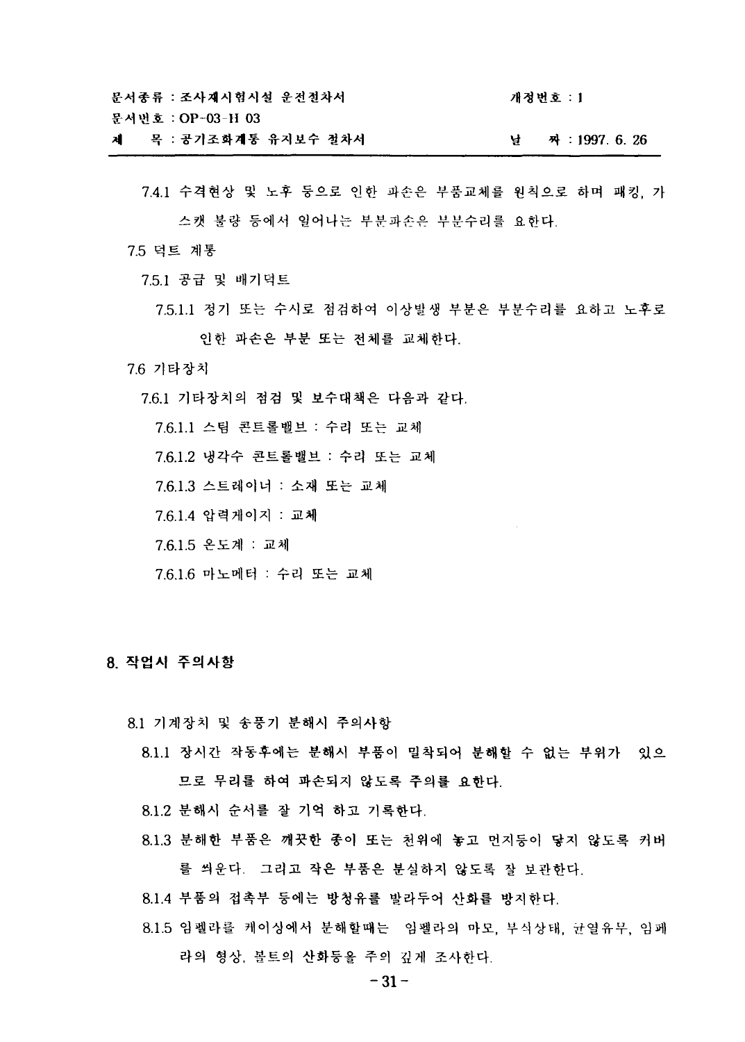7.4.1 수격현상 및 노후 등으로 인한 파손은 부품교체를 원칙으로 하며 패킹, 가스캣 불량 등에서 일어나는 부분파손은 부분수리를 요한다.

7.5 덕트 계통

7.5.1 공급 및 배기덕트

7.5.1.1 정기 또는 수시로 점검하여 이상발생 부분은 부분수리를 요하고 노후로 인한 파손은 부분 또는 전체를 교체한다.

7.6 기타장치

7.6.1 기타장치의 점검 및 보수대책은 다음과 같다.

7.6.1.1 스팀 콘트롤밸브 : 수리 또는 교체

7.6.1.2 냉각수 콘트롤밸브 : 수리 또는 교체

7.6.1.3 스트레이너 : 소재 또는 교체

7.6.1.4 압력게이지 : 교체

7.6.1.5 온도계 : 교체

7.6.1.6 마노메터 : 수리 또는 교체

## 8. 작업시 주의사항

8.1 기계장치 및 송풍기 분해시 주의사항

8.1.1 장시간 작동후에는 분해시 부품이 밀착되어 분해할 수 없는 부위가 있으므로 무리를 하여 파손되지 않도록 주의를 요한다.

8.1.2 분해시 순서를 잘 기억 하고 기록한다.

8.1.3 분해한 부품은 깨끗한 종이 또는 천위에 놓고 먼지등이 닿지 않도록 커버를 씌운다. 그리고 작은 부품은 분실하지 않도록 잘 보관한다.

8.1.4 부품의 접촉부 등에는 방청유를 발라두어 산화를 방지한다.

8.1.5 임펠라를 케이싱에서 분해할때는 임펠라의 마모, 부식상태, 균열유무, 임페라의 형상, 볼트의 산화등을 주의 깊게 조사한다.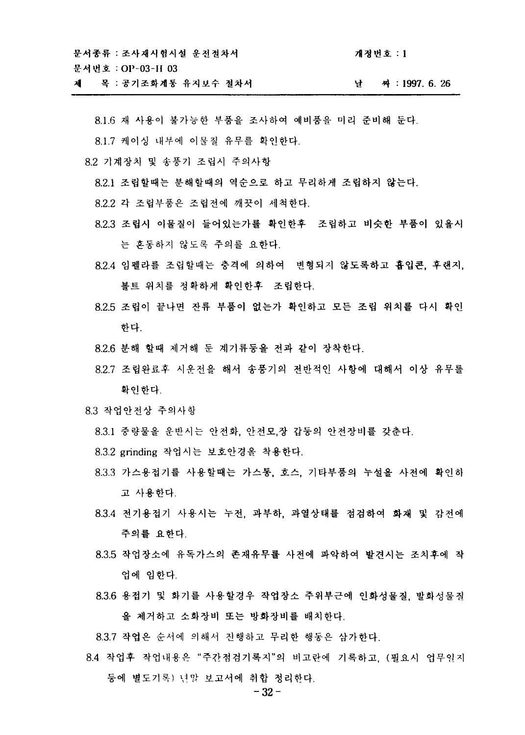8.1.6 재 사용이 불가능한 부품을 조사하여 예비품을 미리 준비해 둔다.

8.1.7 케이싱 내부에 이물질 유무를 확인한다.

8.2 기계장치 및 송풍기 조립시 주의사항

8.2.1 조립할때는 분해할때의 역순으로 하고 무리하게 조립하지 않는다.

8.2.2 각 조립부품은 조립전에 깨끗이 세척한다.

8.2.3 조립시 이물질이 들어있는가를 확인한후 조립하고 비슷한 부품이 있을시는 혼동하지 않도록 주의를 요한다.

8.2.4 임펠라를 조립할때는 충격에 의하여 변형되지 않도록하고 흡입콘, 후랜지, 볼트 위치를 정확하게 확인한후 조립한다.

8.2.5 조립이 끝나면 잔류 부품이 없는가 확인하고 모든 조립 위치를 다시 확인한다.

8.2.6 분해 할때 제거해 둔 계기류등을 전과 같이 장착한다.

8.2.7 조립완료후 시운전을 해서 송풍기의 전반적인 사항에 대해서 이상 유무를 확인한다.

8.3 작업안전상 주의사항

8.3.1 중량물을 운반시는 안전화, 안전모,장 갑등의 안전장비를 갖춘다.

8.3.2 grinding 작업시는 보호안경을 착용한다.

8.3.3 가스용접기를 사용할때는 가스통, 호스, 기타부품의 누설을 사전에 확인하고 사용한다.

8.3.4 전기용접기 사용시는 누전, 과부하, 과열상태를 점검하여 화재 및 감전에 주의를 요한다.

8.3.5 작업장소에 유독가스의 존재유무를 사전에 파악하여 발견시는 조치후에 작업에 임한다.

8.3.6 용접기 및 화기를 사용할경우 작업장소 주위부근에 인화성물질, 발화성물질을 제거하고 소화장비 또는 방화장비를 배치한다.

8.3.7 작업은 순서에 의해서 진행하고 무리한 행동은 삼가한다.

8.4 작업후 작업내용은 "주간점검기록지"의 비고란에 기록하고, (필요시 업무일지 등에 별도기록) 년말 보고서에 취합 정리한다.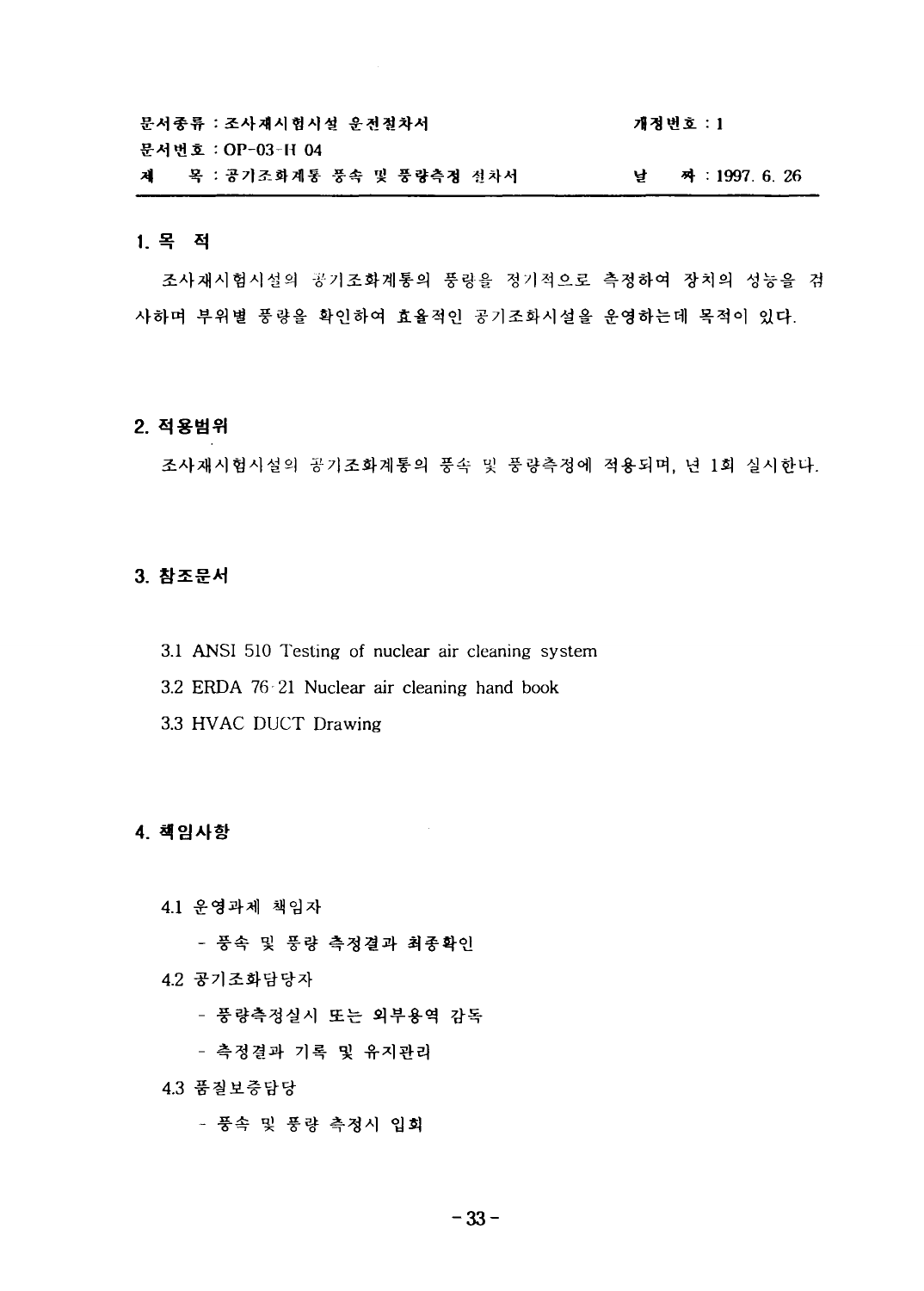| 문서종류 : 조사재시험시설 운전절차서 | 개정번호 : 1 |
|---|---|
| 문서번호 : OP-03-H 04 | |
| 제 목 : 공기조화계통 풍속 및 풍량측정 절차서 | 날 짜 : 1997. 6. 26 |

## 1. 목 적

조사재시험시설의 공기조화계통의 풍량을 정기적으로 측정하여 장치의 성능을 검사하며 부위별 풍량을 확인하여 효율적인 공기조화시설을 운영하는데 목적이 있다.

## 2. 적용범위

조사재시험시설의 공기조화계통의 풍속 및 풍량측정에 적용되며, 년 1회 실시한다.

## 3. 참조문서

3.1 ANSI 510 Testing of nuclear air cleaning system

3.2 ERDA 76-21 Nuclear air cleaning hand book

3.3 HVAC DUCT Drawing

## 4. 책임사항

4.1 운영과제 책임자

- 풍속 및 풍량 측정결과 최종확인

4.2 공기조화담당자

- 풍량측정실시 또는 외부용역 감독
- 측정결과 기록 및 유지관리

4.3 품질보증담당

- 풍속 및 풍량 측정시 입회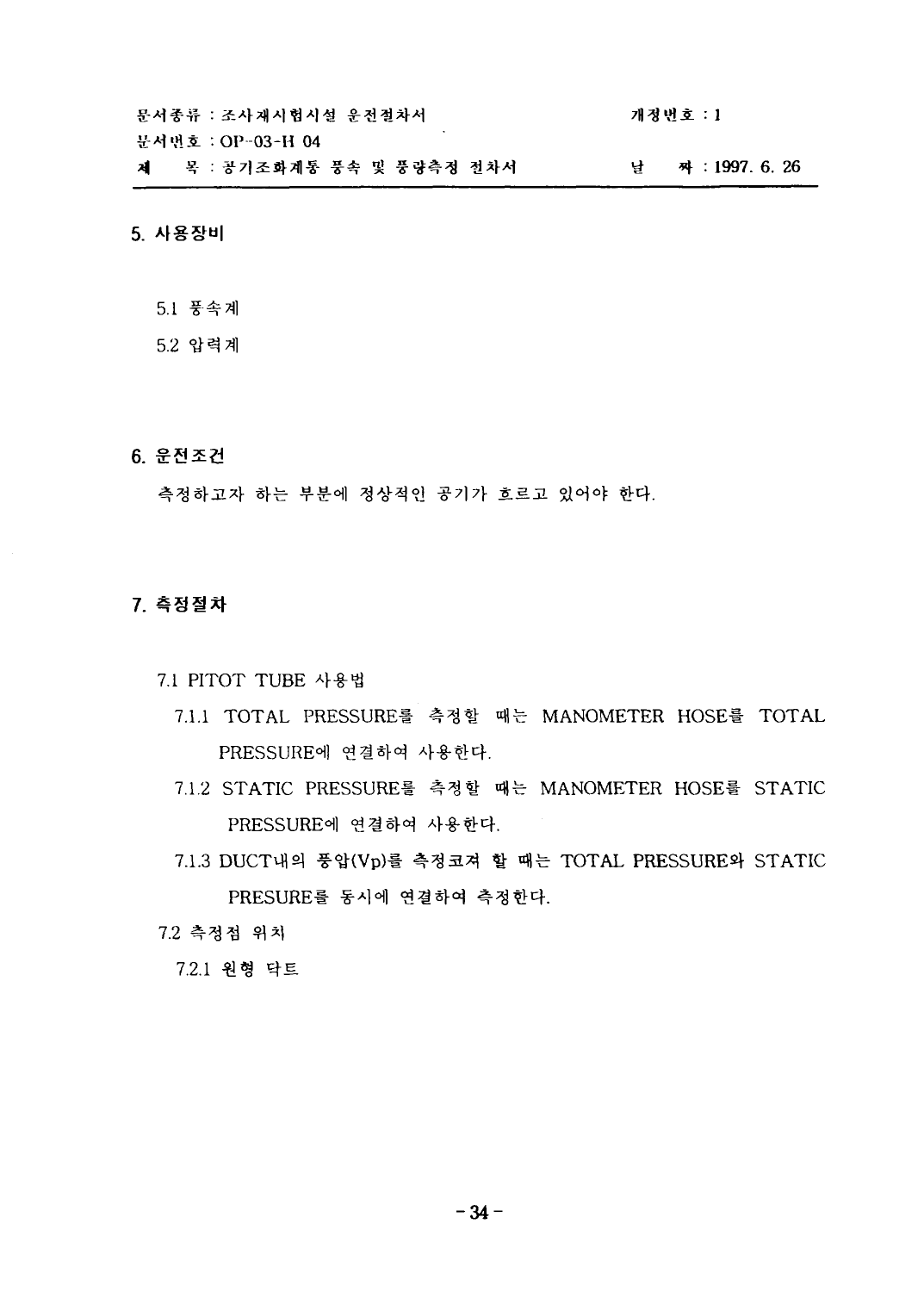## 5. 사용장비

5.1 풍속계

5.2 압력계

## 6. 운전조건

측정하고자 하는 부분에 정상적인 공기가 흐르고 있어야 한다.

## 7. 측정절차

7.1 PITOT TUBE 사용법

7.1.1 TOTAL PRESSURE를 측정할 때는 MANOMETER HOSE를 TOTAL PRESSURE에 연결하여 사용한다.

7.1.2 STATIC PRESSURE를 측정할 때는 MANOMETER HOSE를 STATIC PRESSURE에 연결하여 사용한다.

7.1.3 DUCT내의 풍압(Vp)를 측정코져 할 때는 TOTAL PRESSURE와 STATIC PRESURE를 동시에 연결하여 측정한다.

7.2 측정점 위치

7.2.1 원형 닥트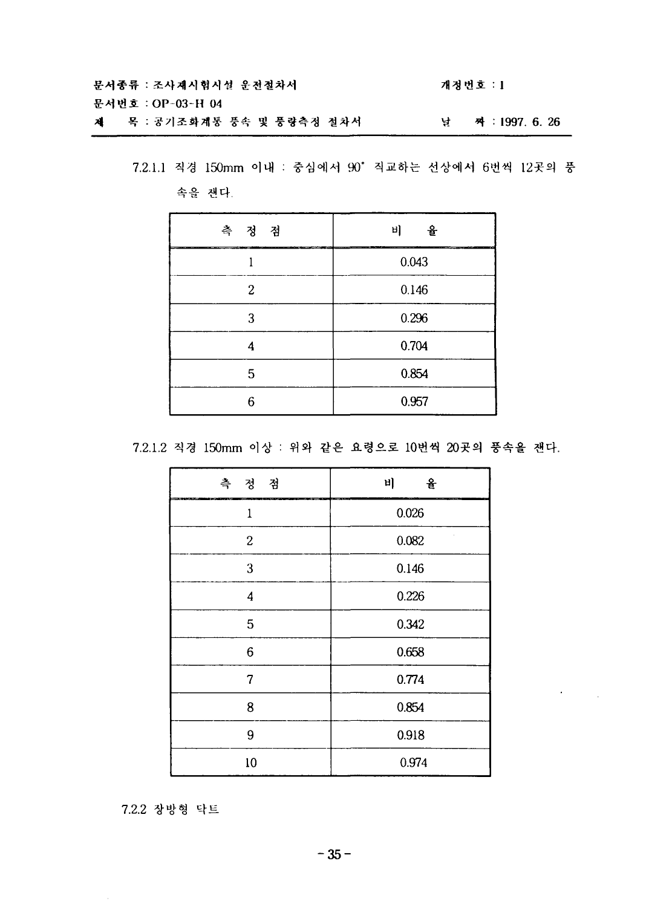7.2.1.1 직경 150mm 이내 : 중심에서 90° 직교하는 선상에서 6번씩 12곳의 풍속을 잰다.

| 측 정 점 | 비 율 |
|---|---|
| 1 | 0.043 |
| 2 | 0.146 |
| 3 | 0.296 |
| 4 | 0.704 |
| 5 | 0.854 |
| 6 | 0.957 |

7.2.1.2 직경 150mm 이상 : 위와 같은 요령으로 10번씩 20곳의 풍속을 잰다.

| 측 정 점 | 비 율 |
|---|---|
| 1 | 0.026 |
| 2 | 0.082 |
| 3 | 0.146 |
| 4 | 0.226 |
| 5 | 0.342 |
| 6 | 0.658 |
| 7 | 0.774 |
| 8 | 0.854 |
| 9 | 0.918 |
| 10 | 0.974 |

7.2.2 장방형 닥트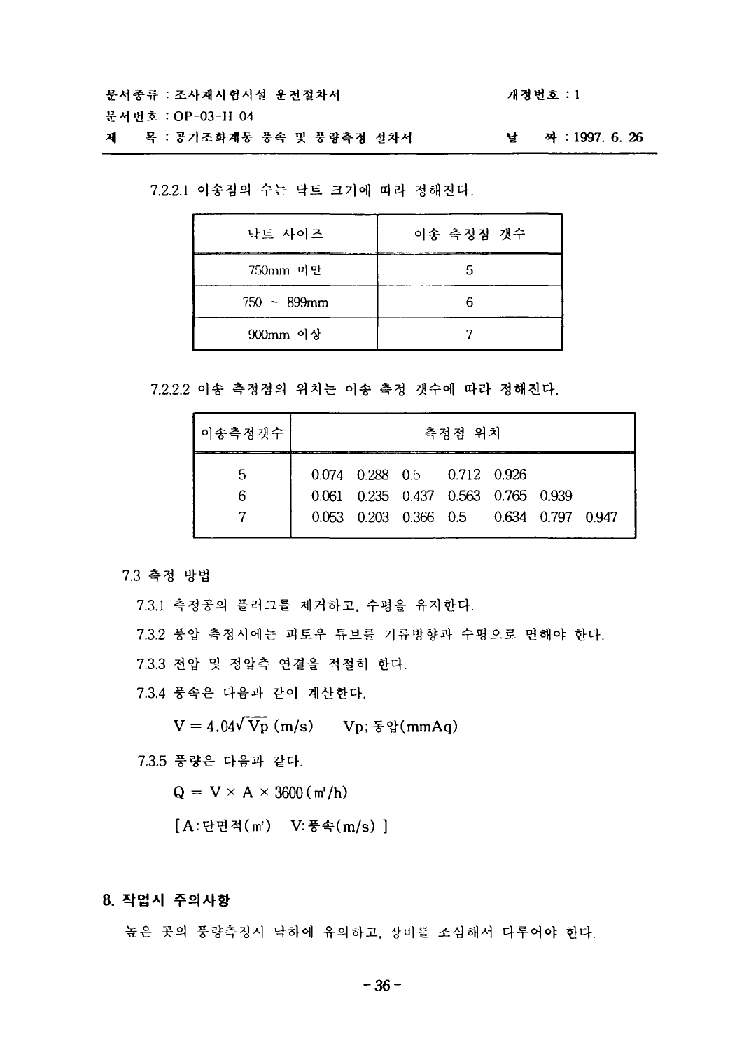7.2.2.1 이송점의 수는 닥트 크기에 따라 정해진다.

| 닥트 사이즈 | 이송 측정점 갯수 |
|---|---|
| 750mm 미만 | 5 |
| 750 ~ 899mm | 6 |
| 900mm 이상 | 7 |

7.2.2.2 이송 측정점의 위치는 이송 측정 갯수에 따라 정해진다.

| 이송측정갯수 | 측정점 위치 |
|---|---|
| 5 | 0.074 0.288 0.5 0.712 0.926 |
| 6 | 0.061 0.235 0.437 0.563 0.765 0.939 |
| 7 | 0.053 0.203 0.366 0.5 0.634 0.797 0.947 |

7.3 측정 방법

7.3.1 측정공의 플러그를 제거하고, 수평을 유지한다.

7.3.2 풍압 측정시에는 피토우 튜브를 기류방향과 수평으로 면해야 한다.

7.3.3 전압 및 정압측 연결을 적절히 한다.

7.3.4 풍속은 다음과 같이 계산한다.

$V = 4.04\sqrt{Vp}$ (m/s)  Vp; 동압(mmAq)

7.3.5 풍량은 다음과 같다.

$Q = V \times A \times 3600$ (m³/h)

[A:단면적(m²)  V:풍속(m/s) ]

## 8. 작업시 주의사항

높은 곳의 풍량측정시 낙하에 유의하고, 장비를 조심해서 다루어야 한다.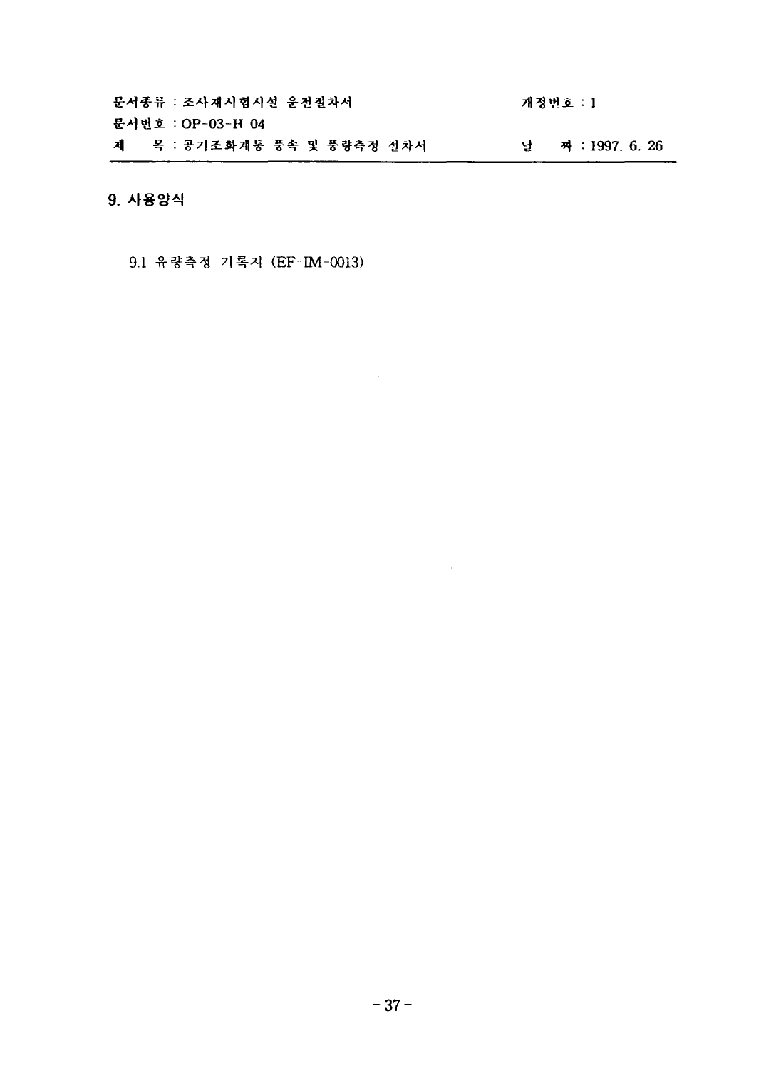## 9. 사용양식

9.1 유량측정 기록지 (EF-IM-0013)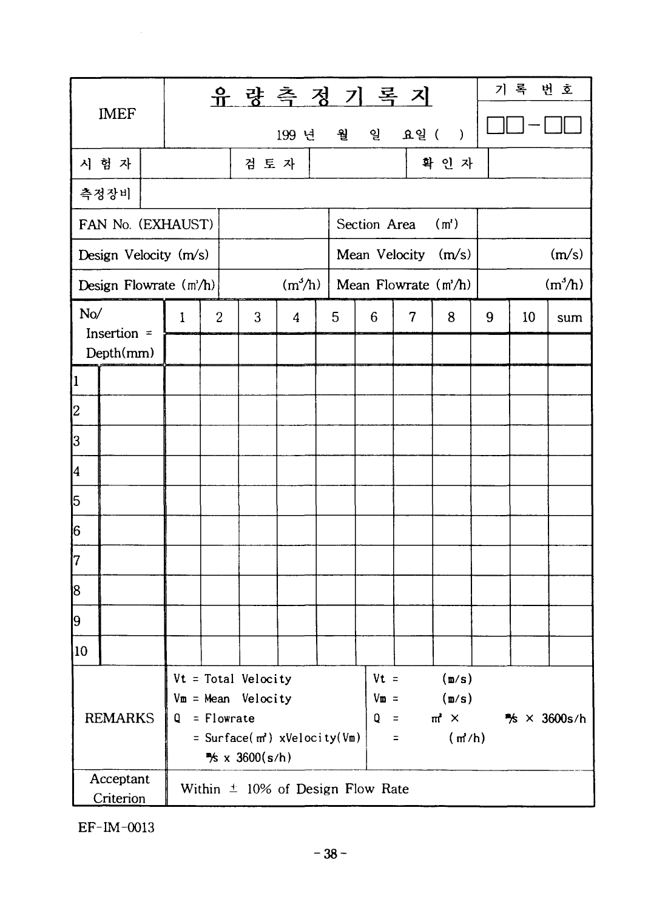| IMEF | 유 량 측 정 기 록 지<br>199 년 월 일 요일 ( ) | | | | | | 기 록 번 호<br>□□-□□ |
|---|---|---|---|---|---|---|---|
| 시 험 자 | | 검 토 자 | | 확 인 자 | | | |
| 측정장비 | | | | | | | |
| FAN No. (EXHAUST) | | Section Area (m²) | | | | | |
| Design Velocity (m/s) | | Mean Velocity (m/s) | (m/s) | | | | |
| Design Flowrate (m³/h) | (m³/h) | Mean Flowrate (m³/h) | (m³/h) | | | | |

| No/ Insertion = Depth(mm) | | 1 | 2 | 3 | 4 | 5 | 6 | 7 | 8 | 9 | 10 | sum |
|---|---|---|---|---|---|---|---|---|---|---|---|---|
| | | | | | | | | | | | | |
| 1 | | | | | | | | | | | | |
| 2 | | | | | | | | | | | | |
| 3 | | | | | | | | | | | | |
| 4 | | | | | | | | | | | | |
| 5 | | | | | | | | | | | | |
| 6 | | | | | | | | | | | | |
| 7 | | | | | | | | | | | | |
| 8 | | | | | | | | | | | | |
| 9 | | | | | | | | | | | | |
| 10 | | | | | | | | | | | | |

| REMARKS | Vt = Total Velocity<br>Vm = Mean Velocity<br>Q = Flowrate<br>= Surface(m²) xVelocity(Vm) m/s x 3600(s/h) | Vt = (m/s)<br>Vm = (m/s)<br>Q = m² × m/s × 3600s/h<br>= (m³/h) |
|---|---|---|
| Acceptant Criterion | Within ± 10% of Design Flow Rate | |

EF-IM-0013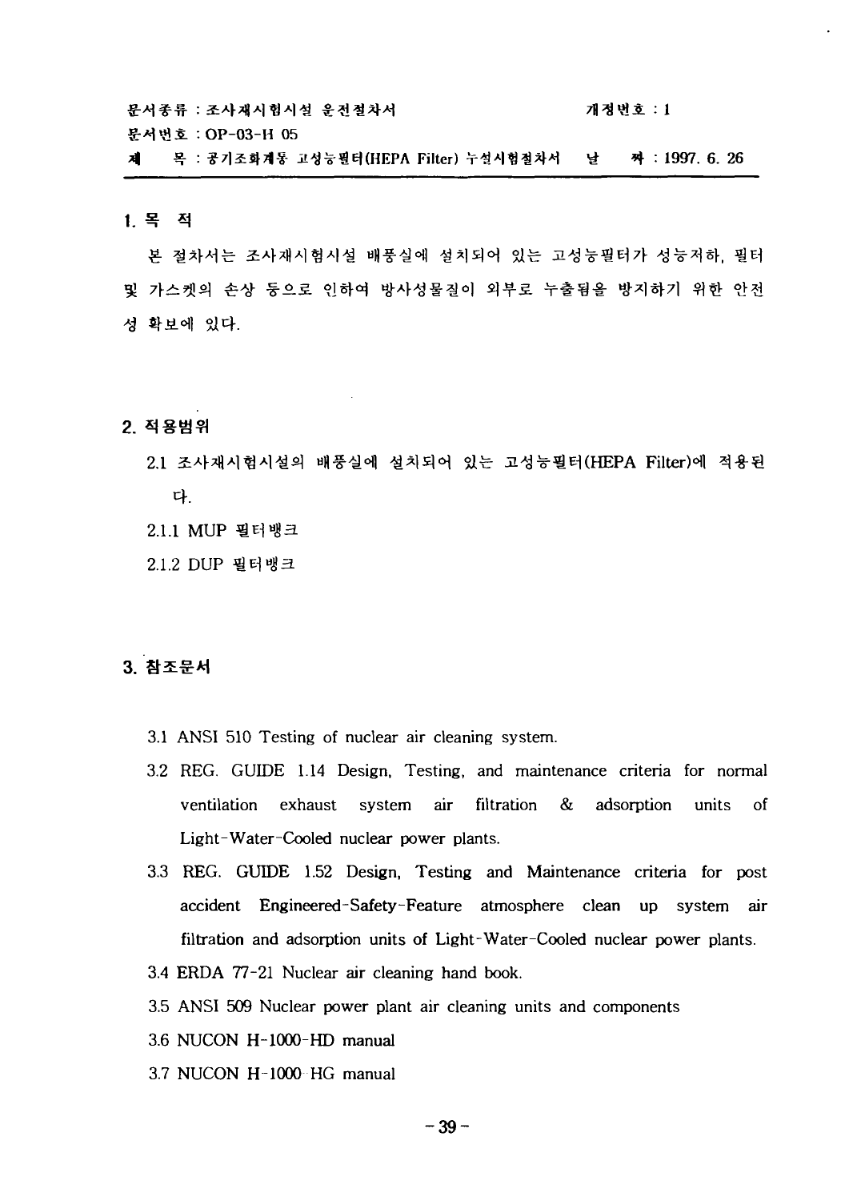문서종류 : 조사재시험시설 운전절차서 개정번호 : 1

문서번호 : OP-03-H 05

제 목 : 공기조화계통 고성능필터(HEPA Filter) 누설시험절차서 날 짜 : 1997. 6. 26

---

## 1. 목 적

본 절차서는 조사재시험시설 배풍실에 설치되어 있는 고성능필터가 성능저하, 필터 및 가스켓의 손상 등으로 인하여 방사성물질이 외부로 누출됨을 방지하기 위한 안전성 확보에 있다.

## 2. 적용범위

2.1 조사재시험시설의 배풍실에 설치되어 있는 고성능필터(HEPA Filter)에 적용된다.

2.1.1 MUP 필터뱅크

2.1.2 DUP 필터뱅크

## 3. 참조문서

3.1 ANSI 510 Testing of nuclear air cleaning system.

3.2 REG. GUIDE 1.14 Design, Testing, and maintenance criteria for normal ventilation exhaust system air filtration & adsorption units of Light-Water-Cooled nuclear power plants.

3.3 REG. GUIDE 1.52 Design, Testing and Maintenance criteria for post accident Engineered-Safety-Feature atmosphere clean up system air filtration and adsorption units of Light-Water-Cooled nuclear power plants.

3.4 ERDA 77-21 Nuclear air cleaning hand book.

3.5 ANSI 509 Nuclear power plant air cleaning units and components

3.6 NUCON H-1000-HD manual

3.7 NUCON H-1000 HG manual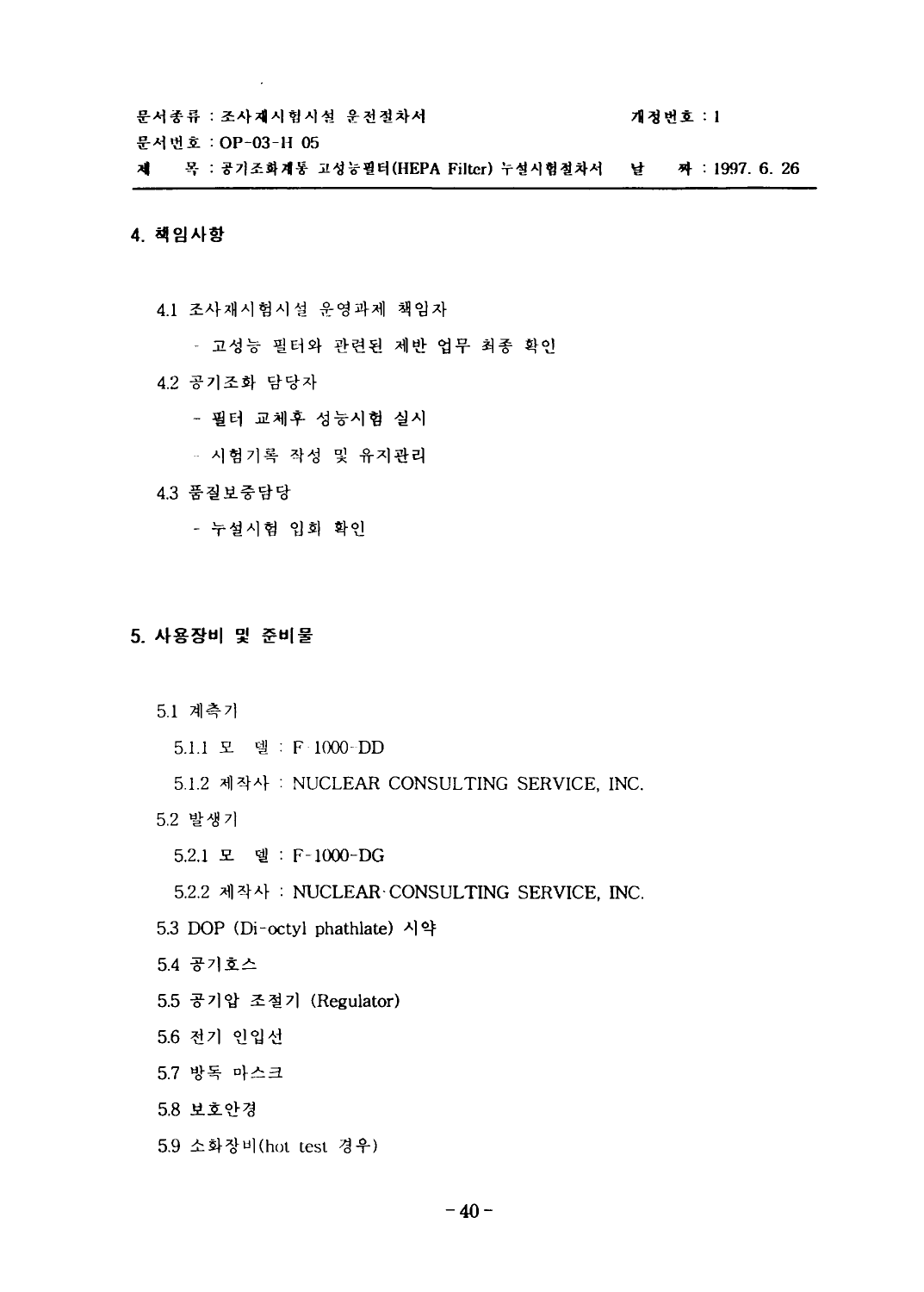## 4. 책임사항

4.1 조사재시험시설 운영과제 책임자

- 고성능 필터와 관련된 제반 업무 최종 확인

4.2 공기조화 담당자

- 필터 교체후 성능시험 실시
- 시험기록 작성 및 유지관리

4.3 품질보증담당

- 누설시험 입회 확인

## 5. 사용장비 및 준비물

5.1 계측기

5.1.1 모 델 : F-1000-DD

5.1.2 제작사 : NUCLEAR CONSULTING SERVICE, INC.

5.2 발생기

5.2.1 모 델 : F-1000-DG

5.2.2 제작사 : NUCLEAR CONSULTING SERVICE, INC.

5.3 DOP (Di-octyl phathlate) 시약

5.4 공기호스

5.5 공기압 조절기 (Regulator)

5.6 전기 인입선

5.7 방독 마스크

5.8 보호안경

5.9 소화장비(hot test 경우)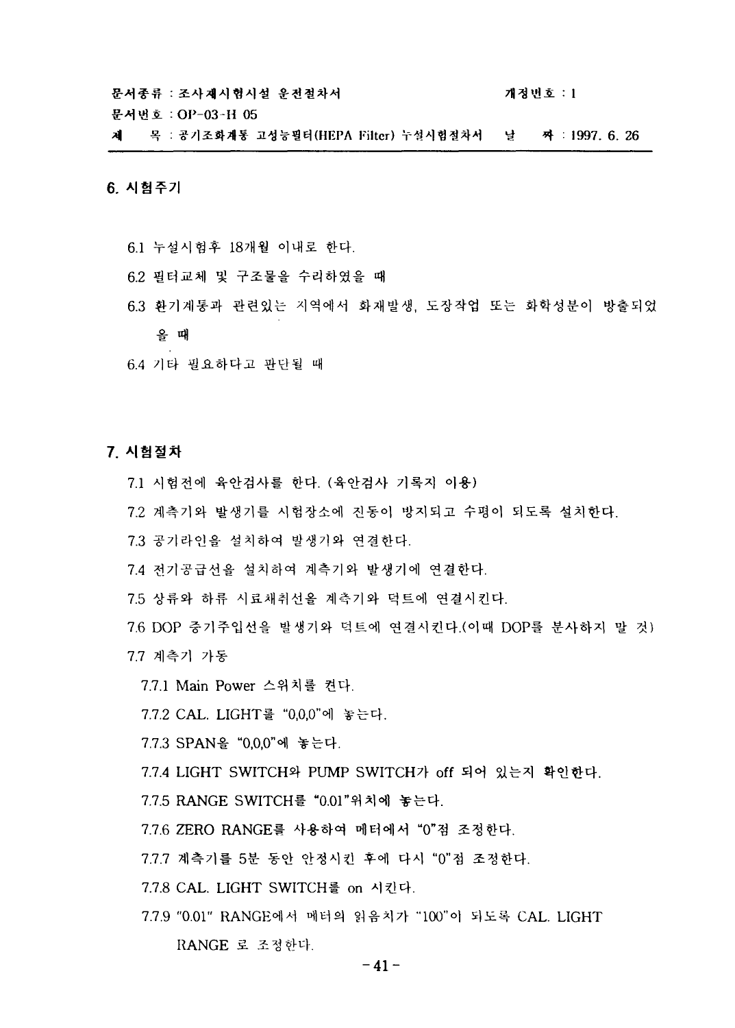## 6. 시험주기

6.1 누설시험후 18개월 이내로 한다.

6.2 필터교체 및 구조물을 수리하였을 때

6.3 환기계통과 관련있는 지역에서 화재발생, 도장작업 또는 화학성분이 방출되었을 때

6.4 기타 필요하다고 판단될 때

## 7. 시험절차

7.1 시험전에 육안검사를 한다. (육안검사 기록지 이용)

7.2 계측기와 발생기를 시험장소에 진동이 방지되고 수평이 되도록 설치한다.

7.3 공기라인을 설치하여 발생기와 연결한다.

7.4 전기공급선을 설치하여 계측기와 발생기에 연결한다.

7.5 상류와 하류 시료채취선을 계측기와 덕트에 연결시킨다.

7.6 DOP 증기주입선을 발생기와 덕트에 연결시킨다.(이때 DOP를 분사하지 말 것)

7.7 계측기 가동

7.7.1 Main Power 스위치를 켠다.

7.7.2 CAL. LIGHT를 "0,0,0"에 놓는다.

7.7.3 SPAN을 "0,0,0"에 놓는다.

7.7.4 LIGHT SWITCH와 PUMP SWITCH가 off 되어 있는지 확인한다.

7.7.5 RANGE SWITCH를 "0.01"위치에 놓는다.

7.7.6 ZERO RANGE를 사용하여 메터에서 "0"점 조정한다.

7.7.7 계측기를 5분 동안 안정시킨 후에 다시 "0"점 조정한다.

7.7.8 CAL. LIGHT SWITCH를 on 시킨다.

7.7.9 "0.01" RANGE에서 메터의 읽음치가 "100"이 되도록 CAL. LIGHT RANGE 로 조정한다.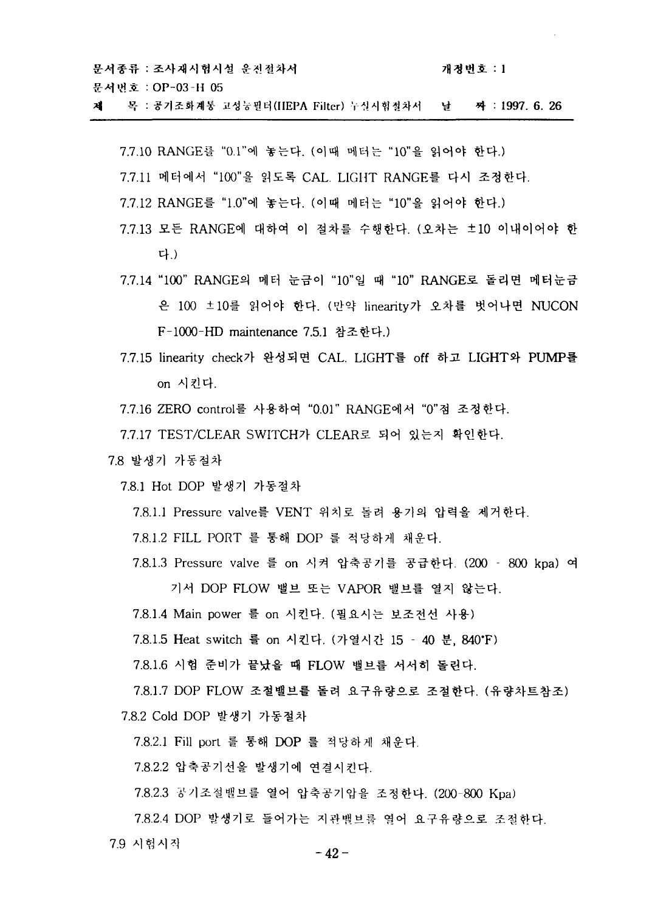7.7.10 RANGE를 "0.1"에 놓는다. (이때 메터는 "10"을 읽어야 한다.)

7.7.11 메터에서 "100"을 읽도록 CAL. LIGHT RANGE를 다시 조정한다.

7.7.12 RANGE를 "1.0"에 놓는다. (이때 메터는 "10"을 읽어야 한다.)

7.7.13 모든 RANGE에 대하여 이 절차를 수행한다. (오차는 ±10 이내이어야 한다.)

7.7.14 "100" RANGE의 메터 눈금이 "10"일 때 "10" RANGE로 돌리면 메터눈금은 100 ±10를 읽어야 한다. (만약 linearity가 오차를 벗어나면 NUCON F-1000-HD maintenance 7.5.1 참조한다.)

7.7.15 linearity check가 완성되면 CAL. LIGHT를 off 하고 LIGHT와 PUMP를 on 시킨다.

7.7.16 ZERO control를 사용하여 "0.01" RANGE에서 "0"점 조정한다.

7.7.17 TEST/CLEAR SWITCH가 CLEAR로 되어 있는지 확인한다.

7.8 발생기 가동절차

7.8.1 Hot DOP 발생기 가동절차

7.8.1.1 Pressure valve를 VENT 위치로 돌려 용기의 압력을 제거한다.

7.8.1.2 FILL PORT 를 통해 DOP 를 적당하게 채운다.

7.8.1.3 Pressure valve 를 on 시켜 압축공기를 공급한다. (200 - 800 kpa) 여기서 DOP FLOW 밸브 또는 VAPOR 밸브를 열지 않는다.

7.8.1.4 Main power 를 on 시킨다. (필요시는 보조전선 사용)

7.8.1.5 Heat switch 를 on 시킨다. (가열시간 15 - 40 분, 840°F)

7.8.1.6 시험 준비가 끝났을 때 FLOW 밸브를 서서히 돌린다.

7.8.1.7 DOP FLOW 조절밸브를 돌려 요구유량으로 조절한다. (유량차트참조)

7.8.2 Cold DOP 발생기 가동절차

7.8.2.1 Fill port 를 통해 DOP 를 적당하게 채운다.

7.8.2.2 압축공기선을 발생기에 연결시킨다.

7.8.2.3 공기조절밸브를 열어 압축공기압을 조정한다. (200-800 Kpa)

7.8.2.4 DOP 발생기로 들어가는 지관밸브를 열어 요구유량으로 조절한다.

7.9 시험시작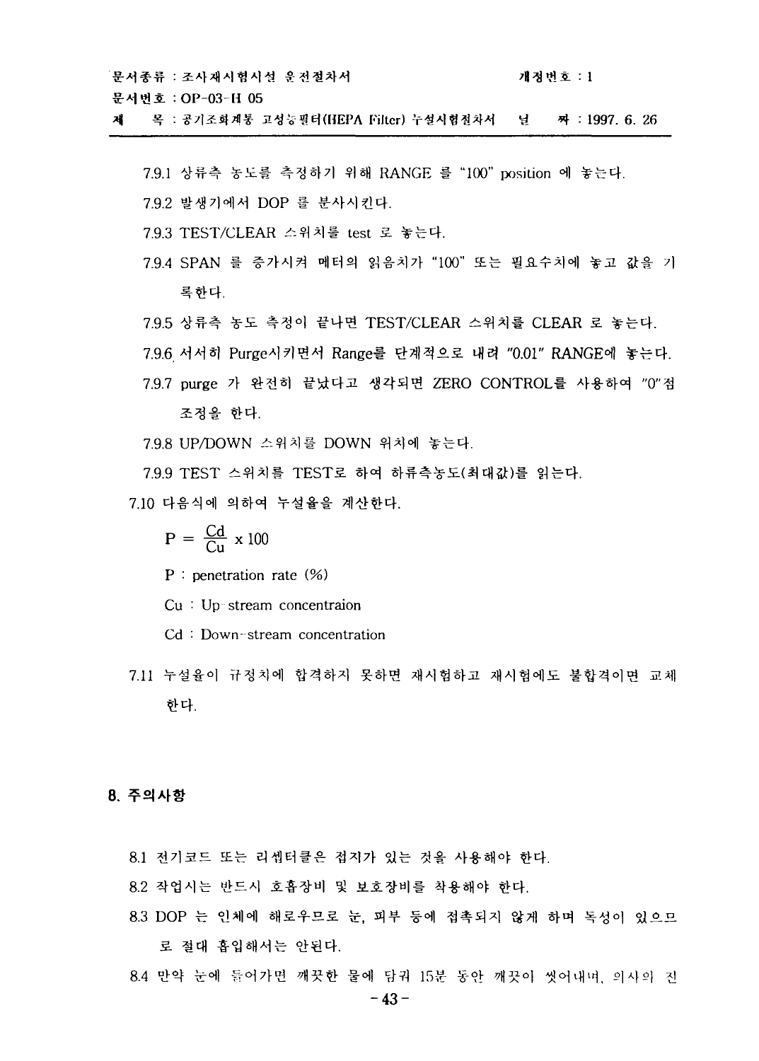7.9.1 상류측 농도를 측정하기 위해 RANGE 를 "100" position 에 놓는다.

7.9.2 발생기에서 DOP 를 분사시킨다.

7.9.3 TEST/CLEAR 스위치를 test 로 놓는다.

7.9.4 SPAN 를 증가시켜 메터의 읽음치가 "100" 또는 필요수치에 놓고 값을 기록한다.

7.9.5 상류측 농도 측정이 끝나면 TEST/CLEAR 스위치를 CLEAR 로 놓는다.

7.9.6 서서히 Purge시키면서 Range를 단계적으로 내려 "0.01" RANGE에 놓는다.

7.9.7 purge 가 완전히 끝났다고 생각되면 ZERO CONTROL를 사용하여 "0"점 조정을 한다.

7.9.8 UP/DOWN 스위치를 DOWN 위치에 놓는다.

7.9.9 TEST 스위치를 TEST로 하여 하류측농도(최대값)를 읽는다.

7.10 다음식에 의하여 누설율을 계산한다.

$$P = \frac{Cd}{Cu} \times 100$$

P : penetration rate (%)

Cu : Up-stream concentraion

Cd : Down-stream concentration

7.11 누설율이 규정치에 합격하지 못하면 재시험하고 재시험에도 불합격이면 교체한다.

## 8. 주의사항

8.1 전기코드 또는 리셉터클은 접지가 있는 것을 사용해야 한다.

8.2 작업시는 반드시 호흡장비 및 보호장비를 착용해야 한다.

8.3 DOP 는 인체에 해로우므로 눈, 피부 등에 접촉되지 않게 하며 독성이 있으므로 절대 흡입해서는 안된다.

8.4 만약 눈에 들어가면 깨끗한 물에 담궈 15분 동안 깨끗이 씻어내며, 의사의 진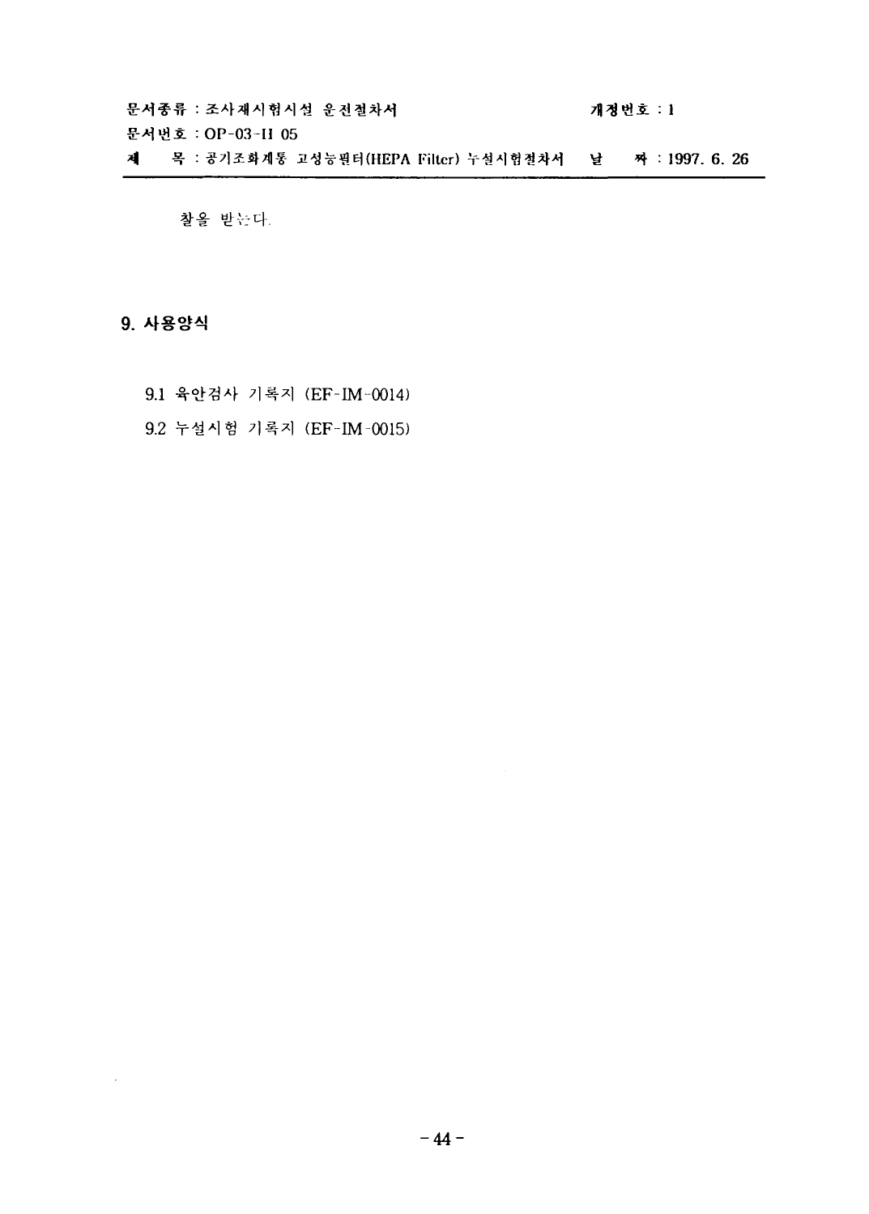찰을 받는다.

## 9. 사용양식

9.1 육안검사 기록지 (EF-IM-0014)

9.2 누설시험 기록지 (EF-IM-0015)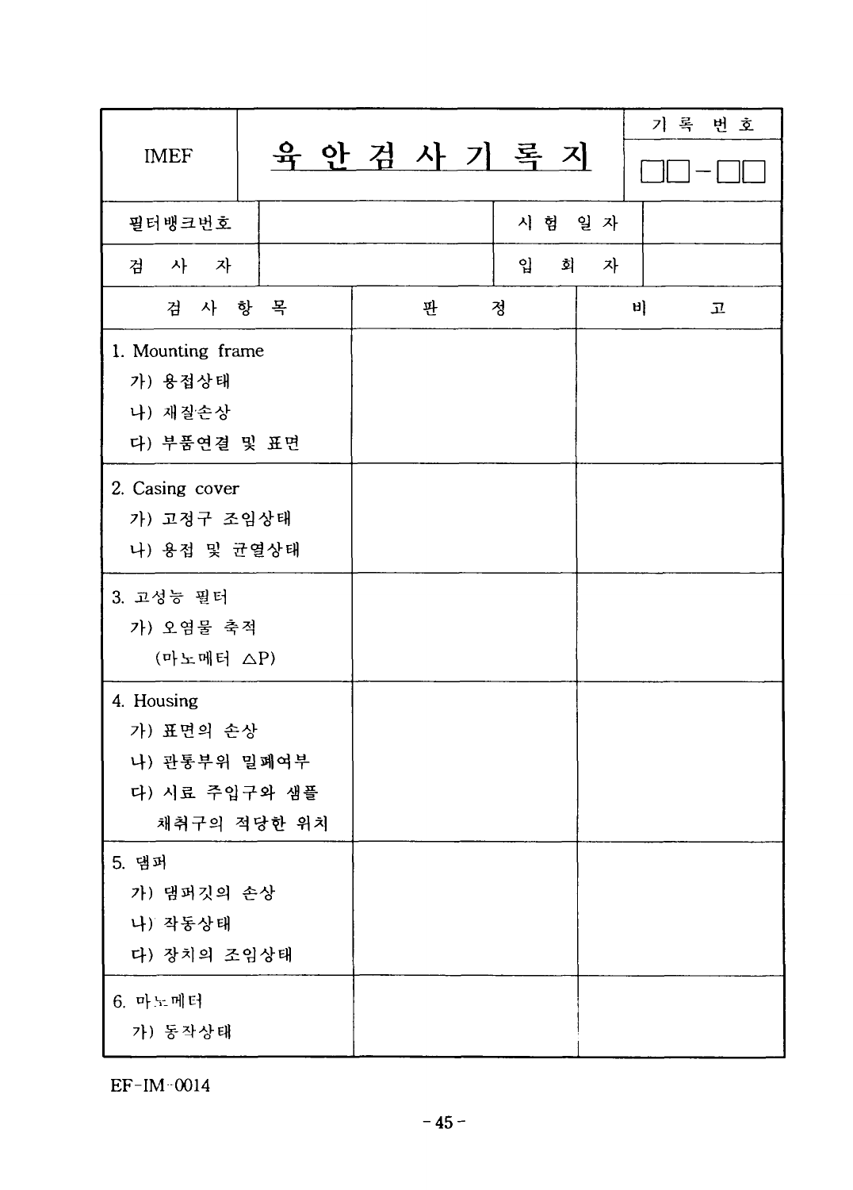| IMEF | **육 안 검 사 기 록 지** | 기 록 번 호<br>□□-□□ |
|---|---|---|

| 필터뱅크번호 | | 시 험 일 자 | |
|---|---|---|---|
| 검 사 자 | | 입 회 자 | |

| 검 사 항 목 | 판 정 | 비 고 |
|---|---|---|
| 1. Mounting frame<br>가) 용접상태<br>나) 재질손상<br>다) 부품연결 및 표면 | | |
| 2. Casing cover<br>가) 고정구 조임상태<br>나) 용접 및 균열상태 | | |
| 3. 고성능 필터<br>가) 오염물 축적<br>(마노메터 $\triangle P$) | | |
| 4. Housing<br>가) 표면의 손상<br>나) 관통부위 밀폐여부<br>다) 시료 주입구와 샘플 채취구의 적당한 위치 | | |
| 5. 댐퍼<br>가) 댐퍼깃의 손상<br>나) 작동상태<br>다) 장치의 조임상태 | | |
| 6. 마노메터<br>가) 동작상태 | | |

EF-IM-0014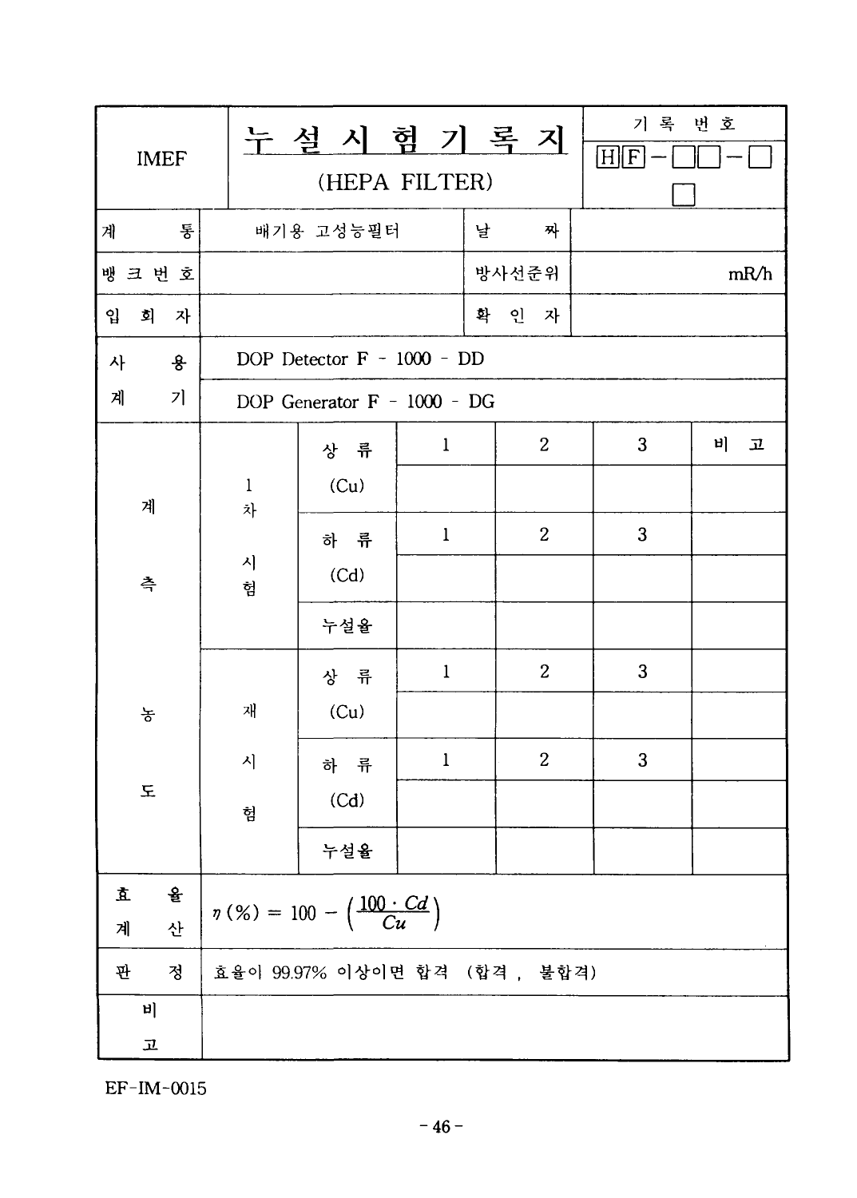| IMEF | 누 설 시 험 기 록 지 (HEPA FILTER) | | | | | 기 록 번 호 HF-□□-□ □ | |
|---|---|---|---|---|---|---|---|
| 계 통 | 배기용 고성능필터 | | | 날 짜 | | | |
| 뱅 크 번 호 | | | | 방사선준위 | | | mR/h |
| 입 회 자 | | | | 확 인 자 | | | |
| 사 용 계 기 | DOP Detector F - 1000 - DD | | | | | | |
| | DOP Generator F - 1000 - DG | | | | | | |
| 계 측 농 도 | 1차 시험 | 상 류 (Cu) | 1 | 2 | 3 | 비 고 | |
| | | | | | | | |
| | | 하 류 (Cd) | 1 | 2 | 3 | | |
| | | | | | | | |
| | | 누설율 | | | | | |
| | 재 시 험 | 상 류 (Cu) | 1 | 2 | 3 | | |
| | | | | | | | |
| | | 하 류 (Cd) | 1 | 2 | 3 | | |
| | | | | | | | |
| | | 누설율 | | | | | |
| 효 율 계 산 | $\eta(\%) = 100 - \left(\frac{100 \cdot Cd}{Cu}\right)$ | | | | | | |
| 판 정 | 효율이 99.97% 이상이면 합격 (합격 , 불합격) | | | | | | |
| 비 고 | | | | | | | |

EF-IM-0015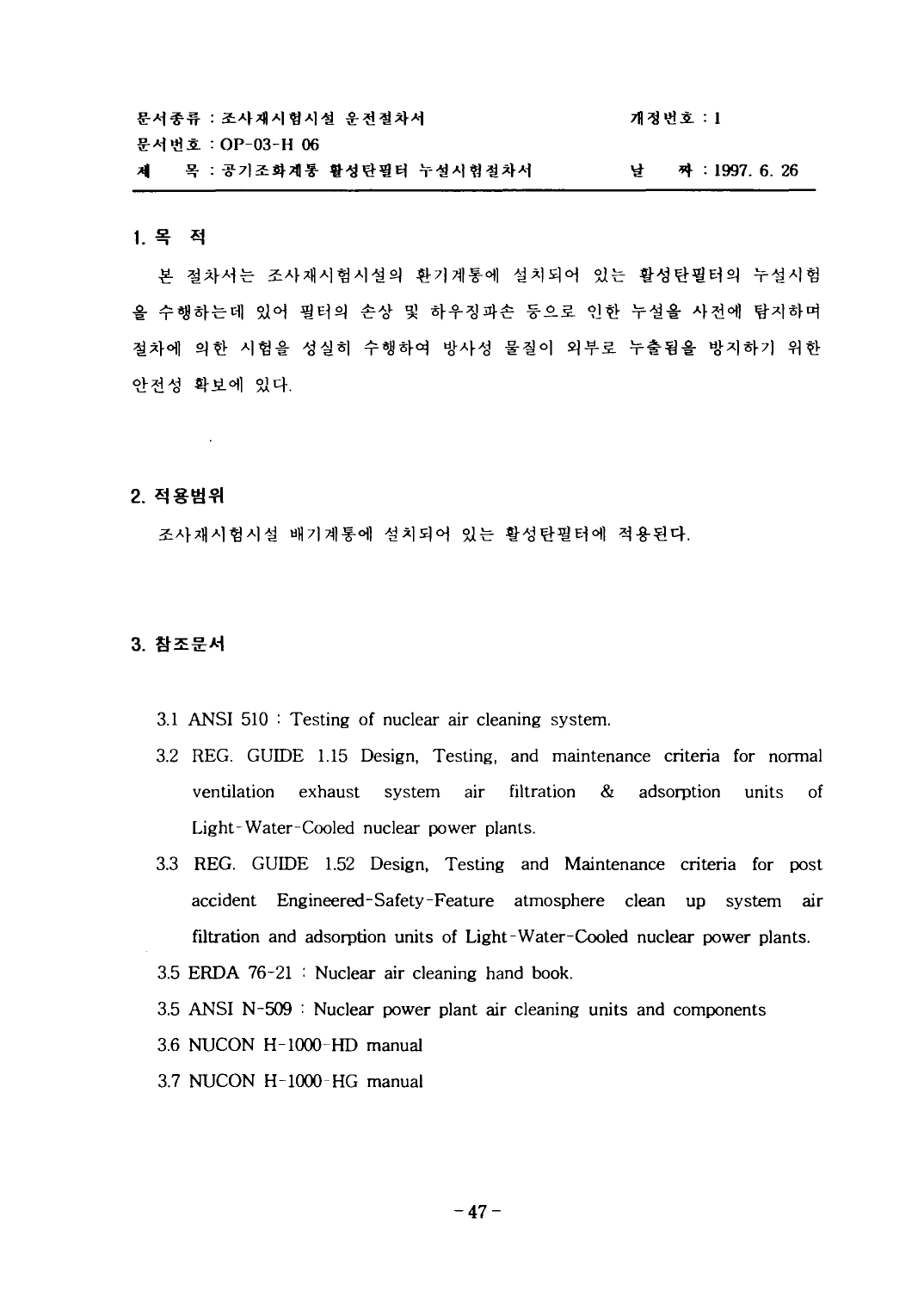문서종류 : 조사재시험시설 운전절차서 　　　　　　　　　　개정번호 : 1

문서번호 : OP-03-H 06

제　　목 : 공기조화계통 활성탄필터 누설시험절차서 　　　　날　　짜 : 1997. 6. 26

## 1. 목 적

본 절차서는 조사재시험시설의 환기계통에 설치되어 있는 활성탄필터의 누설시험을 수행하는데 있어 필터의 손상 및 하우징파손 등으로 인한 누설을 사전에 탐지하며 절차에 의한 시험을 성실히 수행하여 방사성 물질이 외부로 누출됨을 방지하기 위한 안전성 확보에 있다.

## 2. 적용범위

조사재시험시설 배기계통에 설치되어 있는 활성탄필터에 적용된다.

## 3. 참조문서

3.1 ANSI 510 : Testing of nuclear air cleaning system.

3.2 REG. GUIDE 1.15 Design, Testing, and maintenance criteria for normal ventilation exhaust system air filtration & adsorption units of Light-Water-Cooled nuclear power plants.

3.3 REG. GUIDE 1.52 Design, Testing and Maintenance criteria for post accident Engineered-Safety-Feature atmosphere clean up system air filtration and adsorption units of Light-Water-Cooled nuclear power plants.

3.5 ERDA 76-21 : Nuclear air cleaning hand book.

3.5 ANSI N-509 : Nuclear power plant air cleaning units and components

3.6 NUCON H-1000-HD manual

3.7 NUCON H-1000-HG manual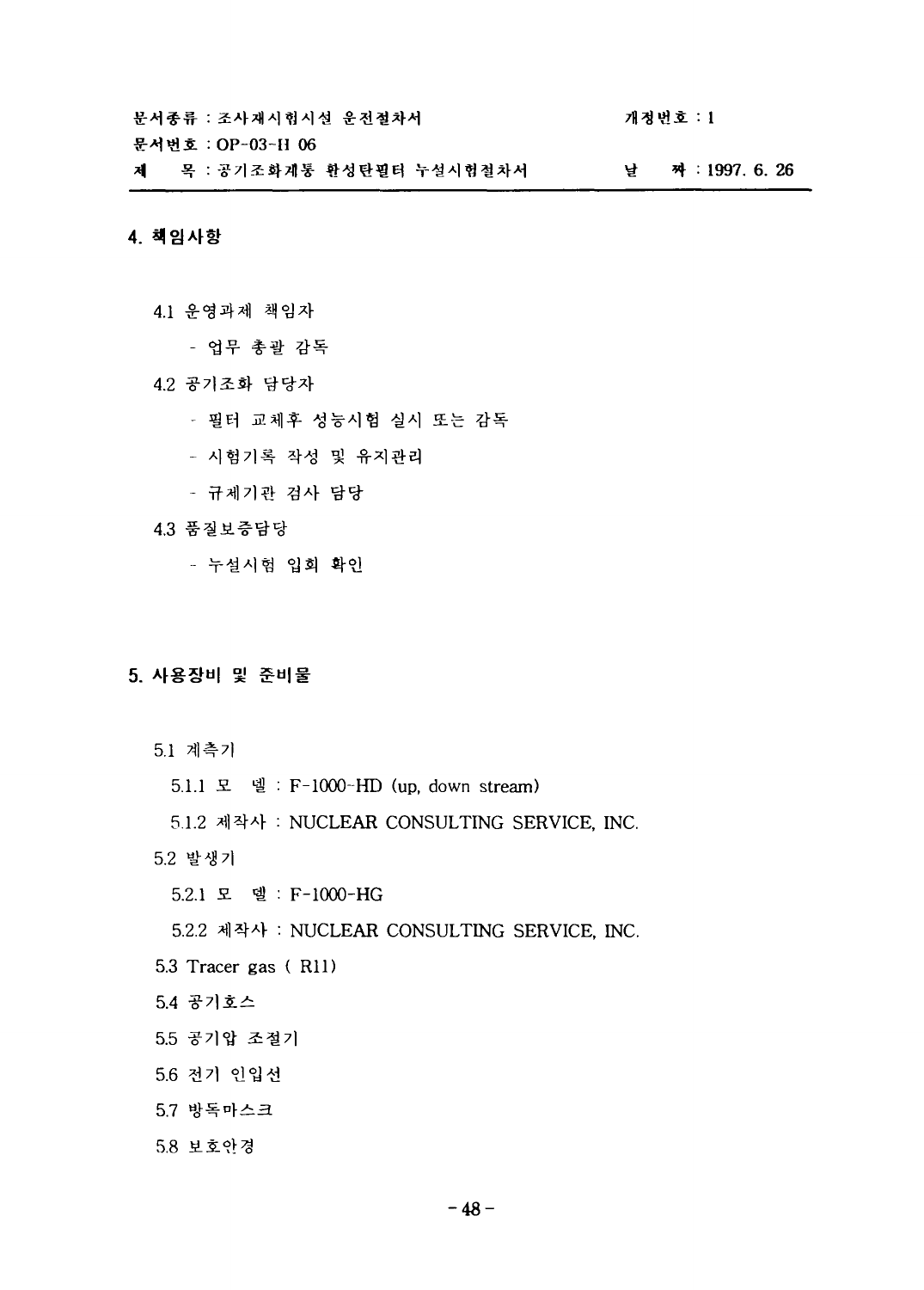## 4. 책임사항

4.1 운영과제 책임자

- 업무 총괄 감독

4.2 공기조화 담당자

- 필터 교체후 성능시험 실시 또는 감독
- 시험기록 작성 및 유지관리
- 규제기관 검사 담당

4.3 품질보증담당

- 누설시험 입회 확인

## 5. 사용장비 및 준비물

5.1 계측기

5.1.1 모　델 : F-1000-HD (up, down stream)

5.1.2 제작사 : NUCLEAR CONSULTING SERVICE, INC.

5.2 발생기

5.2.1 모　델 : F-1000-HG

5.2.2 제작사 : NUCLEAR CONSULTING SERVICE, INC.

5.3 Tracer gas ( R11)

5.4 공기호스

5.5 공기압 조절기

5.6 전기 인입선

5.7 방독마스크

5.8 보호안경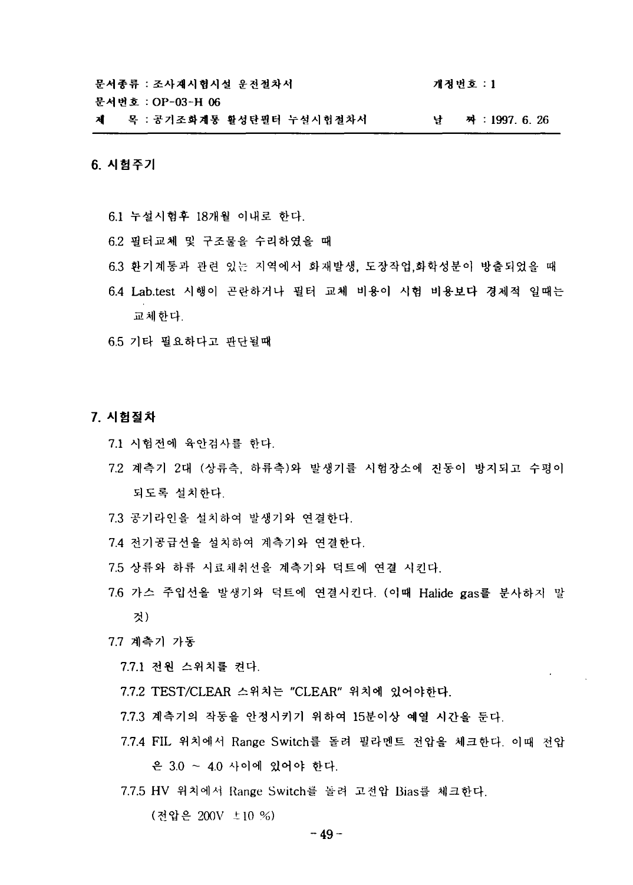## 6. 시험주기

6.1 누설시험후 18개월 이내로 한다.

6.2 필터교체 및 구조물을 수리하였을 때

6.3 환기계통과 관련 있는 지역에서 화재발생, 도장작업,화학성분이 방출되었을 때

6.4 Lab.test 시행이 곤란하거나 필터 교체 비용이 시험 비용보다 경제적 일때는 교체한다.

6.5 기타 필요하다고 판단될때

## 7. 시험절차

7.1 시험전에 육안검사를 한다.

7.2 계측기 2대 (상류측, 하류측)와 발생기를 시험장소에 진동이 방지되고 수평이 되도록 설치한다.

7.3 공기라인을 설치하여 발생기와 연결한다.

7.4 전기공급선을 설치하여 계측기와 연결한다.

7.5 상류와 하류 시료채취선을 계측기와 덕트에 연결 시킨다.

7.6 가스 주입선을 발생기와 덕트에 연결시킨다. (이때 Halide gas를 분사하지 말 것)

7.7 계측기 가동

7.7.1 전원 스위치를 켠다.

7.7.2 TEST/CLEAR 스위치는 "CLEAR" 위치에 있어야한다.

7.7.3 계측기의 작동을 안정시키기 위하여 15분이상 예열 시간을 둔다.

7.7.4 FIL 위치에서 Range Switch를 돌려 필라멘트 전압을 체크한다. 이때 전압은 3.0 ~ 4.0 사이에 있어야 한다.

7.7.5 HV 위치에서 Range Switch를 돌려 고전압 Bias를 체크한다. (전압은 200V ±10 %)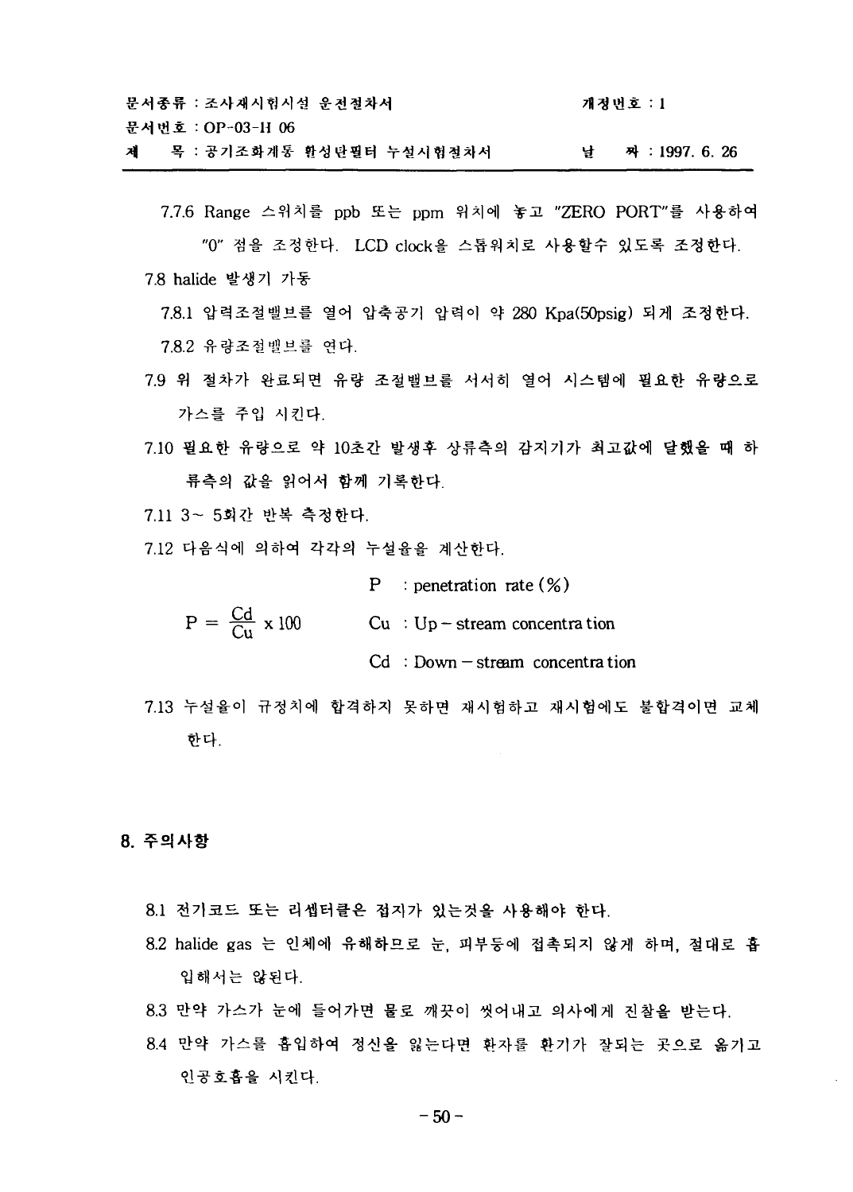7.7.6 Range 스위치를 ppb 또는 ppm 위치에 놓고 "ZERO PORT"를 사용하여 "0" 점을 조정한다. LCD clock을 스톱워치로 사용할수 있도록 조정한다.

7.8 halide 발생기 가동

7.8.1 압력조절밸브를 열어 압축공기 압력이 약 280 Kpa(50psig) 되게 조정한다.

7.8.2 유량조절밸브를 연다.

7.9 위 절차가 완료되면 유량 조절밸브를 서서히 열어 시스템에 필요한 유량으로 가스를 주입 시킨다.

7.10 필요한 유량으로 약 10초간 발생후 상류측의 감지기가 최고값에 달했을 때 하류측의 값을 읽어서 함께 기록한다.

7.11 3~ 5회간 반복 측정한다.

7.12 다음식에 의하여 각각의 누설율을 계산한다.

$$P = \frac{Cd}{Cu} \times 100$$

P : penetration rate (%)

Cu : Up－stream concentration

Cd : Down－stream concentration

7.13 누설율이 규정치에 합격하지 못하면 재시험하고 재시험에도 불합격이면 교체한다.

## 8. 주의사항

8.1 전기코드 또는 리셉터클은 접지가 있는것을 사용해야 한다.

8.2 halide gas 는 인체에 유해하므로 눈, 피부등에 접촉되지 않게 하며, 절대로 흡입해서는 않된다.

8.3 만약 가스가 눈에 들어가면 물로 깨끗이 씻어내고 의사에게 진찰을 받는다.

8.4 만약 가스를 흡입하여 정신을 잃는다면 환자를 환기가 잘되는 곳으로 옮기고 인공호흡을 시킨다.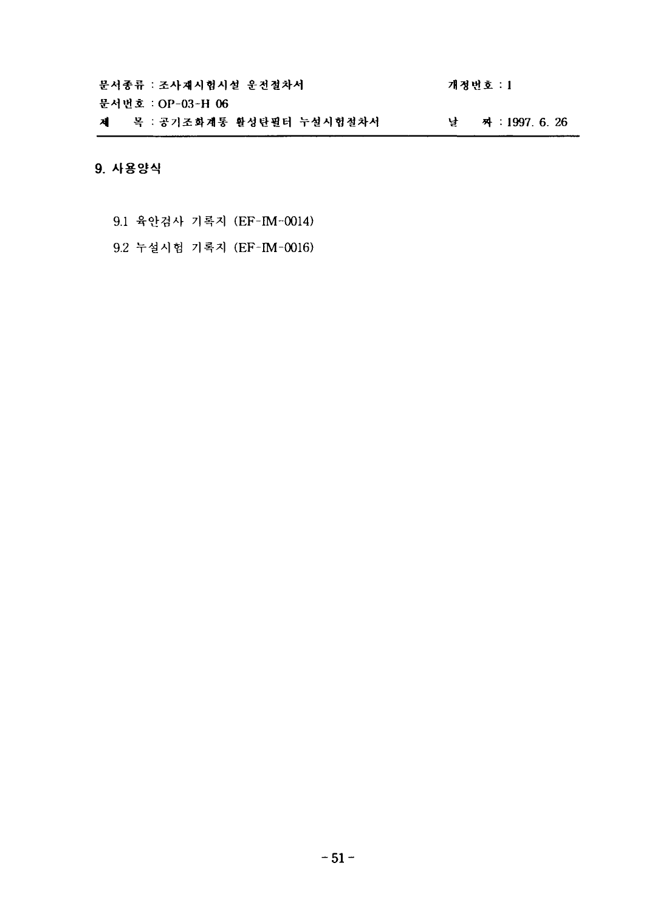## 9. 사용양식

9.1 육안검사 기록지 (EF-IM-0014)

9.2 누설시험 기록지 (EF-IM-0016)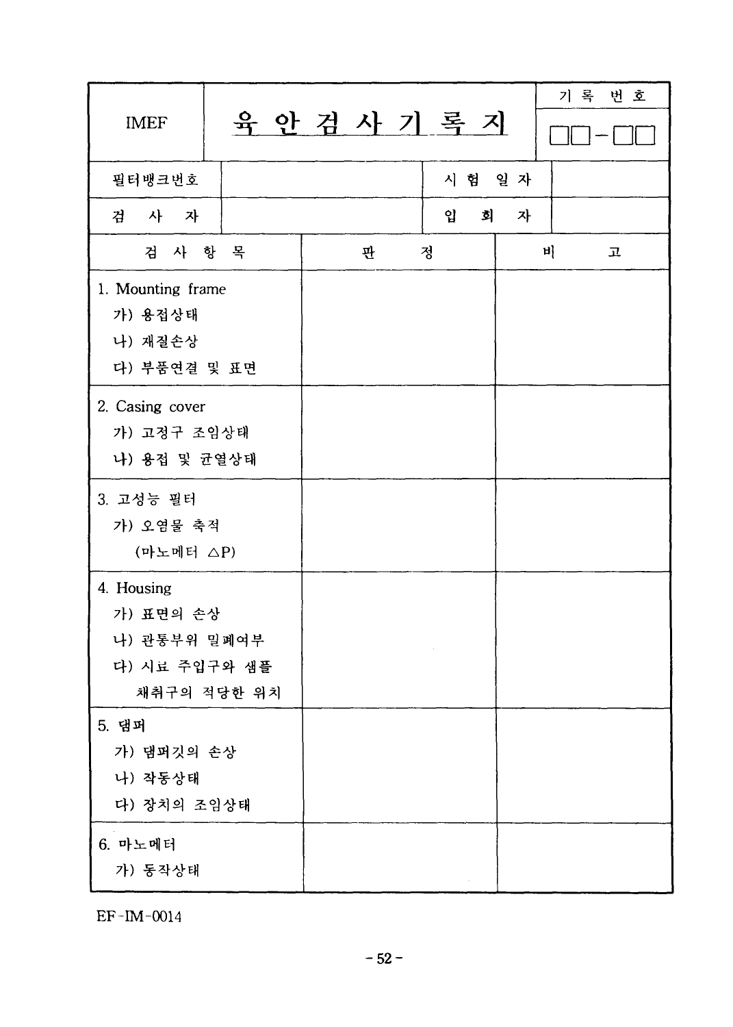| IMEF | 육 안 검 사 기 록 지 | 기 록 번 호 |
|---|---|---|
| | | □□-□□ |

| 필터뱅크번호 | | 시 험 일 자 | |
|---|---|---|---|
| 검 사 자 | | 입 회 자 | |

| 검 사 항 목 | 판 정 | 비 고 |
|---|---|---|
| 1. Mounting frame<br>가) 용접상태<br>나) 재질손상<br>다) 부품연결 및 표면 | | |
| 2. Casing cover<br>가) 고정구 조임상태<br>나) 용접 및 균열상태 | | |
| 3. 고성능 필터<br>가) 오염물 축적<br>(마노메터 $\triangle P$) | | |
| 4. Housing<br>가) 표면의 손상<br>나) 관통부위 밀폐여부<br>다) 시료 주입구와 샘플 채취구의 적당한 위치 | | |
| 5. 댐퍼<br>가) 댐퍼깃의 손상<br>나) 작동상태<br>다) 장치의 조임상태 | | |
| 6. 마노메터<br>가) 동작상태 | | |

EF-IM-0014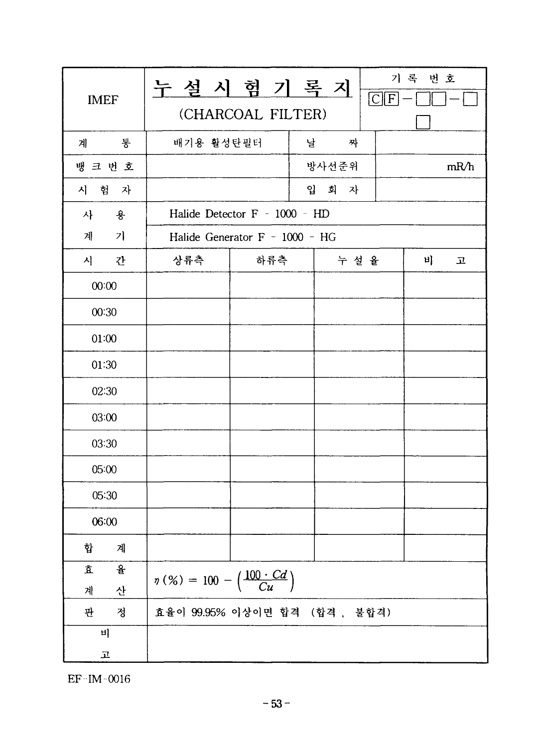| IMEF | 누 설 시 험 기 록 지<br>(CHARCOAL FILTER) | | | 기 록 번 호<br>CF－□□－□<br>□ |
|---|---|---|---|---|
| 계 통 | 배기용 활성탄필터 | | 날 짜 | |
| 뱅 크 번 호 | | | 방사선준위 | mR/h |
| 시 험 자 | | | 입 회 자 | |
| 사 용<br>계 기 | Halide Detector F - 1000 - HD<br>Halide Generator F - 1000 - HG | | | |
| 시 간 | 상류측 | 하류측 | 누 설 율 | 비 고 |
| 00:00 | | | | |
| 00:30 | | | | |
| 01:00 | | | | |
| 01:30 | | | | |
| 02:30 | | | | |
| 03:00 | | | | |
| 03:30 | | | | |
| 05:00 | | | | |
| 05:30 | | | | |
| 06:00 | | | | |
| 합 계 | | | | |
| 효 율<br>계 산 | $\eta(\%) = 100 - \left(\frac{100 \cdot Cd}{Cu}\right)$ | | | |
| 판 정 | 효율이 99.95% 이상이면 합격 (합격 , 불합격) | | | |
| 비<br>고 | | | | |

EF-IM-0016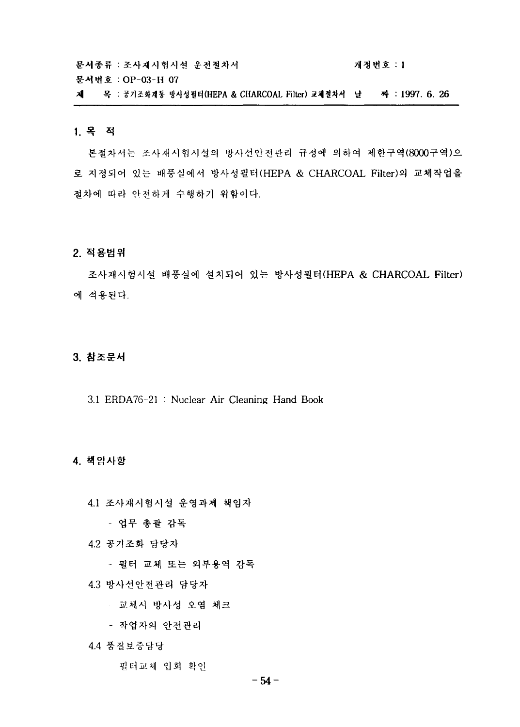문서종류 : 조사재시험시설 운전절차서 개정번호 : 1

문서번호 : OP-03-H 07

제 목 : 공기조화계통 방사성필터(HEPA & CHARCOAL Filter) 교체절차서 날 짜 : 1997. 6. 26

## 1. 목 적

본절차서는 조사재시험시설의 방사선안전관리 규정에 의하여 제한구역(8000구역)으로 지정되어 있는 배풍실에서 방사성필터(HEPA & CHARCOAL Filter)의 교체작업을 절차에 따라 안전하게 수행하기 위함이다.

## 2. 적용범위

조사재시험시설 배풍실에 설치되어 있는 방사성필터(HEPA & CHARCOAL Filter)에 적용된다.

## 3. 참조문서

3.1 ERDA76-21 : Nuclear Air Cleaning Hand Book

## 4. 책임사항

4.1 조사재시험시설 운영과제 책임자

- 업무 총괄 감독

4.2 공기조화 담당자

- 필터 교체 또는 외부용역 감독

4.3 방사선안전관리 담당자

- 교체시 방사성 오염 체크
- 작업자의 안전관리

4.4 품질보증담당

필터교체 입회 확인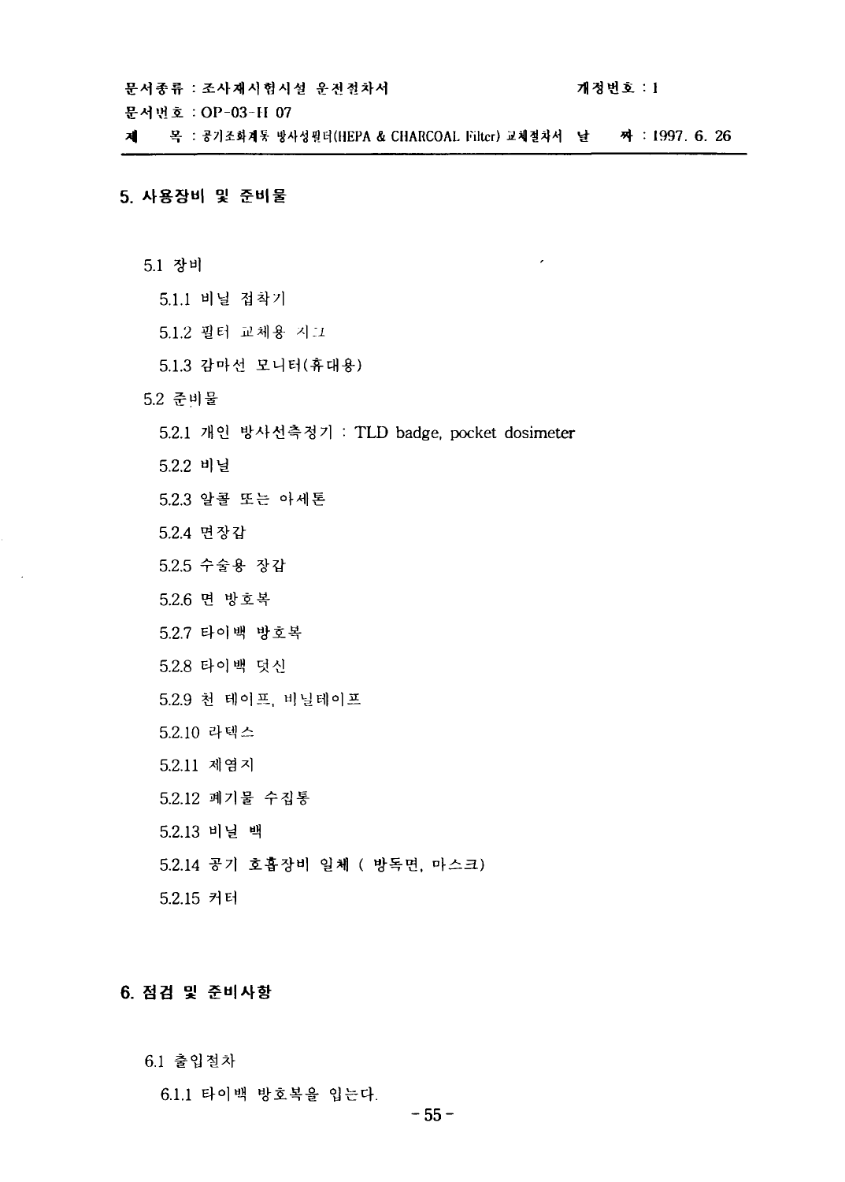## 5. 사용장비 및 준비물

5.1 장비

5.1.1 비닐 접착기

5.1.2 필터 교체용 지그

5.1.3 감마선 모니터(휴대용)

5.2 준비물

5.2.1 개인 방사선측정기 : TLD badge, pocket dosimeter

5.2.2 비닐

5.2.3 알콜 또는 아세톤

5.2.4 면장갑

5.2.5 수술용 장갑

5.2.6 면 방호복

5.2.7 타이백 방호복

5.2.8 타이백 덧신

5.2.9 천 테이프, 비닐테이프

5.2.10 라텍스

5.2.11 제염지

5.2.12 폐기물 수집통

5.2.13 비닐 백

5.2.14 공기 호흡장비 일체 ( 방독면, 마스크)

5.2.15 커터

## 6. 점검 및 준비사항

6.1 출입절차

6.1.1 타이백 방호복을 입는다.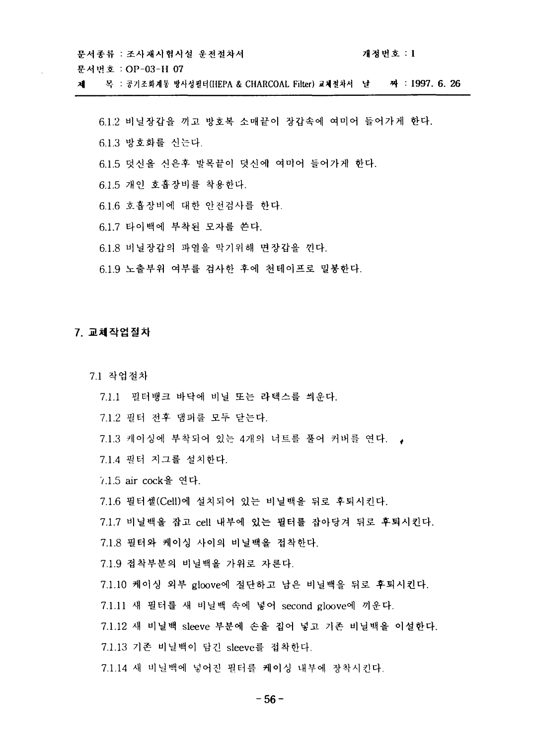6.1.2 비닐장갑을 끼고 방호복 소매끝이 장갑속에 여미어 들어가게 한다.

6.1.3 방호화를 신는다.

6.1.5 덧신을 신은후 발목끝이 덧신에 여미어 들어가게 한다.

6.1.5 개인 호흡장비를 착용한다.

6.1.6 호흡장비에 대한 안전검사를 한다.

6.1.7 타이백에 부착된 모자를 쓴다.

6.1.8 비닐장갑의 파열을 막기위해 면장갑을 낀다.

6.1.9 노출부위 여부를 검사한 후에 천테이프로 밀봉한다.

## 7. 교체작업절차

7.1 작업절차

7.1.1 필터뱅크 바닥에 비닐 또는 라텍스를 씌운다.

7.1.2 필터 전후 댐퍼를 모두 닫는다.

7.1.3 케이싱에 부착되어 있는 4개의 너트를 풀어 커버를 연다.

7.1.4 필터 지그를 설치한다.

7.1.5 air cock을 연다.

7.1.6 필터셀(Cell)에 설치되어 있는 비닐백을 뒤로 후퇴시킨다.

7.1.7 비닐백을 잡고 cell 내부에 있는 필터를 잡아당겨 뒤로 후퇴시킨다.

7.1.8 필터와 케이싱 사이의 비닐백을 접착한다.

7.1.9 접착부분의 비닐백을 가위로 자른다.

7.1.10 케이싱 외부 gloove에 절단하고 남은 비닐백을 뒤로 후퇴시킨다.

7.1.11 새 필터를 새 비닐백 속에 넣어 second gloove에 끼운다.

7.1.12 새 비닐백 sleeve 부분에 손을 집어 넣고 기존 비닐백을 이설한다.

7.1.13 기존 비닐백이 담긴 sleeve를 접착한다.

7.1.14 새 비닐백에 넣어진 필터를 케이싱 내부에 장착시킨다.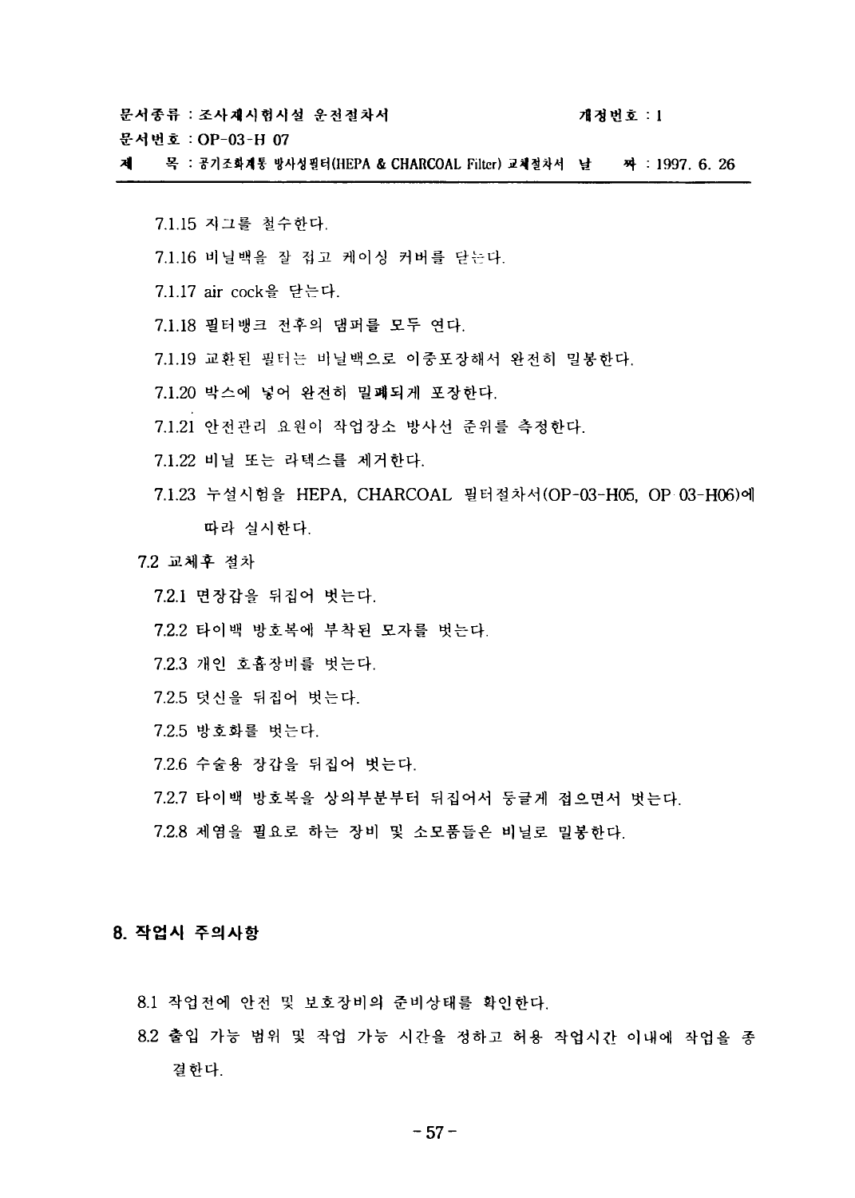7.1.15 지그를 철수한다.

7.1.16 비닐백을 잘 접고 케이싱 커버를 닫는다.

7.1.17 air cock을 닫는다.

7.1.18 필터뱅크 전후의 댐퍼를 모두 연다.

7.1.19 교환된 필터는 비닐백으로 이중포장해서 완전히 밀봉한다.

7.1.20 박스에 넣어 완전히 밀폐되게 포장한다.

7.1.21 안전관리 요원이 작업장소 방사선 준위를 측정한다.

7.1.22 비닐 또는 라텍스를 제거한다.

7.1.23 누설시험을 HEPA, CHARCOAL 필터절차서(OP-03-H05, OP 03-H06)에 따라 실시한다.

7.2 교체후 절차

7.2.1 면장갑을 뒤집어 벗는다.

7.2.2 타이백 방호복에 부착된 모자를 벗는다.

7.2.3 개인 호흡장비를 벗는다.

7.2.5 덧신을 뒤집어 벗는다.

7.2.5 방호화를 벗는다.

7.2.6 수술용 장갑을 뒤집어 벗는다.

7.2.7 타이백 방호복을 상의부분부터 뒤집어서 둥글게 접으면서 벗는다.

7.2.8 제염을 필요로 하는 장비 및 소모품들은 비닐로 밀봉한다.

## 8. 작업시 주의사항

8.1 작업전에 안전 및 보호장비의 준비상태를 확인한다.

8.2 출입 가능 범위 및 작업 가능 시간을 정하고 허용 작업시간 이내에 작업을 종결한다.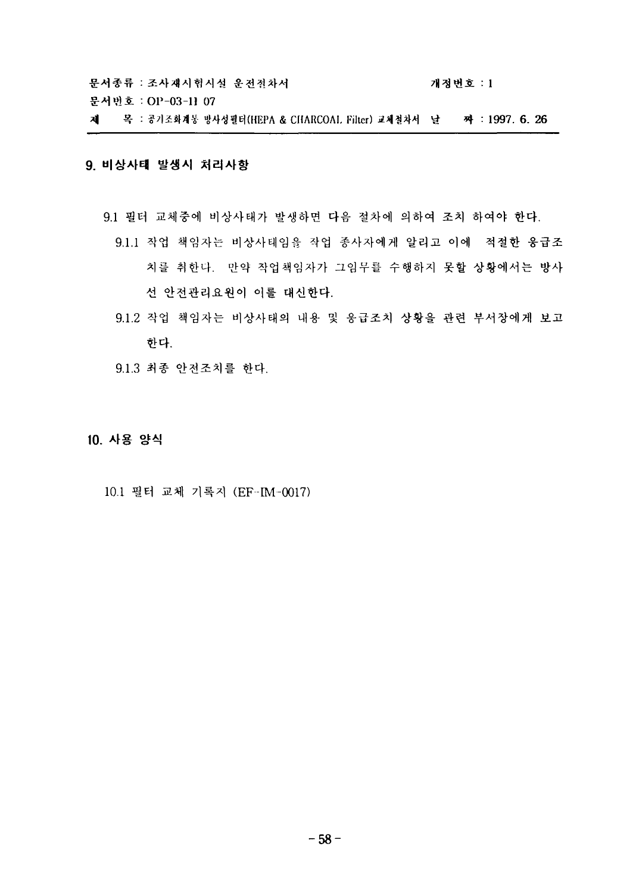## 9. 비상사태 발생시 처리사항

9.1 필터 교체중에 비상사태가 발생하면 다음 절차에 의하여 조치 하여야 한다.

9.1.1 작업 책임자는 비상사태임을 작업 종사자에게 알리고 이에 적절한 응급조치를 취한다. 만약 작업책임자가 그임무를 수행하지 못할 상황에서는 방사선 안전관리요원이 이를 대신한다.

9.1.2 작업 책임자는 비상사태의 내용 및 응급조치 상황을 관련 부서장에게 보고한다.

9.1.3 최종 안전조치를 한다.

## 10. 사용 양식

10.1 필터 교체 기록지 (EF-IM-0017)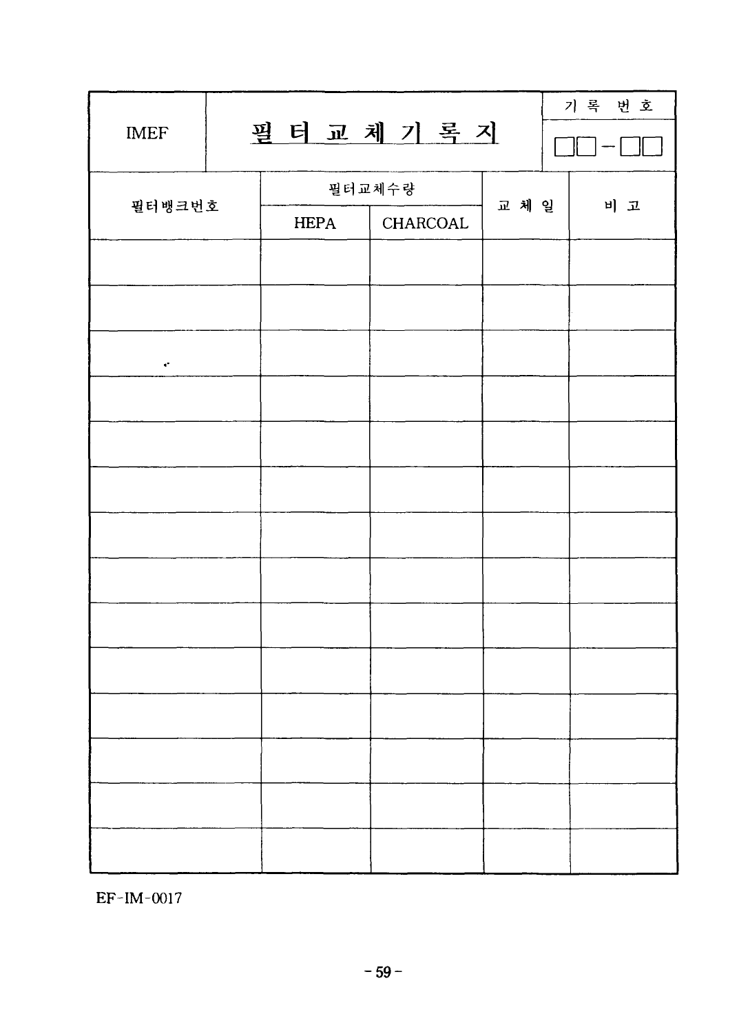| IMEF | 필 터 교 체 기 록 지 | 기 록 번 호 |
|---|---|---|
| | | □□-□□ |

| 필터뱅크번호 | 필터교체수량 | | 교 체 일 | 비 고 |
|---|---|---|---|---|
| | HEPA | CHARCOAL | | |
| | | | | |
| | | | | |
| | | | | |
| | | | | |
| | | | | |
| | | | | |
| | | | | |
| | | | | |
| | | | | |
| | | | | |
| | | | | |
| | | | | |
| | | | | |
| | | | | |

EF-IM-0017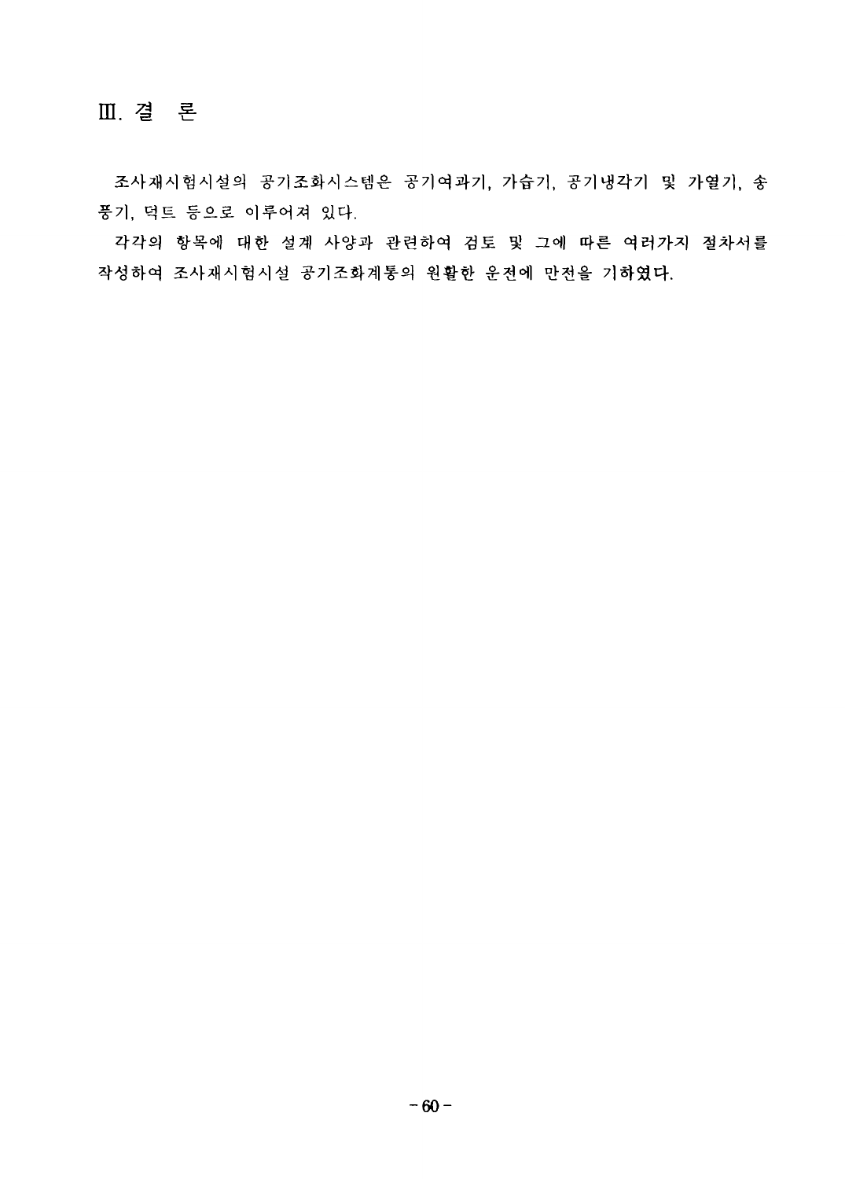# Ⅲ. 결 론

조사재시험시설의 공기조화시스템은 공기여과기, 가습기, 공기냉각기 및 가열기, 송풍기, 덕트 등으로 이루어져 있다.

각각의 항목에 대한 설계 사양과 관련하여 검토 및 그에 따른 여러가지 절차서를 작성하여 조사재시험시설 공기조화계통의 원활한 운전에 만전을 기하였다.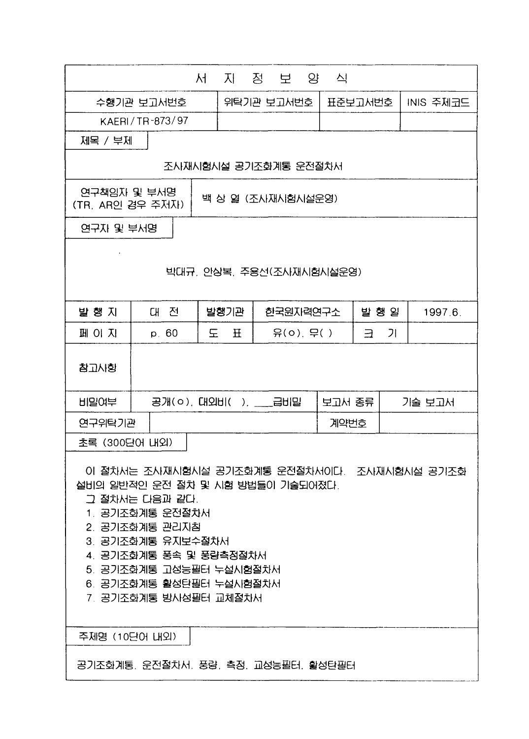# 서 지 정 보 양 식

| 수행기관 보고서번호 | 위탁기관 보고서번호 | 표준보고서번호 | INIS 주제코드 |
|---|---|---|---|
| KAERI/TR-873/97 | | | |

**제목 / 부제**

조사재시험시설 공기조화계통 운전절차서

| 연구책임자 및 부서명 (TR, AR인 경우 주저자) | 백 상 열 (조사재시험시설운영) |
|---|---|

**연구자 및 부서명**

박대규, 안상복, 주용선(조사재시험시설운영)

| 발 행 지 | 대 전 | 발행기관 | 한국원자력연구소 | 발 행 일 | 1997.6. |
|---|---|---|---|---|---|
| 페 이 지 | p. 60 | 도 표 | 유(o), 무( ) | 크 기 | |
| 참고사항 | | | | | |
| 비밀여부 | 공개(o), 대외비( ), ___급비밀 | | 보고서 종류 | 기술 보고서 | |
| 연구위탁기관 | | | 계약번호 | | |

**초록 (300단어 내외)**

이 절차서는 조사재시험시설 공기조화계통 운전절차서이다. 조사재시험시설 공기조화설비의 일반적인 운전 절차 및 시험 방법들이 기술되어졌다.

그 절차서는 다음과 같다.

1. 공기조화계통 운전절차서
2. 공기조화계통 관리지침
3. 공기조화계통 유지보수절차서
4. 공기조화계통 풍속 및 풍량측정절차서
5. 공기조화계통 고성능필터 누설시험절차서
6. 공기조화계통 활성탄필터 누설시험절차서
7. 공기조화계통 방사성필터 교체절차서

**주제명 (10단어 내외)**

공기조화계통, 운전절차서, 풍량, 측정, 고성능필터, 활성탄필터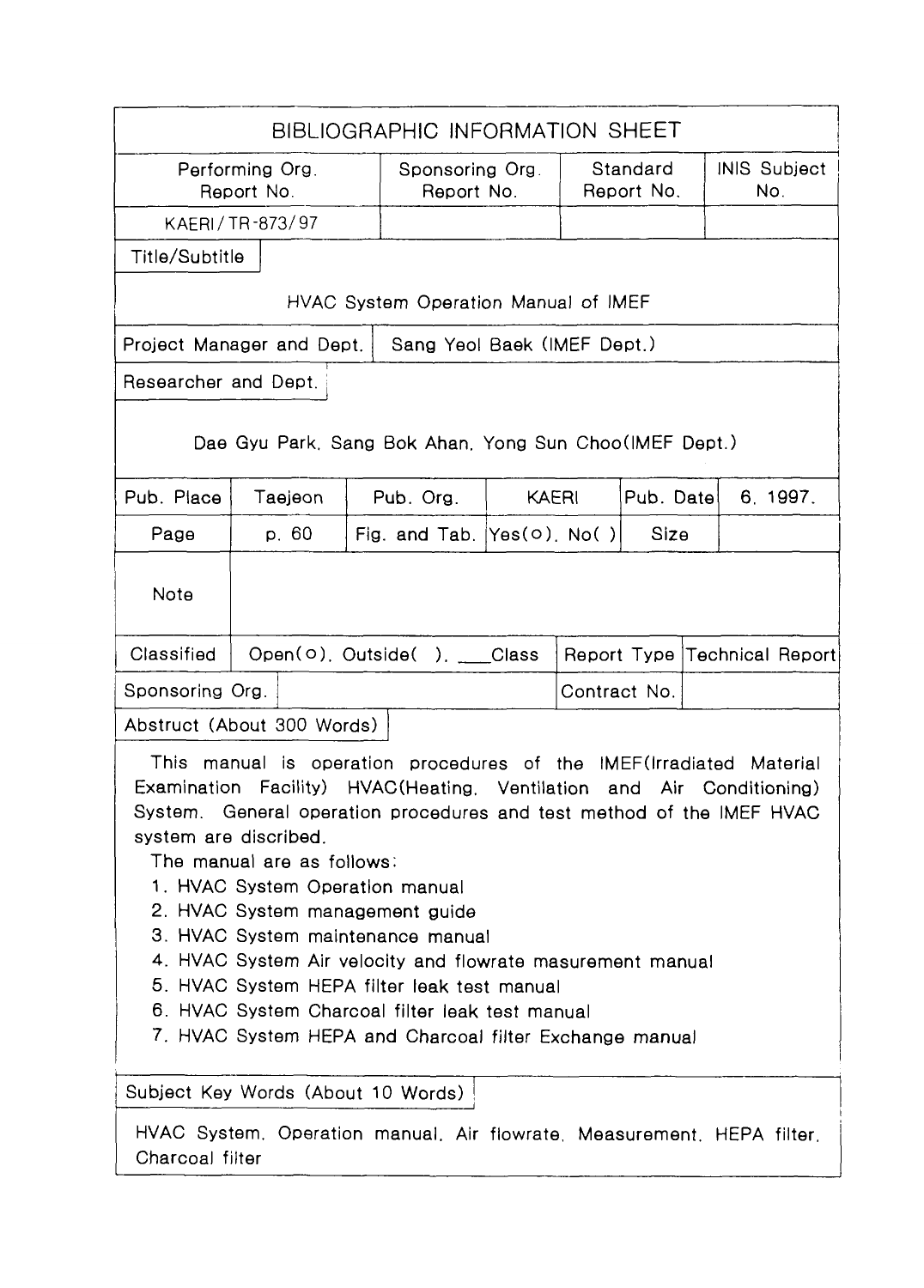# BIBLIOGRAPHIC INFORMATION SHEET

| Performing Org. Report No. | Sponsoring Org. Report No. | Standard Report No. | INIS Subject No. |
|---|---|---|---|
| KAERI/TR-873/97 | | | |

**Title/Subtitle**

HVAC System Operation Manual of IMEF

| Project Manager and Dept. | Sang Yeol Baek (IMEF Dept.) |
|---|---|

**Researcher and Dept.**

Dae Gyu Park, Sang Bok Ahan, Yong Sun Choo(IMEF Dept.)

| | | | | | |
|---|---|---|---|---|---|
| Pub. Place | Taejeon | Pub. Org. | KAERI | Pub. Date | 6. 1997. |
| Page | p. 60 | Fig. and Tab. | Yes(o), No( ) | Size | |
| Note | | | | | |
| Classified | Open(o), Outside( ), ___Class | | Report Type | Technical Report | |
| Sponsoring Org. | | | Contract No. | | |

**Abstruct (About 300 Words)**

This manual is operation procedures of the IMEF(Irradiated Material Examination Facility) HVAC(Heating, Ventilation and Air Conditioning) System. General operation procedures and test method of the IMEF HVAC system are discribed.

The manual are as follows:

1. HVAC System Operation manual
2. HVAC System management guide
3. HVAC System maintenance manual
4. HVAC System Air velocity and flowrate masurement manual
5. HVAC System HEPA filter leak test manual
6. HVAC System Charcoal filter leak test manual
7. HVAC System HEPA and Charcoal filter Exchange manual

**Subject Key Words (About 10 Words)**

HVAC System, Operation manual, Air flowrate, Measurement, HEPA filter, Charcoal filter